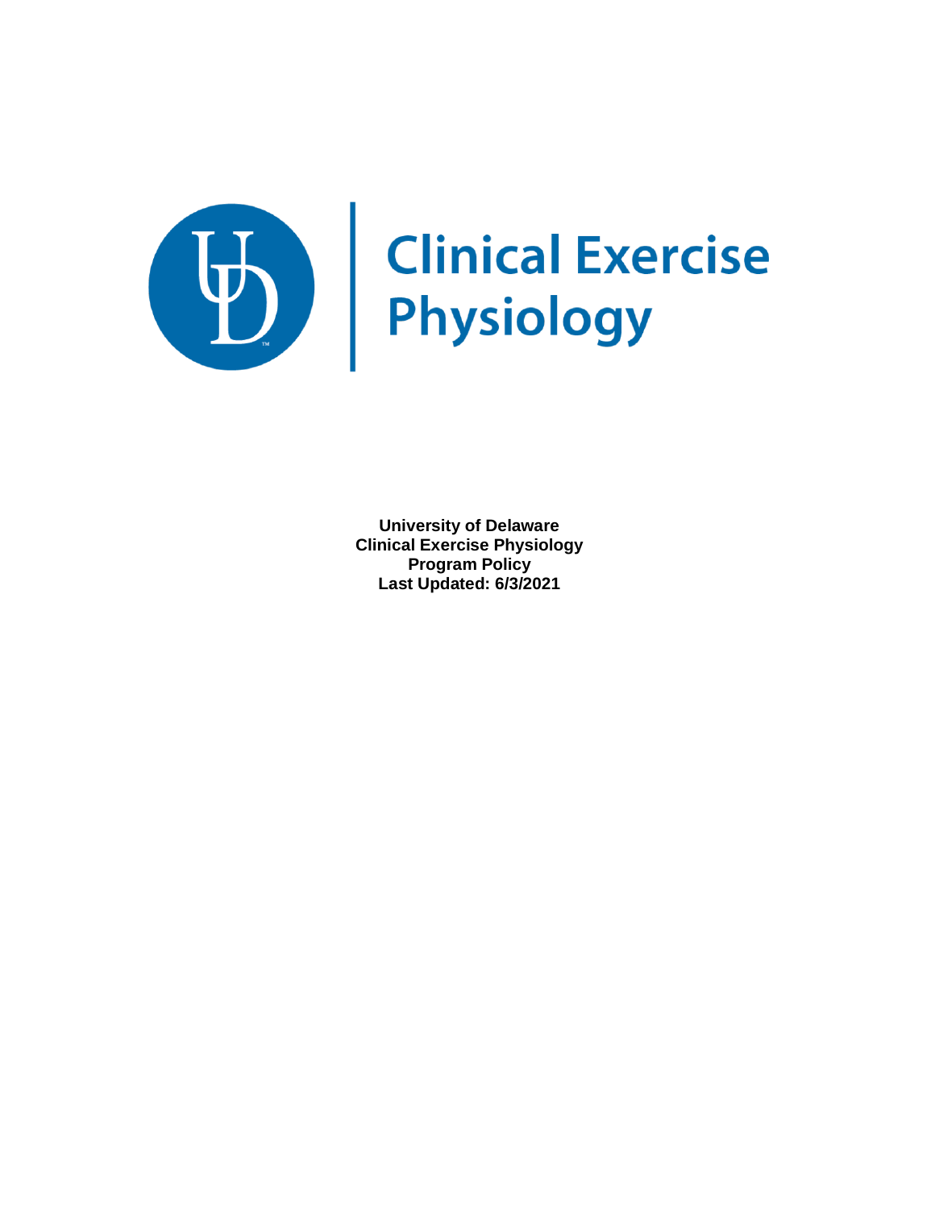# Clinical Exercise Physiology

**University of Delaware**
**Clinical Exercise Physiology**
**Program Policy**
**Last Updated: 6/3/2021**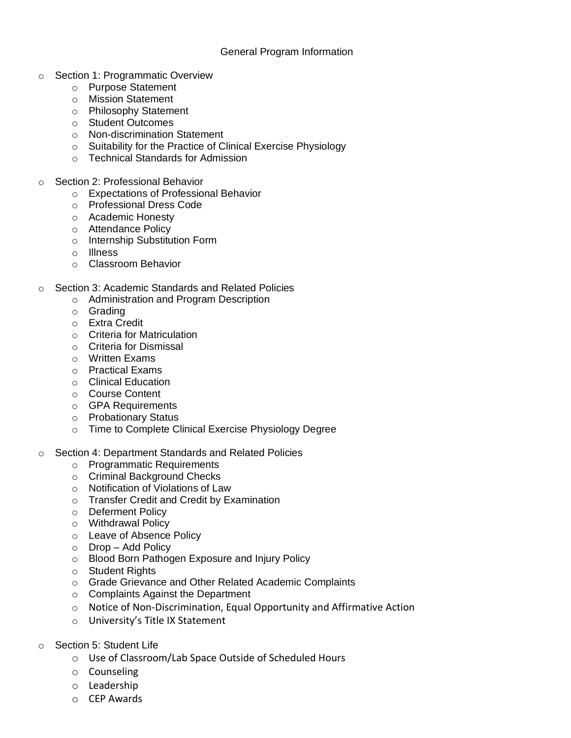# General Program Information

- Section 1: Programmatic Overview
  - Purpose Statement
  - Mission Statement
  - Philosophy Statement
  - Student Outcomes
  - Non-discrimination Statement
  - Suitability for the Practice of Clinical Exercise Physiology
  - Technical Standards for Admission

- Section 2: Professional Behavior
  - Expectations of Professional Behavior
  - Professional Dress Code
  - Academic Honesty
  - Attendance Policy
  - Internship Substitution Form
  - Illness
  - Classroom Behavior

- Section 3: Academic Standards and Related Policies
  - Administration and Program Description
  - Grading
  - Extra Credit
  - Criteria for Matriculation
  - Criteria for Dismissal
  - Written Exams
  - Practical Exams
  - Clinical Education
  - Course Content
  - GPA Requirements
  - Probationary Status
  - Time to Complete Clinical Exercise Physiology Degree

- Section 4: Department Standards and Related Policies
  - Programmatic Requirements
  - Criminal Background Checks
  - Notification of Violations of Law
  - Transfer Credit and Credit by Examination
  - Deferment Policy
  - Withdrawal Policy
  - Leave of Absence Policy
  - Drop – Add Policy
  - Blood Born Pathogen Exposure and Injury Policy
  - Student Rights
  - Grade Grievance and Other Related Academic Complaints
  - Complaints Against the Department
  - Notice of Non-Discrimination, Equal Opportunity and Affirmative Action
  - University's Title IX Statement

- Section 5: Student Life
  - Use of Classroom/Lab Space Outside of Scheduled Hours
  - Counseling
  - Leadership
  - CEP Awards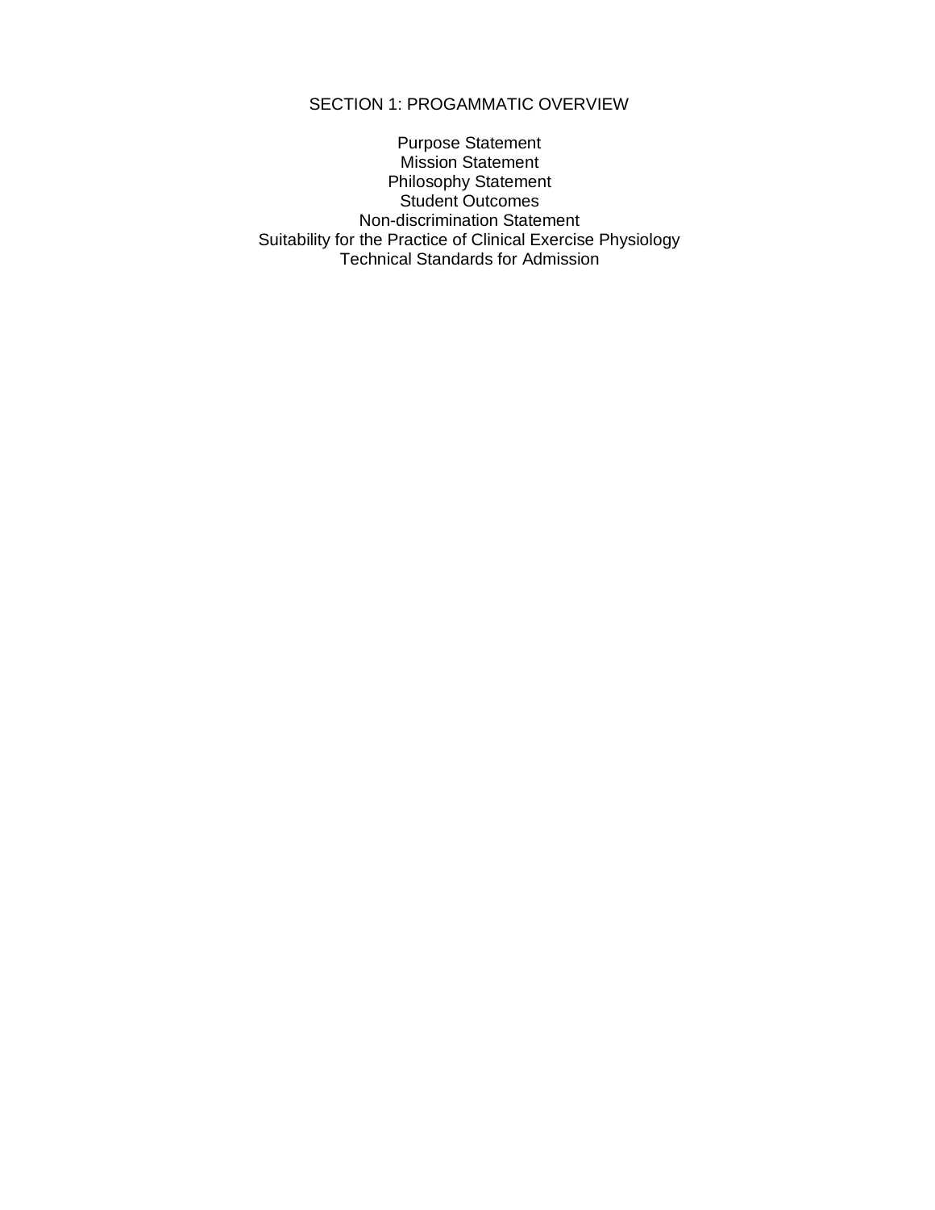# SECTION 1: PROGAMMATIC OVERVIEW

Purpose Statement
Mission Statement
Philosophy Statement
Student Outcomes
Non-discrimination Statement
Suitability for the Practice of Clinical Exercise Physiology
Technical Standards for Admission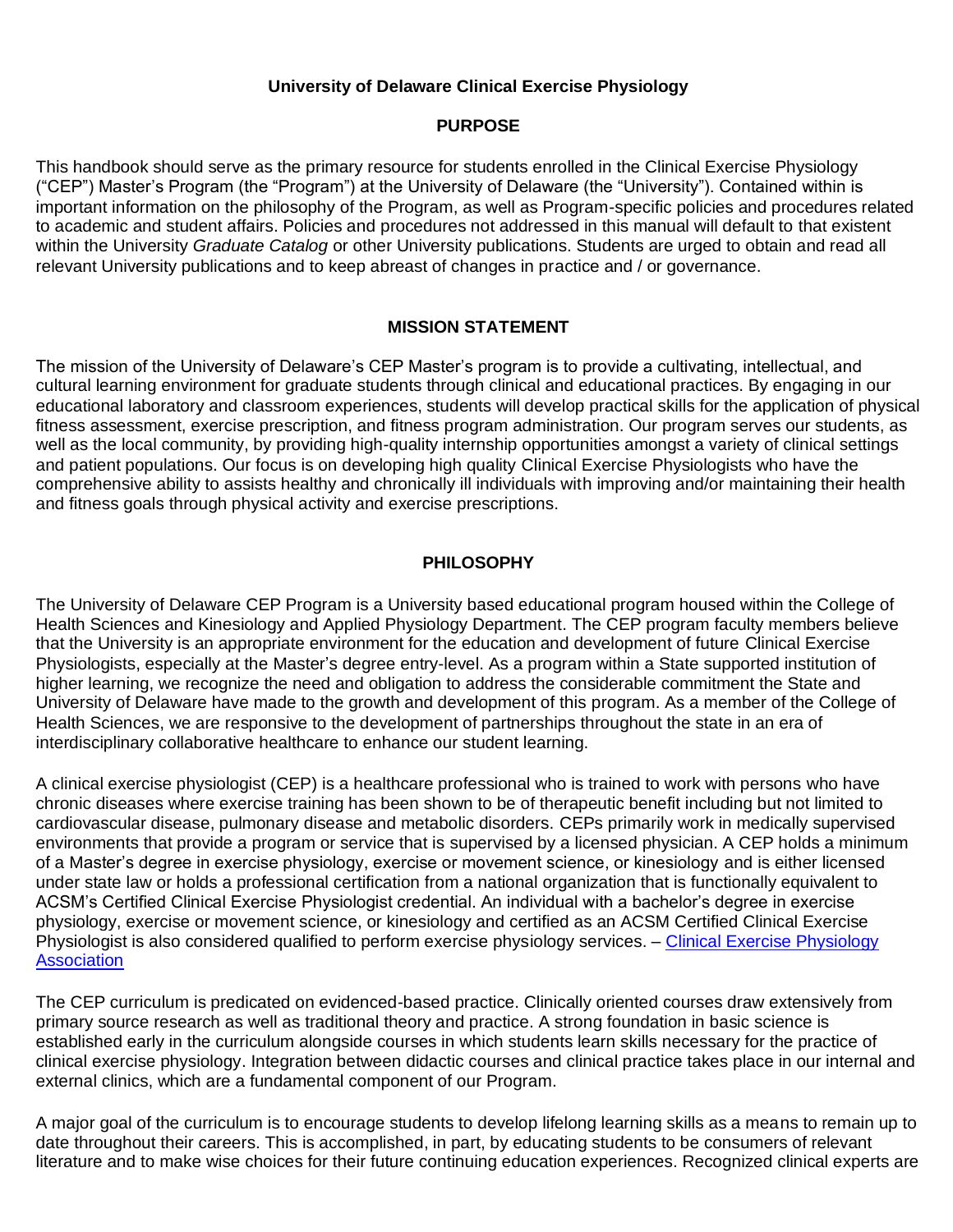# University of Delaware Clinical Exercise Physiology

## PURPOSE

This handbook should serve as the primary resource for students enrolled in the Clinical Exercise Physiology ("CEP") Master's Program (the "Program") at the University of Delaware (the "University"). Contained within is important information on the philosophy of the Program, as well as Program-specific policies and procedures related to academic and student affairs. Policies and procedures not addressed in this manual will default to that existent within the University *Graduate Catalog* or other University publications. Students are urged to obtain and read all relevant University publications and to keep abreast of changes in practice and / or governance.

## MISSION STATEMENT

The mission of the University of Delaware's CEP Master's program is to provide a cultivating, intellectual, and cultural learning environment for graduate students through clinical and educational practices. By engaging in our educational laboratory and classroom experiences, students will develop practical skills for the application of physical fitness assessment, exercise prescription, and fitness program administration. Our program serves our students, as well as the local community, by providing high-quality internship opportunities amongst a variety of clinical settings and patient populations. Our focus is on developing high quality Clinical Exercise Physiologists who have the comprehensive ability to assists healthy and chronically ill individuals with improving and/or maintaining their health and fitness goals through physical activity and exercise prescriptions.

## PHILOSOPHY

The University of Delaware CEP Program is a University based educational program housed within the College of Health Sciences and Kinesiology and Applied Physiology Department. The CEP program faculty members believe that the University is an appropriate environment for the education and development of future Clinical Exercise Physiologists, especially at the Master's degree entry-level. As a program within a State supported institution of higher learning, we recognize the need and obligation to address the considerable commitment the State and University of Delaware have made to the growth and development of this program. As a member of the College of Health Sciences, we are responsive to the development of partnerships throughout the state in an era of interdisciplinary collaborative healthcare to enhance our student learning.

A clinical exercise physiologist (CEP) is a healthcare professional who is trained to work with persons who have chronic diseases where exercise training has been shown to be of therapeutic benefit including but not limited to cardiovascular disease, pulmonary disease and metabolic disorders. CEPs primarily work in medically supervised environments that provide a program or service that is supervised by a licensed physician. A CEP holds a minimum of a Master's degree in exercise physiology, exercise or movement science, or kinesiology and is either licensed under state law or holds a professional certification from a national organization that is functionally equivalent to ACSM's Certified Clinical Exercise Physiologist credential. An individual with a bachelor's degree in exercise physiology, exercise or movement science, or kinesiology and certified as an ACSM Certified Clinical Exercise Physiologist is also considered qualified to perform exercise physiology services. – Clinical Exercise Physiology Association

The CEP curriculum is predicated on evidenced-based practice. Clinically oriented courses draw extensively from primary source research as well as traditional theory and practice. A strong foundation in basic science is established early in the curriculum alongside courses in which students learn skills necessary for the practice of clinical exercise physiology. Integration between didactic courses and clinical practice takes place in our internal and external clinics, which are a fundamental component of our Program.

A major goal of the curriculum is to encourage students to develop lifelong learning skills as a means to remain up to date throughout their careers. This is accomplished, in part, by educating students to be consumers of relevant literature and to make wise choices for their future continuing education experiences. Recognized clinical experts are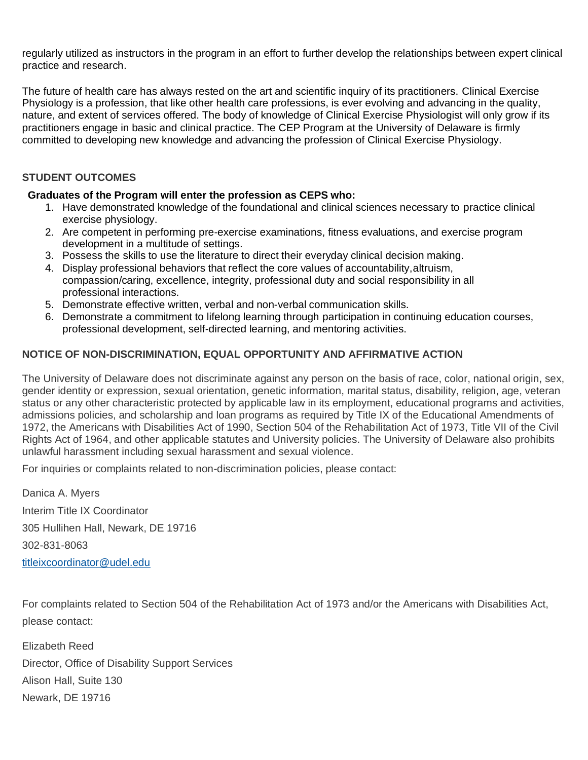regularly utilized as instructors in the program in an effort to further develop the relationships between expert clinical practice and research.

The future of health care has always rested on the art and scientific inquiry of its practitioners. Clinical Exercise Physiology is a profession, that like other health care professions, is ever evolving and advancing in the quality, nature, and extent of services offered. The body of knowledge of Clinical Exercise Physiologist will only grow if its practitioners engage in basic and clinical practice. The CEP Program at the University of Delaware is firmly committed to developing new knowledge and advancing the profession of Clinical Exercise Physiology.

## STUDENT OUTCOMES

**Graduates of the Program will enter the profession as CEPS who:**

1. Have demonstrated knowledge of the foundational and clinical sciences necessary to practice clinical exercise physiology.
2. Are competent in performing pre-exercise examinations, fitness evaluations, and exercise program development in a multitude of settings.
3. Possess the skills to use the literature to direct their everyday clinical decision making.
4. Display professional behaviors that reflect the core values of accountability,altruism, compassion/caring, excellence, integrity, professional duty and social responsibility in all professional interactions.
5. Demonstrate effective written, verbal and non-verbal communication skills.
6. Demonstrate a commitment to lifelong learning through participation in continuing education courses, professional development, self-directed learning, and mentoring activities.

## NOTICE OF NON-DISCRIMINATION, EQUAL OPPORTUNITY AND AFFIRMATIVE ACTION

The University of Delaware does not discriminate against any person on the basis of race, color, national origin, sex, gender identity or expression, sexual orientation, genetic information, marital status, disability, religion, age, veteran status or any other characteristic protected by applicable law in its employment, educational programs and activities, admissions policies, and scholarship and loan programs as required by Title IX of the Educational Amendments of 1972, the Americans with Disabilities Act of 1990, Section 504 of the Rehabilitation Act of 1973, Title VII of the Civil Rights Act of 1964, and other applicable statutes and University policies. The University of Delaware also prohibits unlawful harassment including sexual harassment and sexual violence.

For inquiries or complaints related to non-discrimination policies, please contact:

Danica A. Myers

Interim Title IX Coordinator

305 Hullihen Hall, Newark, DE 19716

302-831-8063

titleixcoordinator@udel.edu

For complaints related to Section 504 of the Rehabilitation Act of 1973 and/or the Americans with Disabilities Act, please contact:

Elizabeth Reed
Director, Office of Disability Support Services
Alison Hall, Suite 130
Newark, DE 19716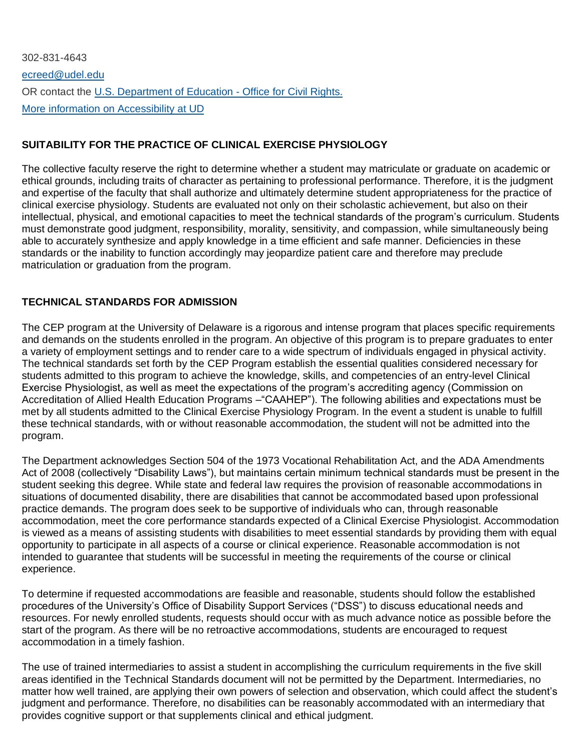302-831-4643

[ecreed@udel.edu](mailto:ecreed@udel.edu)

OR contact the [U.S. Department of Education - Office for Civil Rights.](#)

[More information on Accessibility at UD](#)

**SUITABILITY FOR THE PRACTICE OF CLINICAL EXERCISE PHYSIOLOGY**

The collective faculty reserve the right to determine whether a student may matriculate or graduate on academic or ethical grounds, including traits of character as pertaining to professional performance. Therefore, it is the judgment and expertise of the faculty that shall authorize and ultimately determine student appropriateness for the practice of clinical exercise physiology. Students are evaluated not only on their scholastic achievement, but also on their intellectual, physical, and emotional capacities to meet the technical standards of the program's curriculum. Students must demonstrate good judgment, responsibility, morality, sensitivity, and compassion, while simultaneously being able to accurately synthesize and apply knowledge in a time efficient and safe manner. Deficiencies in these standards or the inability to function accordingly may jeopardize patient care and therefore may preclude matriculation or graduation from the program.

**TECHNICAL STANDARDS FOR ADMISSION**

The CEP program at the University of Delaware is a rigorous and intense program that places specific requirements and demands on the students enrolled in the program. An objective of this program is to prepare graduates to enter a variety of employment settings and to render care to a wide spectrum of individuals engaged in physical activity. The technical standards set forth by the CEP Program establish the essential qualities considered necessary for students admitted to this program to achieve the knowledge, skills, and competencies of an entry-level Clinical Exercise Physiologist, as well as meet the expectations of the program's accrediting agency (Commission on Accreditation of Allied Health Education Programs –"CAAHEP"). The following abilities and expectations must be met by all students admitted to the Clinical Exercise Physiology Program. In the event a student is unable to fulfill these technical standards, with or without reasonable accommodation, the student will not be admitted into the program.

The Department acknowledges Section 504 of the 1973 Vocational Rehabilitation Act, and the ADA Amendments Act of 2008 (collectively "Disability Laws"), but maintains certain minimum technical standards must be present in the student seeking this degree. While state and federal law requires the provision of reasonable accommodations in situations of documented disability, there are disabilities that cannot be accommodated based upon professional practice demands. The program does seek to be supportive of individuals who can, through reasonable accommodation, meet the core performance standards expected of a Clinical Exercise Physiologist. Accommodation is viewed as a means of assisting students with disabilities to meet essential standards by providing them with equal opportunity to participate in all aspects of a course or clinical experience. Reasonable accommodation is not intended to guarantee that students will be successful in meeting the requirements of the course or clinical experience.

To determine if requested accommodations are feasible and reasonable, students should follow the established procedures of the University's Office of Disability Support Services ("DSS") to discuss educational needs and resources. For newly enrolled students, requests should occur with as much advance notice as possible before the start of the program. As there will be no retroactive accommodations, students are encouraged to request accommodation in a timely fashion.

The use of trained intermediaries to assist a student in accomplishing the curriculum requirements in the five skill areas identified in the Technical Standards document will not be permitted by the Department. Intermediaries, no matter how well trained, are applying their own powers of selection and observation, which could affect the student's judgment and performance. Therefore, no disabilities can be reasonably accommodated with an intermediary that provides cognitive support or that supplements clinical and ethical judgment.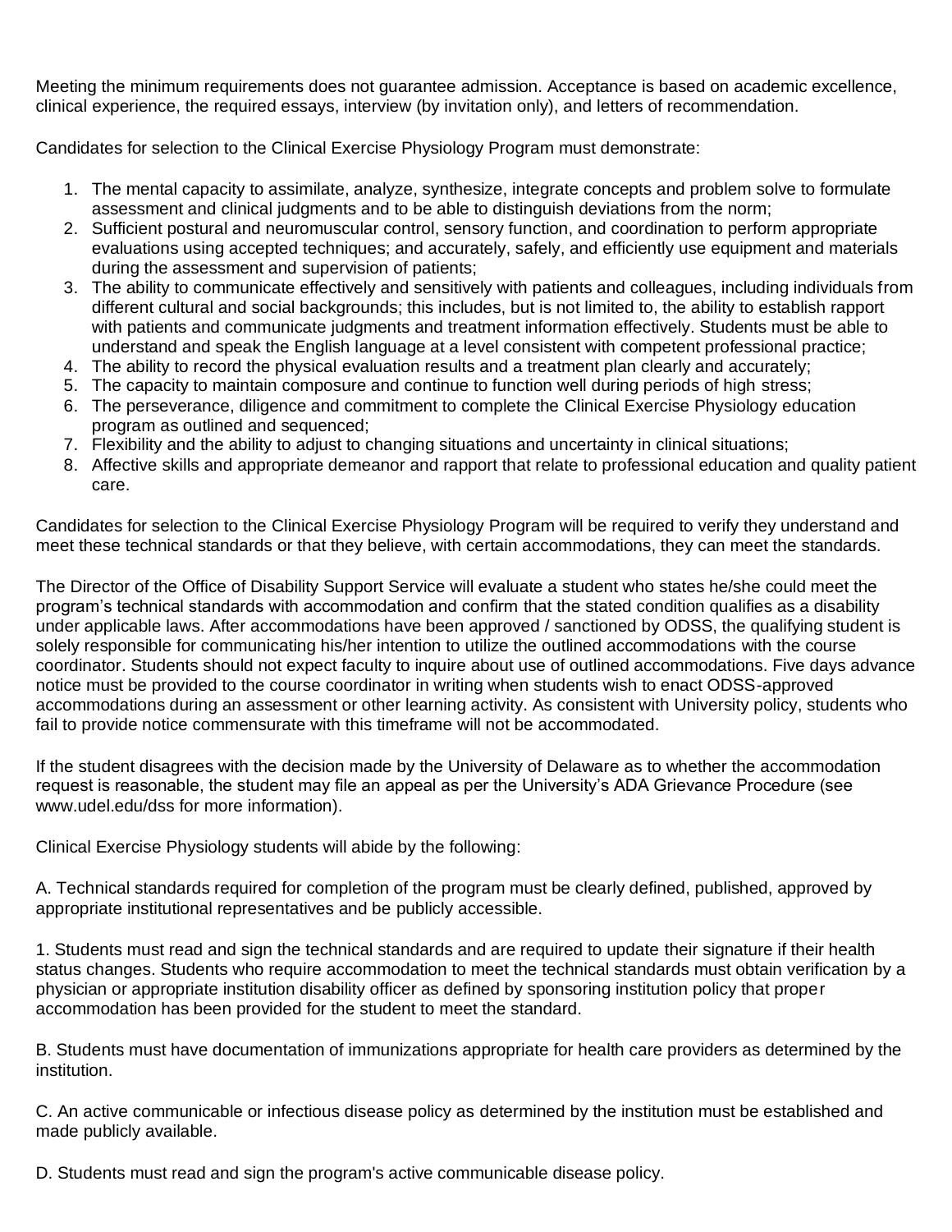Meeting the minimum requirements does not guarantee admission. Acceptance is based on academic excellence, clinical experience, the required essays, interview (by invitation only), and letters of recommendation.

Candidates for selection to the Clinical Exercise Physiology Program must demonstrate:

1. The mental capacity to assimilate, analyze, synthesize, integrate concepts and problem solve to formulate assessment and clinical judgments and to be able to distinguish deviations from the norm;
2. Sufficient postural and neuromuscular control, sensory function, and coordination to perform appropriate evaluations using accepted techniques; and accurately, safely, and efficiently use equipment and materials during the assessment and supervision of patients;
3. The ability to communicate effectively and sensitively with patients and colleagues, including individuals from different cultural and social backgrounds; this includes, but is not limited to, the ability to establish rapport with patients and communicate judgments and treatment information effectively. Students must be able to understand and speak the English language at a level consistent with competent professional practice;
4. The ability to record the physical evaluation results and a treatment plan clearly and accurately;
5. The capacity to maintain composure and continue to function well during periods of high stress;
6. The perseverance, diligence and commitment to complete the Clinical Exercise Physiology education program as outlined and sequenced;
7. Flexibility and the ability to adjust to changing situations and uncertainty in clinical situations;
8. Affective skills and appropriate demeanor and rapport that relate to professional education and quality patient care.

Candidates for selection to the Clinical Exercise Physiology Program will be required to verify they understand and meet these technical standards or that they believe, with certain accommodations, they can meet the standards.

The Director of the Office of Disability Support Service will evaluate a student who states he/she could meet the program's technical standards with accommodation and confirm that the stated condition qualifies as a disability under applicable laws. After accommodations have been approved / sanctioned by ODSS, the qualifying student is solely responsible for communicating his/her intention to utilize the outlined accommodations with the course coordinator. Students should not expect faculty to inquire about use of outlined accommodations. Five days advance notice must be provided to the course coordinator in writing when students wish to enact ODSS-approved accommodations during an assessment or other learning activity. As consistent with University policy, students who fail to provide notice commensurate with this timeframe will not be accommodated.

If the student disagrees with the decision made by the University of Delaware as to whether the accommodation request is reasonable, the student may file an appeal as per the University's ADA Grievance Procedure (see www.udel.edu/dss for more information).

Clinical Exercise Physiology students will abide by the following:

A. Technical standards required for completion of the program must be clearly defined, published, approved by appropriate institutional representatives and be publicly accessible.

1. Students must read and sign the technical standards and are required to update their signature if their health status changes. Students who require accommodation to meet the technical standards must obtain verification by a physician or appropriate institution disability officer as defined by sponsoring institution policy that proper accommodation has been provided for the student to meet the standard.

B. Students must have documentation of immunizations appropriate for health care providers as determined by the institution.

C. An active communicable or infectious disease policy as determined by the institution must be established and made publicly available.

D. Students must read and sign the program's active communicable disease policy.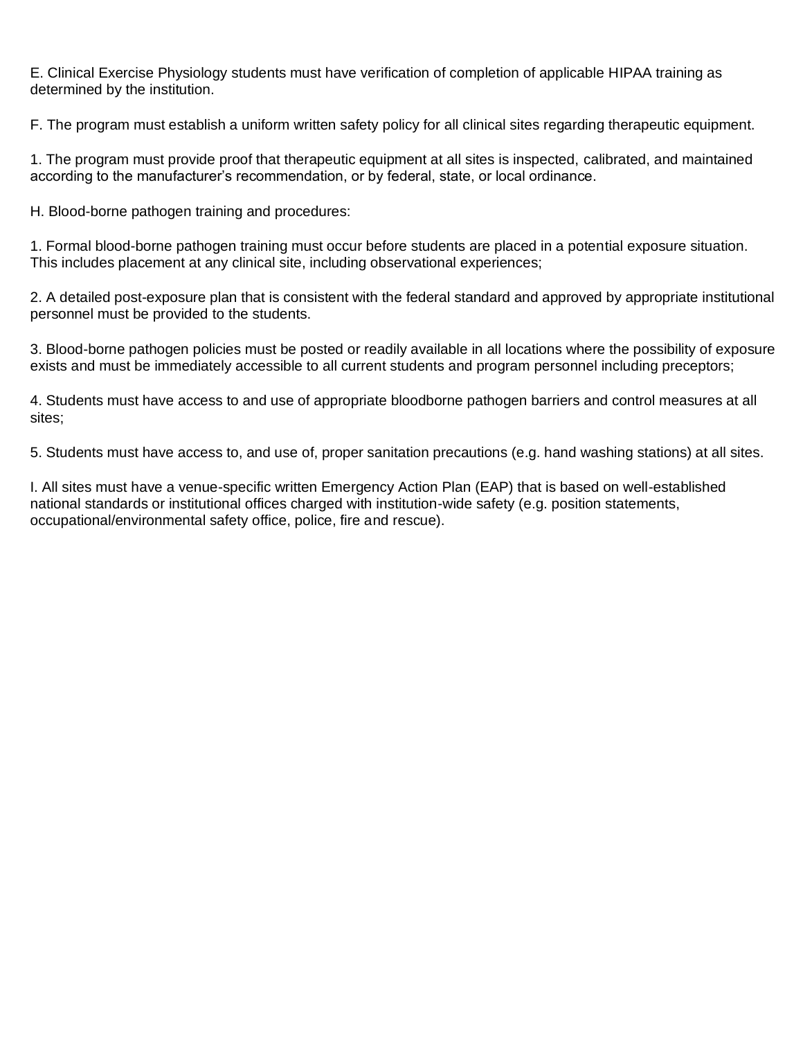E. Clinical Exercise Physiology students must have verification of completion of applicable HIPAA training as determined by the institution.

F. The program must establish a uniform written safety policy for all clinical sites regarding therapeutic equipment.

1. The program must provide proof that therapeutic equipment at all sites is inspected, calibrated, and maintained according to the manufacturer's recommendation, or by federal, state, or local ordinance.

H. Blood-borne pathogen training and procedures:

1. Formal blood-borne pathogen training must occur before students are placed in a potential exposure situation. This includes placement at any clinical site, including observational experiences;

2. A detailed post-exposure plan that is consistent with the federal standard and approved by appropriate institutional personnel must be provided to the students.

3. Blood-borne pathogen policies must be posted or readily available in all locations where the possibility of exposure exists and must be immediately accessible to all current students and program personnel including preceptors;

4. Students must have access to and use of appropriate bloodborne pathogen barriers and control measures at all sites;

5. Students must have access to, and use of, proper sanitation precautions (e.g. hand washing stations) at all sites.

I. All sites must have a venue-specific written Emergency Action Plan (EAP) that is based on well-established national standards or institutional offices charged with institution-wide safety (e.g. position statements, occupational/environmental safety office, police, fire and rescue).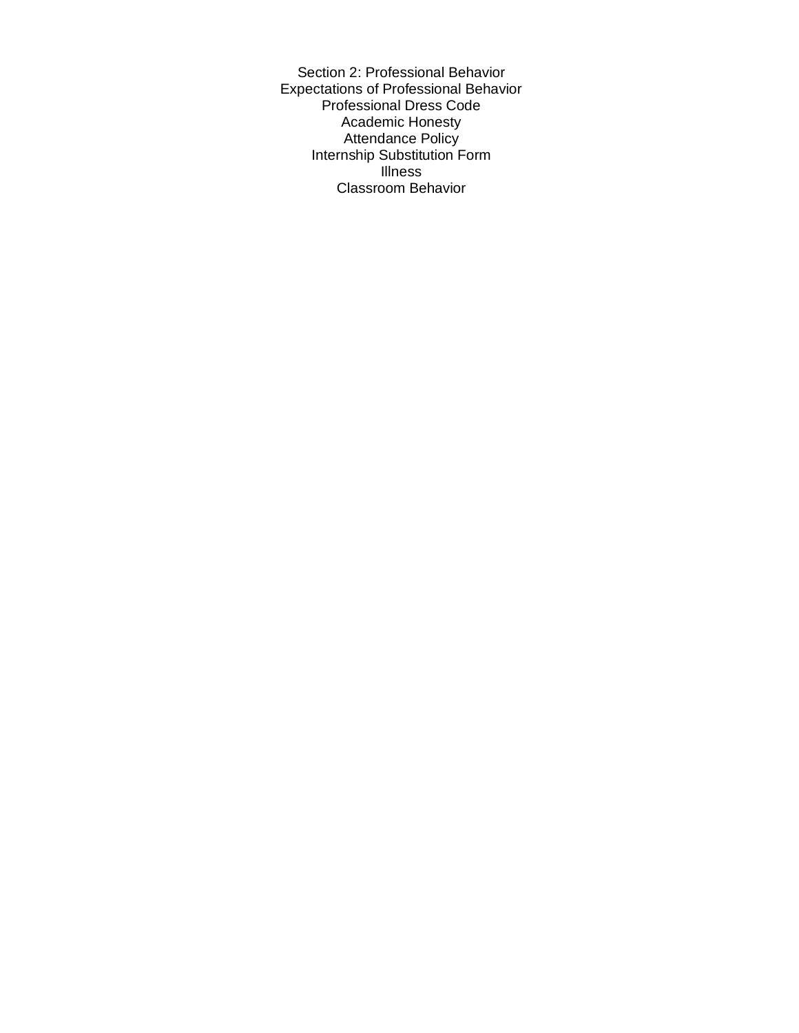Section 2: Professional Behavior

Expectations of Professional Behavior

Professional Dress Code

Academic Honesty

Attendance Policy

Internship Substitution Form

Illness

Classroom Behavior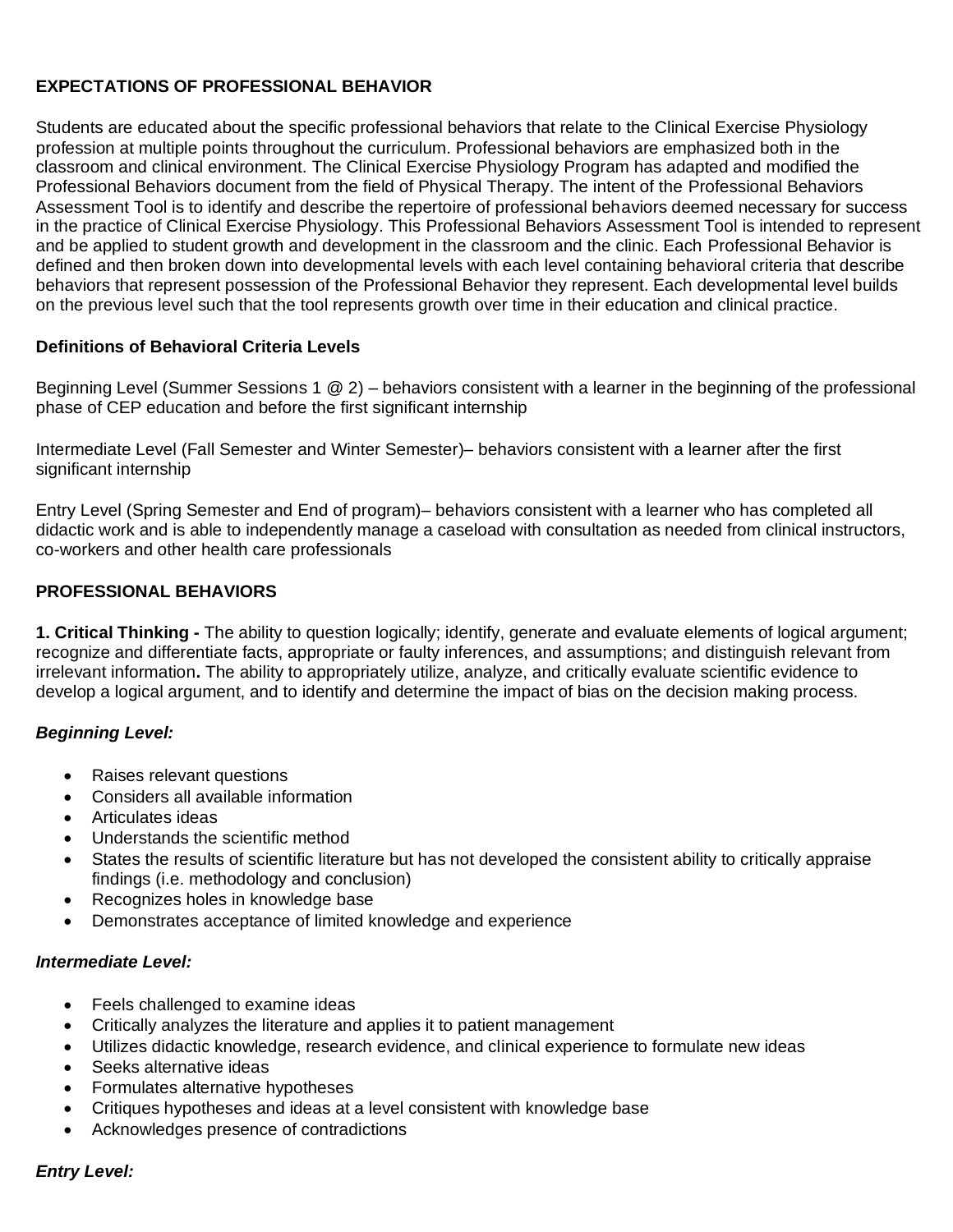**EXPECTATIONS OF PROFESSIONAL BEHAVIOR**

Students are educated about the specific professional behaviors that relate to the Clinical Exercise Physiology profession at multiple points throughout the curriculum. Professional behaviors are emphasized both in the classroom and clinical environment. The Clinical Exercise Physiology Program has adapted and modified the Professional Behaviors document from the field of Physical Therapy. The intent of the Professional Behaviors Assessment Tool is to identify and describe the repertoire of professional behaviors deemed necessary for success in the practice of Clinical Exercise Physiology. This Professional Behaviors Assessment Tool is intended to represent and be applied to student growth and development in the classroom and the clinic. Each Professional Behavior is defined and then broken down into developmental levels with each level containing behavioral criteria that describe behaviors that represent possession of the Professional Behavior they represent. Each developmental level builds on the previous level such that the tool represents growth over time in their education and clinical practice.

**Definitions of Behavioral Criteria Levels**

Beginning Level (Summer Sessions 1 @ 2) – behaviors consistent with a learner in the beginning of the professional phase of CEP education and before the first significant internship

Intermediate Level (Fall Semester and Winter Semester)– behaviors consistent with a learner after the first significant internship

Entry Level (Spring Semester and End of program)– behaviors consistent with a learner who has completed all didactic work and is able to independently manage a caseload with consultation as needed from clinical instructors, co-workers and other health care professionals

**PROFESSIONAL BEHAVIORS**

**1. Critical Thinking -** The ability to question logically; identify, generate and evaluate elements of logical argument; recognize and differentiate facts, appropriate or faulty inferences, and assumptions; and distinguish relevant from irrelevant information**.** The ability to appropriately utilize, analyze, and critically evaluate scientific evidence to develop a logical argument, and to identify and determine the impact of bias on the decision making process.

***Beginning Level:***

- Raises relevant questions
- Considers all available information
- Articulates ideas
- Understands the scientific method
- States the results of scientific literature but has not developed the consistent ability to critically appraise findings (i.e. methodology and conclusion)
- Recognizes holes in knowledge base
- Demonstrates acceptance of limited knowledge and experience

***Intermediate Level:***

- Feels challenged to examine ideas
- Critically analyzes the literature and applies it to patient management
- Utilizes didactic knowledge, research evidence, and clinical experience to formulate new ideas
- Seeks alternative ideas
- Formulates alternative hypotheses
- Critiques hypotheses and ideas at a level consistent with knowledge base
- Acknowledges presence of contradictions

***Entry Level:***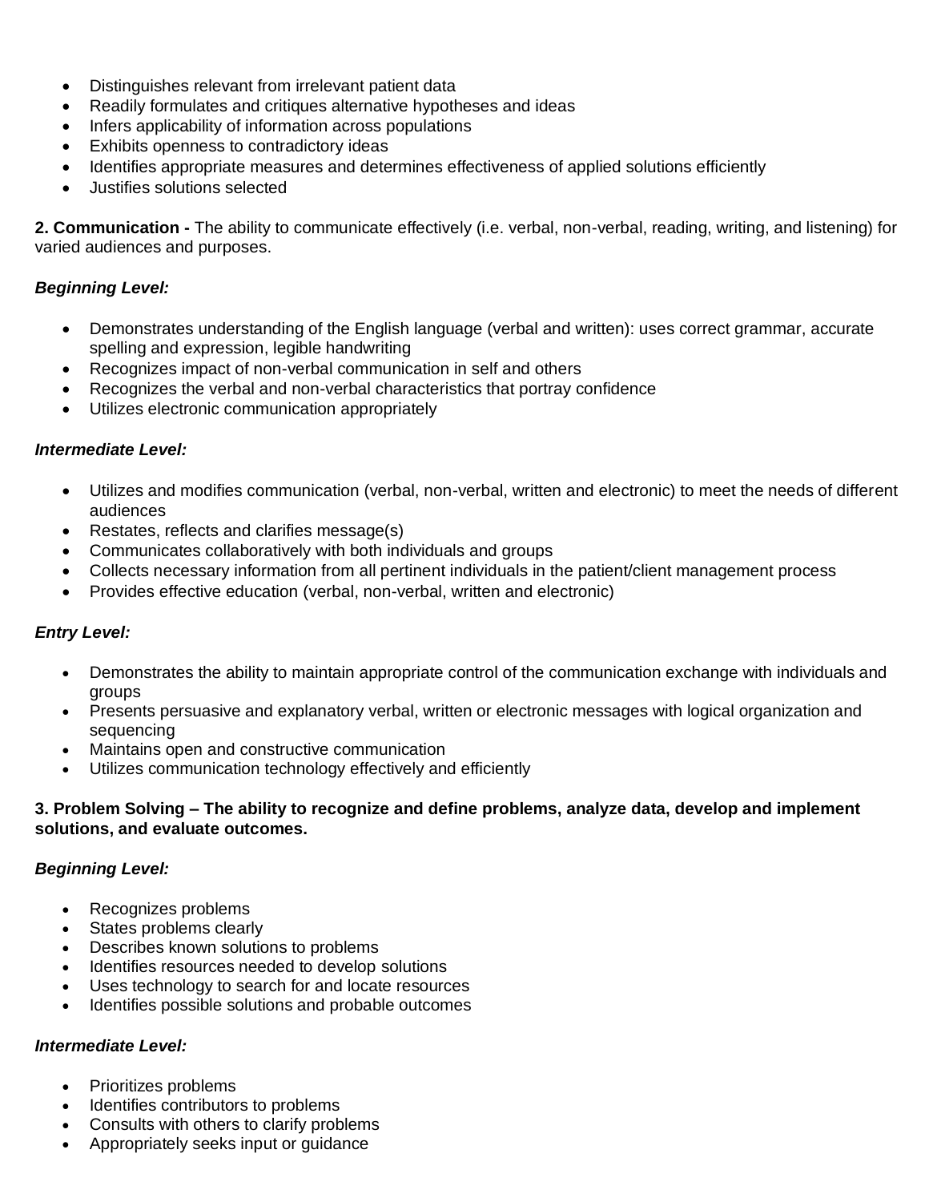- Distinguishes relevant from irrelevant patient data
- Readily formulates and critiques alternative hypotheses and ideas
- Infers applicability of information across populations
- Exhibits openness to contradictory ideas
- Identifies appropriate measures and determines effectiveness of applied solutions efficiently
- Justifies solutions selected

**2. Communication -** The ability to communicate effectively (i.e. verbal, non-verbal, reading, writing, and listening) for varied audiences and purposes.

***Beginning Level:***

- Demonstrates understanding of the English language (verbal and written): uses correct grammar, accurate spelling and expression, legible handwriting
- Recognizes impact of non-verbal communication in self and others
- Recognizes the verbal and non-verbal characteristics that portray confidence
- Utilizes electronic communication appropriately

***Intermediate Level:***

- Utilizes and modifies communication (verbal, non-verbal, written and electronic) to meet the needs of different audiences
- Restates, reflects and clarifies message(s)
- Communicates collaboratively with both individuals and groups
- Collects necessary information from all pertinent individuals in the patient/client management process
- Provides effective education (verbal, non-verbal, written and electronic)

***Entry Level:***

- Demonstrates the ability to maintain appropriate control of the communication exchange with individuals and groups
- Presents persuasive and explanatory verbal, written or electronic messages with logical organization and sequencing
- Maintains open and constructive communication
- Utilizes communication technology effectively and efficiently

**3. Problem Solving – The ability to recognize and define problems, analyze data, develop and implement solutions, and evaluate outcomes.**

***Beginning Level:***

- Recognizes problems
- States problems clearly
- Describes known solutions to problems
- Identifies resources needed to develop solutions
- Uses technology to search for and locate resources
- Identifies possible solutions and probable outcomes

***Intermediate Level:***

- Prioritizes problems
- Identifies contributors to problems
- Consults with others to clarify problems
- Appropriately seeks input or guidance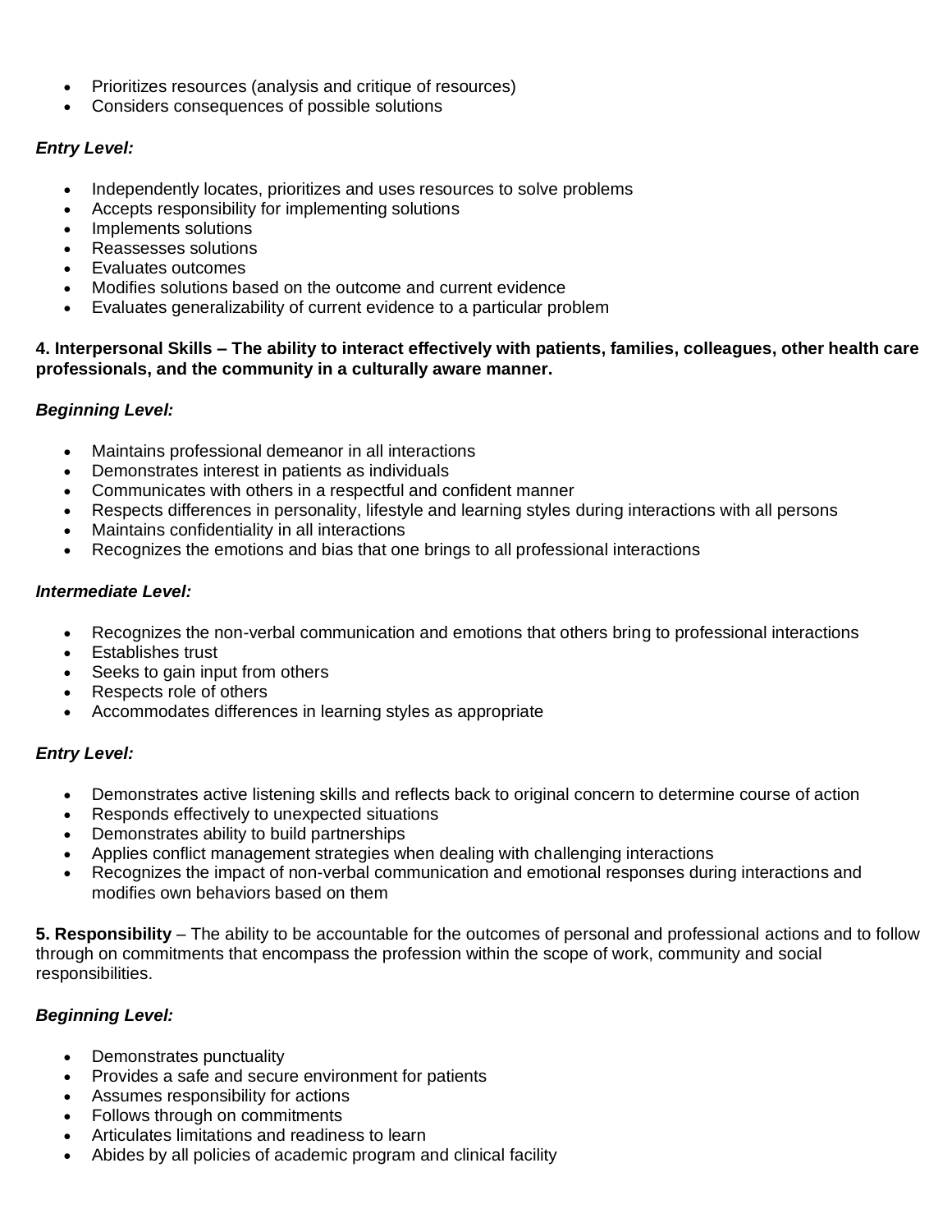- Prioritizes resources (analysis and critique of resources)
- Considers consequences of possible solutions

***Entry Level:***

- Independently locates, prioritizes and uses resources to solve problems
- Accepts responsibility for implementing solutions
- Implements solutions
- Reassesses solutions
- Evaluates outcomes
- Modifies solutions based on the outcome and current evidence
- Evaluates generalizability of current evidence to a particular problem

**4. Interpersonal Skills – The ability to interact effectively with patients, families, colleagues, other health care professionals, and the community in a culturally aware manner.**

***Beginning Level:***

- Maintains professional demeanor in all interactions
- Demonstrates interest in patients as individuals
- Communicates with others in a respectful and confident manner
- Respects differences in personality, lifestyle and learning styles during interactions with all persons
- Maintains confidentiality in all interactions
- Recognizes the emotions and bias that one brings to all professional interactions

***Intermediate Level:***

- Recognizes the non-verbal communication and emotions that others bring to professional interactions
- Establishes trust
- Seeks to gain input from others
- Respects role of others
- Accommodates differences in learning styles as appropriate

***Entry Level:***

- Demonstrates active listening skills and reflects back to original concern to determine course of action
- Responds effectively to unexpected situations
- Demonstrates ability to build partnerships
- Applies conflict management strategies when dealing with challenging interactions
- Recognizes the impact of non-verbal communication and emotional responses during interactions and modifies own behaviors based on them

**5. Responsibility** – The ability to be accountable for the outcomes of personal and professional actions and to follow through on commitments that encompass the profession within the scope of work, community and social responsibilities.

***Beginning Level:***

- Demonstrates punctuality
- Provides a safe and secure environment for patients
- Assumes responsibility for actions
- Follows through on commitments
- Articulates limitations and readiness to learn
- Abides by all policies of academic program and clinical facility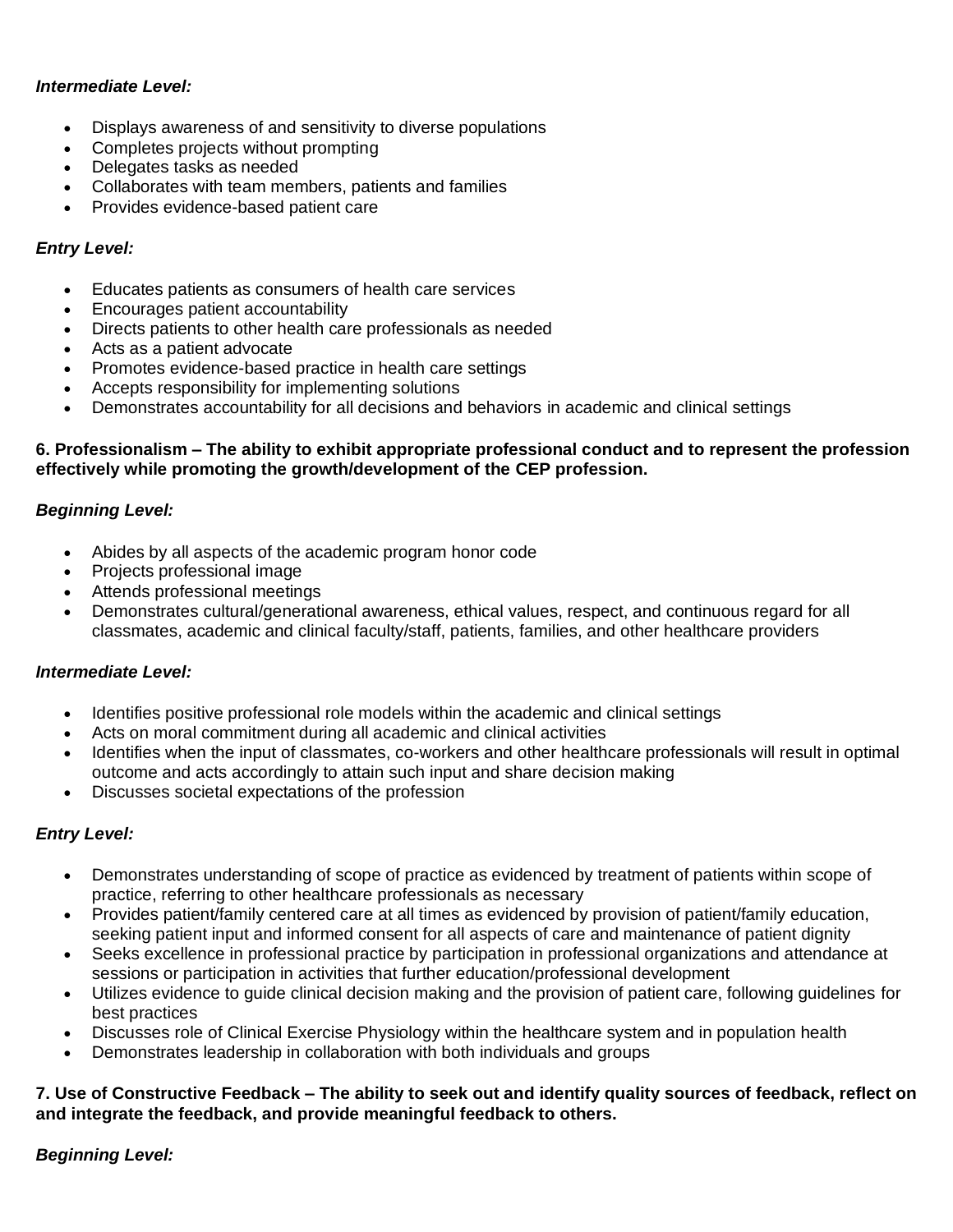***Intermediate Level:***

- Displays awareness of and sensitivity to diverse populations
- Completes projects without prompting
- Delegates tasks as needed
- Collaborates with team members, patients and families
- Provides evidence-based patient care

***Entry Level:***

- Educates patients as consumers of health care services
- Encourages patient accountability
- Directs patients to other health care professionals as needed
- Acts as a patient advocate
- Promotes evidence-based practice in health care settings
- Accepts responsibility for implementing solutions
- Demonstrates accountability for all decisions and behaviors in academic and clinical settings

**6. Professionalism – The ability to exhibit appropriate professional conduct and to represent the profession effectively while promoting the growth/development of the CEP profession.**

***Beginning Level:***

- Abides by all aspects of the academic program honor code
- Projects professional image
- Attends professional meetings
- Demonstrates cultural/generational awareness, ethical values, respect, and continuous regard for all classmates, academic and clinical faculty/staff, patients, families, and other healthcare providers

***Intermediate Level:***

- Identifies positive professional role models within the academic and clinical settings
- Acts on moral commitment during all academic and clinical activities
- Identifies when the input of classmates, co-workers and other healthcare professionals will result in optimal outcome and acts accordingly to attain such input and share decision making
- Discusses societal expectations of the profession

***Entry Level:***

- Demonstrates understanding of scope of practice as evidenced by treatment of patients within scope of practice, referring to other healthcare professionals as necessary
- Provides patient/family centered care at all times as evidenced by provision of patient/family education, seeking patient input and informed consent for all aspects of care and maintenance of patient dignity
- Seeks excellence in professional practice by participation in professional organizations and attendance at sessions or participation in activities that further education/professional development
- Utilizes evidence to guide clinical decision making and the provision of patient care, following guidelines for best practices
- Discusses role of Clinical Exercise Physiology within the healthcare system and in population health
- Demonstrates leadership in collaboration with both individuals and groups

**7. Use of Constructive Feedback – The ability to seek out and identify quality sources of feedback, reflect on and integrate the feedback, and provide meaningful feedback to others.**

***Beginning Level:***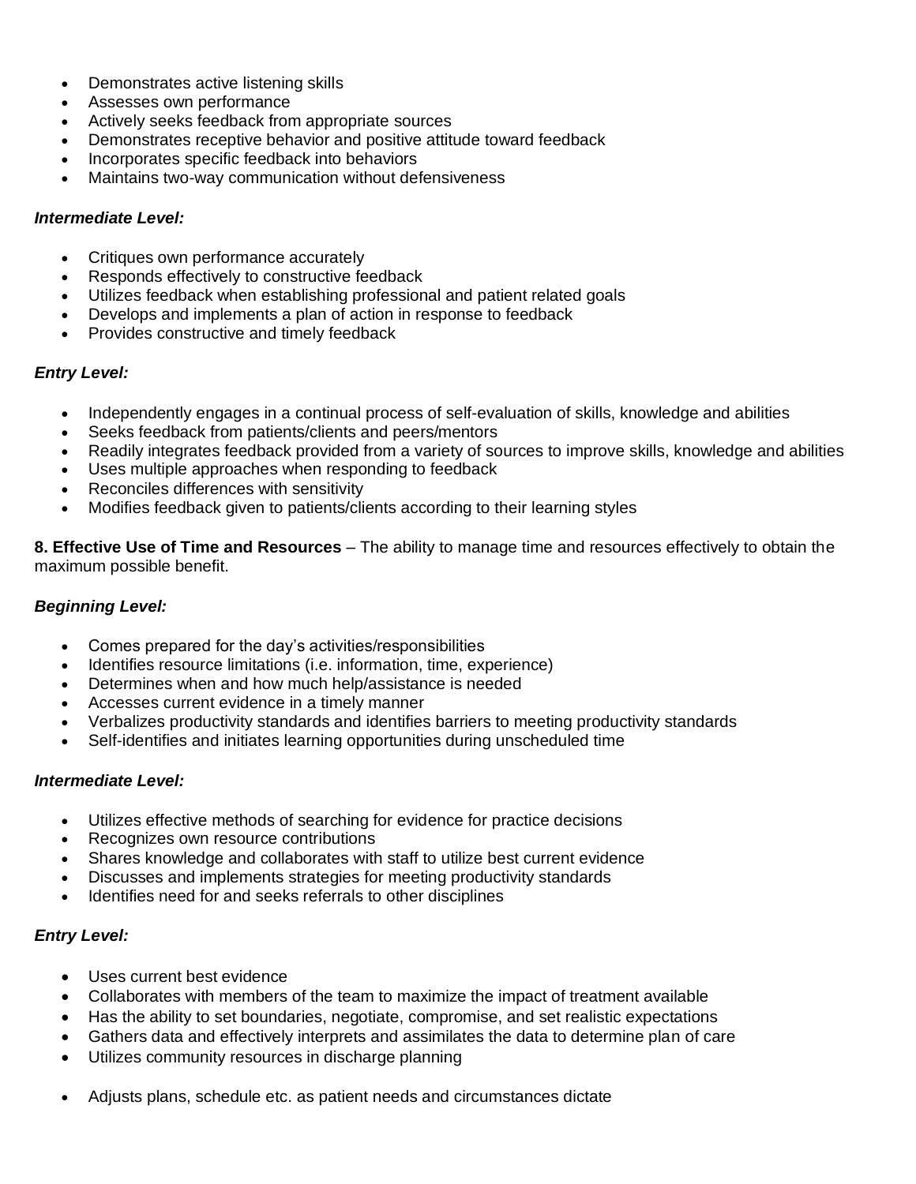- Demonstrates active listening skills
- Assesses own performance
- Actively seeks feedback from appropriate sources
- Demonstrates receptive behavior and positive attitude toward feedback
- Incorporates specific feedback into behaviors
- Maintains two-way communication without defensiveness

***Intermediate Level:***

- Critiques own performance accurately
- Responds effectively to constructive feedback
- Utilizes feedback when establishing professional and patient related goals
- Develops and implements a plan of action in response to feedback
- Provides constructive and timely feedback

***Entry Level:***

- Independently engages in a continual process of self-evaluation of skills, knowledge and abilities
- Seeks feedback from patients/clients and peers/mentors
- Readily integrates feedback provided from a variety of sources to improve skills, knowledge and abilities
- Uses multiple approaches when responding to feedback
- Reconciles differences with sensitivity
- Modifies feedback given to patients/clients according to their learning styles

**8. Effective Use of Time and Resources** – The ability to manage time and resources effectively to obtain the maximum possible benefit.

***Beginning Level:***

- Comes prepared for the day's activities/responsibilities
- Identifies resource limitations (i.e. information, time, experience)
- Determines when and how much help/assistance is needed
- Accesses current evidence in a timely manner
- Verbalizes productivity standards and identifies barriers to meeting productivity standards
- Self-identifies and initiates learning opportunities during unscheduled time

***Intermediate Level:***

- Utilizes effective methods of searching for evidence for practice decisions
- Recognizes own resource contributions
- Shares knowledge and collaborates with staff to utilize best current evidence
- Discusses and implements strategies for meeting productivity standards
- Identifies need for and seeks referrals to other disciplines

***Entry Level:***

- Uses current best evidence
- Collaborates with members of the team to maximize the impact of treatment available
- Has the ability to set boundaries, negotiate, compromise, and set realistic expectations
- Gathers data and effectively interprets and assimilates the data to determine plan of care
- Utilizes community resources in discharge planning
- Adjusts plans, schedule etc. as patient needs and circumstances dictate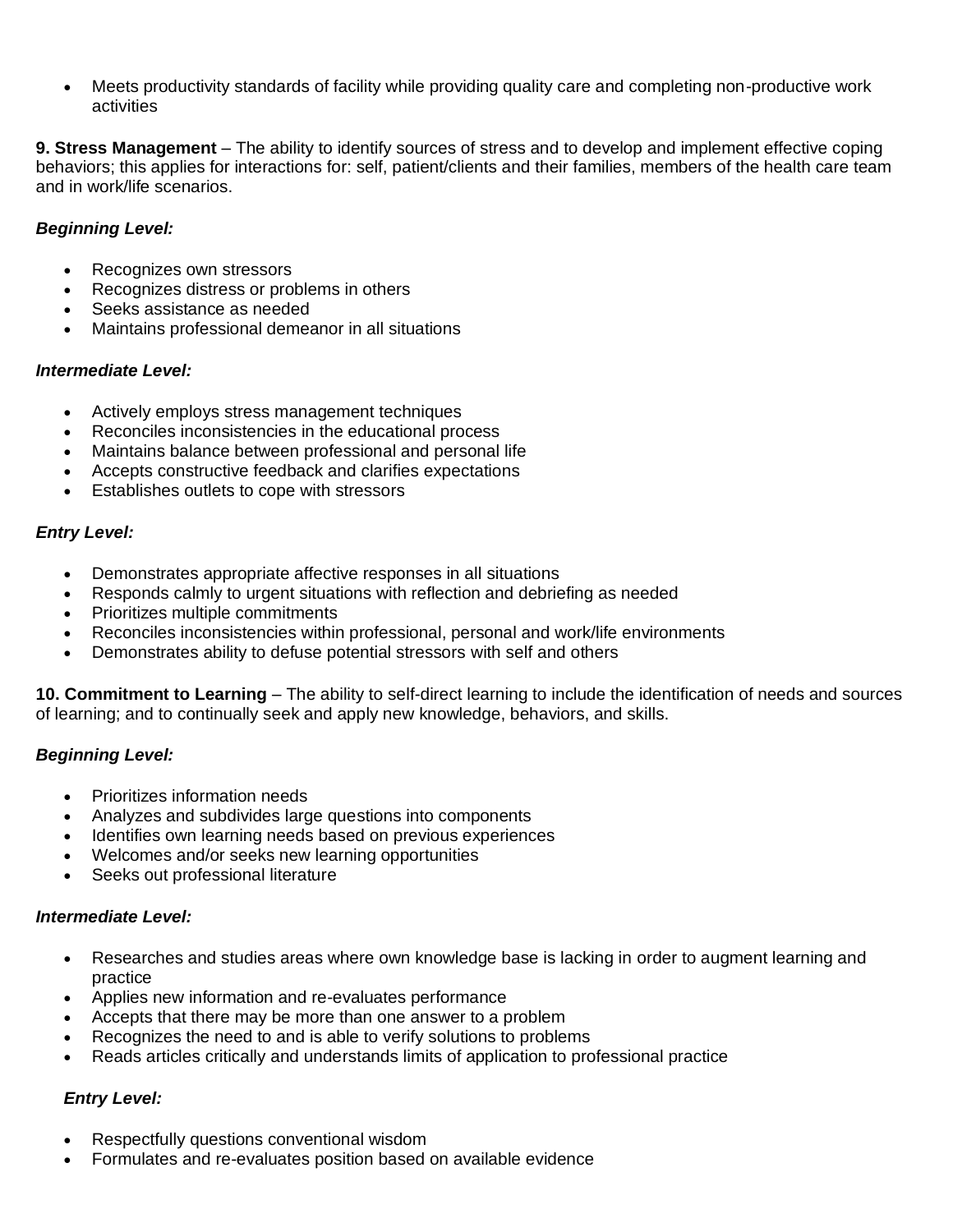- Meets productivity standards of facility while providing quality care and completing non-productive work activities

**9. Stress Management** – The ability to identify sources of stress and to develop and implement effective coping behaviors; this applies for interactions for: self, patient/clients and their families, members of the health care team and in work/life scenarios.

***Beginning Level:***

- Recognizes own stressors
- Recognizes distress or problems in others
- Seeks assistance as needed
- Maintains professional demeanor in all situations

***Intermediate Level:***

- Actively employs stress management techniques
- Reconciles inconsistencies in the educational process
- Maintains balance between professional and personal life
- Accepts constructive feedback and clarifies expectations
- Establishes outlets to cope with stressors

***Entry Level:***

- Demonstrates appropriate affective responses in all situations
- Responds calmly to urgent situations with reflection and debriefing as needed
- Prioritizes multiple commitments
- Reconciles inconsistencies within professional, personal and work/life environments
- Demonstrates ability to defuse potential stressors with self and others

**10. Commitment to Learning** – The ability to self-direct learning to include the identification of needs and sources of learning; and to continually seek and apply new knowledge, behaviors, and skills.

***Beginning Level:***

- Prioritizes information needs
- Analyzes and subdivides large questions into components
- Identifies own learning needs based on previous experiences
- Welcomes and/or seeks new learning opportunities
- Seeks out professional literature

***Intermediate Level:***

- Researches and studies areas where own knowledge base is lacking in order to augment learning and practice
- Applies new information and re-evaluates performance
- Accepts that there may be more than one answer to a problem
- Recognizes the need to and is able to verify solutions to problems
- Reads articles critically and understands limits of application to professional practice

***Entry Level:***

- Respectfully questions conventional wisdom
- Formulates and re-evaluates position based on available evidence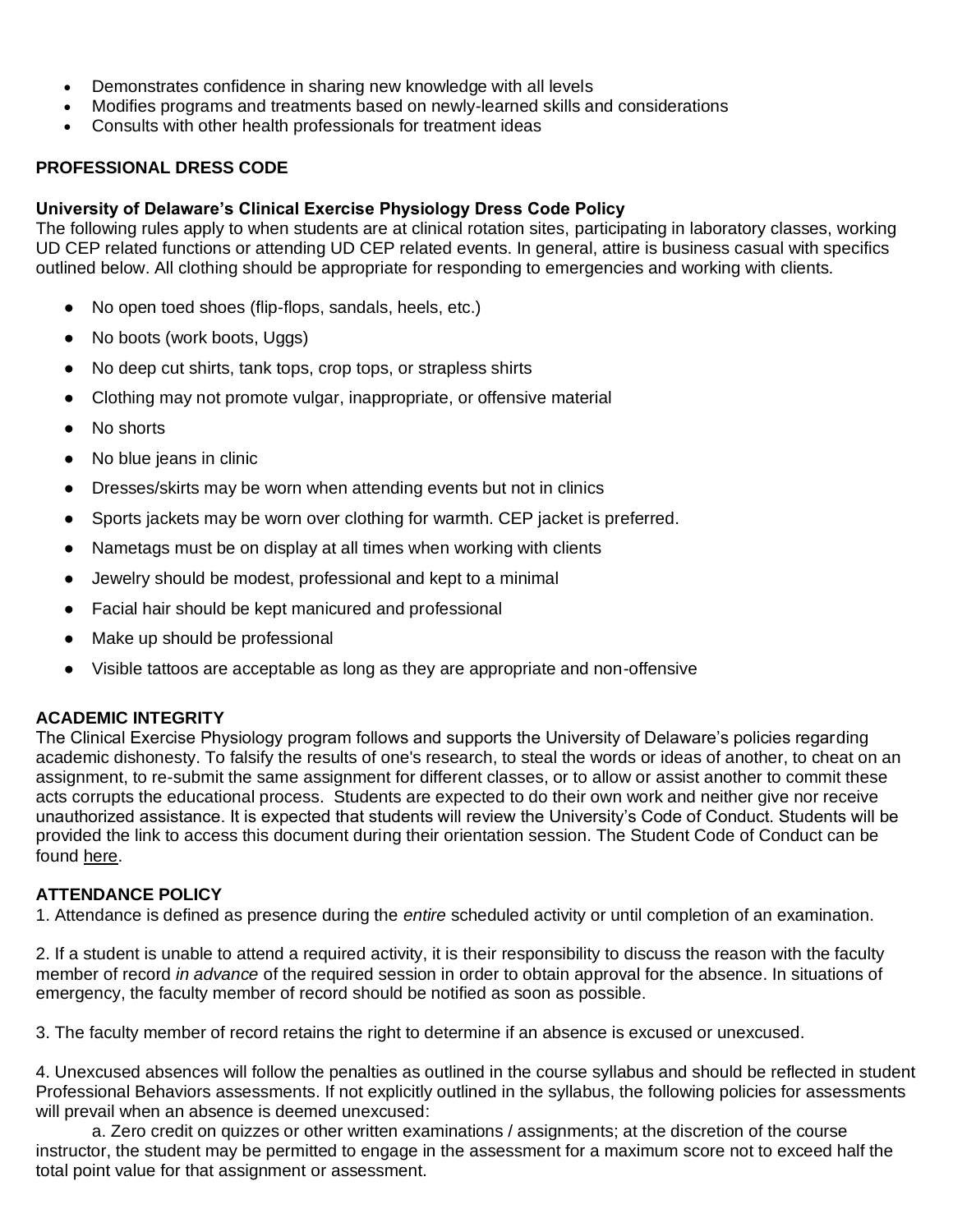- Demonstrates confidence in sharing new knowledge with all levels
- Modifies programs and treatments based on newly-learned skills and considerations
- Consults with other health professionals for treatment ideas

**PROFESSIONAL DRESS CODE**

**University of Delaware's Clinical Exercise Physiology Dress Code Policy**

The following rules apply to when students are at clinical rotation sites, participating in laboratory classes, working UD CEP related functions or attending UD CEP related events. In general, attire is business casual with specifics outlined below. All clothing should be appropriate for responding to emergencies and working with clients.

- No open toed shoes (flip-flops, sandals, heels, etc.)
- No boots (work boots, Uggs)
- No deep cut shirts, tank tops, crop tops, or strapless shirts
- Clothing may not promote vulgar, inappropriate, or offensive material
- No shorts
- No blue jeans in clinic
- Dresses/skirts may be worn when attending events but not in clinics
- Sports jackets may be worn over clothing for warmth. CEP jacket is preferred.
- Nametags must be on display at all times when working with clients
- Jewelry should be modest, professional and kept to a minimal
- Facial hair should be kept manicured and professional
- Make up should be professional
- Visible tattoos are acceptable as long as they are appropriate and non-offensive

**ACADEMIC INTEGRITY**

The Clinical Exercise Physiology program follows and supports the University of Delaware's policies regarding academic dishonesty. To falsify the results of one's research, to steal the words or ideas of another, to cheat on an assignment, to re-submit the same assignment for different classes, or to allow or assist another to commit these acts corrupts the educational process. Students are expected to do their own work and neither give nor receive unauthorized assistance. It is expected that students will review the University's Code of Conduct. Students will be provided the link to access this document during their orientation session. The Student Code of Conduct can be found here.

**ATTENDANCE POLICY**

1. Attendance is defined as presence during the *entire* scheduled activity or until completion of an examination.

2. If a student is unable to attend a required activity, it is their responsibility to discuss the reason with the faculty member of record *in advance* of the required session in order to obtain approval for the absence. In situations of emergency, the faculty member of record should be notified as soon as possible.

3. The faculty member of record retains the right to determine if an absence is excused or unexcused.

4. Unexcused absences will follow the penalties as outlined in the course syllabus and should be reflected in student Professional Behaviors assessments. If not explicitly outlined in the syllabus, the following policies for assessments will prevail when an absence is deemed unexcused:

a. Zero credit on quizzes or other written examinations / assignments; at the discretion of the course instructor, the student may be permitted to engage in the assessment for a maximum score not to exceed half the total point value for that assignment or assessment.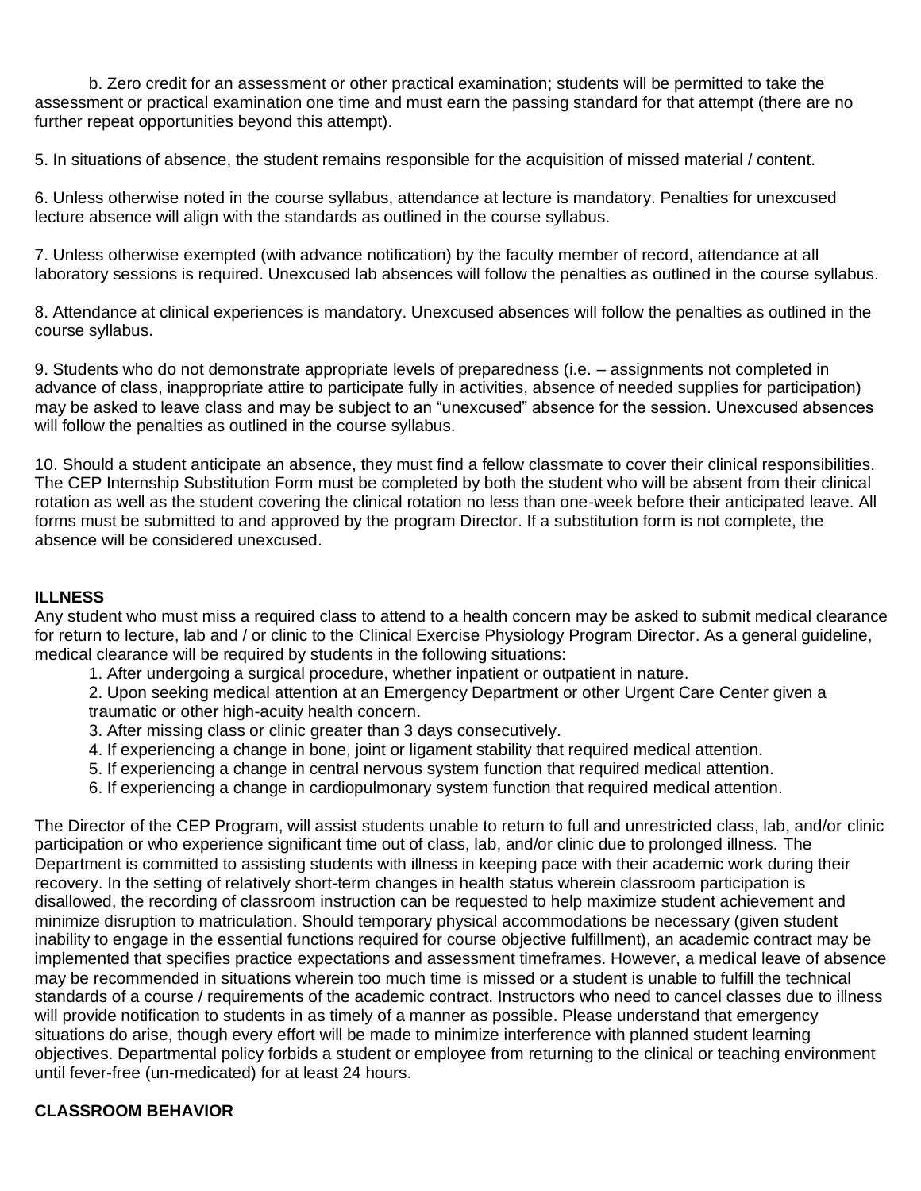b. Zero credit for an assessment or other practical examination; students will be permitted to take the assessment or practical examination one time and must earn the passing standard for that attempt (there are no further repeat opportunities beyond this attempt).

5. In situations of absence, the student remains responsible for the acquisition of missed material / content.

6. Unless otherwise noted in the course syllabus, attendance at lecture is mandatory. Penalties for unexcused lecture absence will align with the standards as outlined in the course syllabus.

7. Unless otherwise exempted (with advance notification) by the faculty member of record, attendance at all laboratory sessions is required. Unexcused lab absences will follow the penalties as outlined in the course syllabus.

8. Attendance at clinical experiences is mandatory. Unexcused absences will follow the penalties as outlined in the course syllabus.

9. Students who do not demonstrate appropriate levels of preparedness (i.e. – assignments not completed in advance of class, inappropriate attire to participate fully in activities, absence of needed supplies for participation) may be asked to leave class and may be subject to an "unexcused" absence for the session. Unexcused absences will follow the penalties as outlined in the course syllabus.

10. Should a student anticipate an absence, they must find a fellow classmate to cover their clinical responsibilities. The CEP Internship Substitution Form must be completed by both the student who will be absent from their clinical rotation as well as the student covering the clinical rotation no less than one-week before their anticipated leave. All forms must be submitted to and approved by the program Director. If a substitution form is not complete, the absence will be considered unexcused.

**ILLNESS**

Any student who must miss a required class to attend to a health concern may be asked to submit medical clearance for return to lecture, lab and / or clinic to the Clinical Exercise Physiology Program Director. As a general guideline, medical clearance will be required by students in the following situations:

1. After undergoing a surgical procedure, whether inpatient or outpatient in nature.
2. Upon seeking medical attention at an Emergency Department or other Urgent Care Center given a traumatic or other high-acuity health concern.
3. After missing class or clinic greater than 3 days consecutively.
4. If experiencing a change in bone, joint or ligament stability that required medical attention.
5. If experiencing a change in central nervous system function that required medical attention.
6. If experiencing a change in cardiopulmonary system function that required medical attention.

The Director of the CEP Program, will assist students unable to return to full and unrestricted class, lab, and/or clinic participation or who experience significant time out of class, lab, and/or clinic due to prolonged illness. The Department is committed to assisting students with illness in keeping pace with their academic work during their recovery. In the setting of relatively short-term changes in health status wherein classroom participation is disallowed, the recording of classroom instruction can be requested to help maximize student achievement and minimize disruption to matriculation. Should temporary physical accommodations be necessary (given student inability to engage in the essential functions required for course objective fulfillment), an academic contract may be implemented that specifies practice expectations and assessment timeframes. However, a medical leave of absence may be recommended in situations wherein too much time is missed or a student is unable to fulfill the technical standards of a course / requirements of the academic contract. Instructors who need to cancel classes due to illness will provide notification to students in as timely of a manner as possible. Please understand that emergency situations do arise, though every effort will be made to minimize interference with planned student learning objectives. Departmental policy forbids a student or employee from returning to the clinical or teaching environment until fever-free (un-medicated) for at least 24 hours.

**CLASSROOM BEHAVIOR**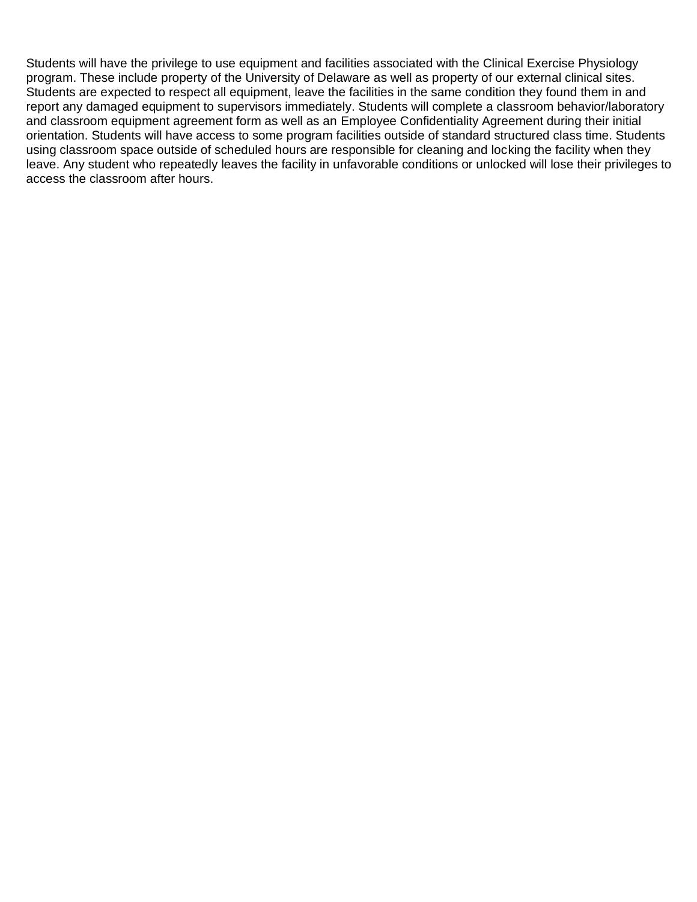Students will have the privilege to use equipment and facilities associated with the Clinical Exercise Physiology program. These include property of the University of Delaware as well as property of our external clinical sites. Students are expected to respect all equipment, leave the facilities in the same condition they found them in and report any damaged equipment to supervisors immediately. Students will complete a classroom behavior/laboratory and classroom equipment agreement form as well as an Employee Confidentiality Agreement during their initial orientation. Students will have access to some program facilities outside of standard structured class time. Students using classroom space outside of scheduled hours are responsible for cleaning and locking the facility when they leave. Any student who repeatedly leaves the facility in unfavorable conditions or unlocked will lose their privileges to access the classroom after hours.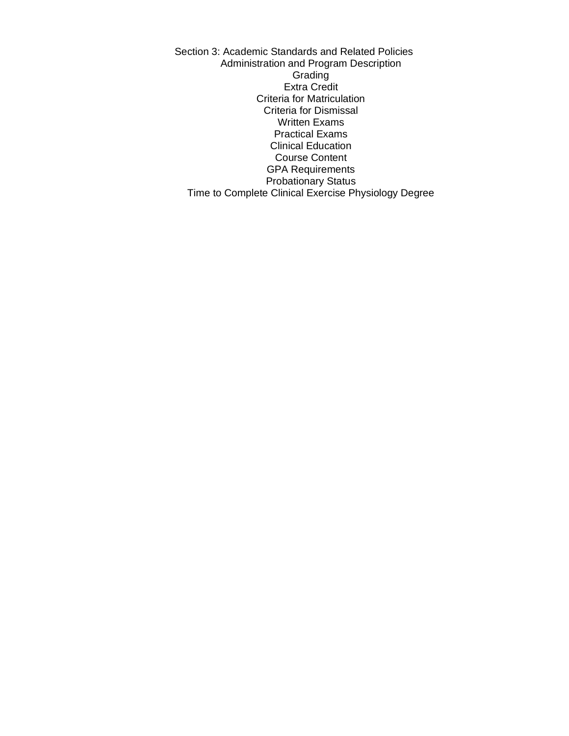# Section 3: Academic Standards and Related Policies

Administration and Program Description

Grading

Extra Credit

Criteria for Matriculation

Criteria for Dismissal

Written Exams

Practical Exams

Clinical Education

Course Content

GPA Requirements

Probationary Status

Time to Complete Clinical Exercise Physiology Degree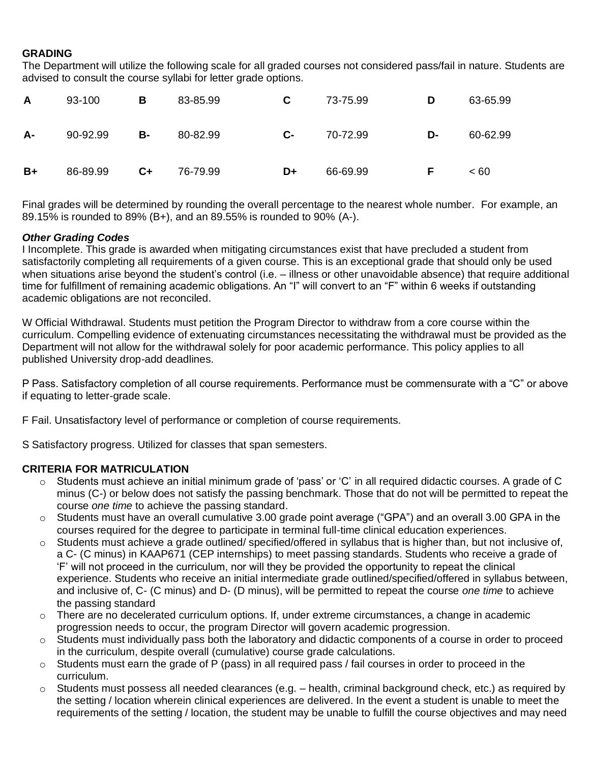## GRADING

The Department will utilize the following scale for all graded courses not considered pass/fail in nature. Students are advised to consult the course syllabi for letter grade options.

| | | | | | | | |
|---|---|---|---|---|---|---|---|
| **A** | 93-100 | **B** | 83-85.99 | **C** | 73-75.99 | **D** | 63-65.99 |
| **A-** | 90-92.99 | **B-** | 80-82.99 | **C-** | 70-72.99 | **D-** | 60-62.99 |
| **B+** | 86-89.99 | **C+** | 76-79.99 | **D+** | 66-69.99 | **F** | < 60 |

Final grades will be determined by rounding the overall percentage to the nearest whole number. For example, an 89.15% is rounded to 89% (B+), and an 89.55% is rounded to 90% (A-).

***Other Grading Codes***

I Incomplete. This grade is awarded when mitigating circumstances exist that have precluded a student from satisfactorily completing all requirements of a given course. This is an exceptional grade that should only be used when situations arise beyond the student's control (i.e. – illness or other unavoidable absence) that require additional time for fulfillment of remaining academic obligations. An "I" will convert to an "F" within 6 weeks if outstanding academic obligations are not reconciled.

W Official Withdrawal. Students must petition the Program Director to withdraw from a core course within the curriculum. Compelling evidence of extenuating circumstances necessitating the withdrawal must be provided as the Department will not allow for the withdrawal solely for poor academic performance. This policy applies to all published University drop-add deadlines.

P Pass. Satisfactory completion of all course requirements. Performance must be commensurate with a "C" or above if equating to letter-grade scale.

F Fail. Unsatisfactory level of performance or completion of course requirements.

S Satisfactory progress. Utilized for classes that span semesters.

## CRITERIA FOR MATRICULATION

- Students must achieve an initial minimum grade of 'pass' or 'C' in all required didactic courses. A grade of C minus (C-) or below does not satisfy the passing benchmark. Those that do not will be permitted to repeat the course *one time* to achieve the passing standard.
- Students must have an overall cumulative 3.00 grade point average ("GPA") and an overall 3.00 GPA in the courses required for the degree to participate in terminal full-time clinical education experiences.
- Students must achieve a grade outlined/ specified/offered in syllabus that is higher than, but not inclusive of, a C- (C minus) in KAAP671 (CEP internships) to meet passing standards. Students who receive a grade of 'F' will not proceed in the curriculum, nor will they be provided the opportunity to repeat the clinical experience. Students who receive an initial intermediate grade outlined/specified/offered in syllabus between, and inclusive of, C- (C minus) and D- (D minus), will be permitted to repeat the course *one time* to achieve the passing standard
- There are no decelerated curriculum options. If, under extreme circumstances, a change in academic progression needs to occur, the program Director will govern academic progression.
- Students must individually pass both the laboratory and didactic components of a course in order to proceed in the curriculum, despite overall (cumulative) course grade calculations.
- Students must earn the grade of P (pass) in all required pass / fail courses in order to proceed in the curriculum.
- Students must possess all needed clearances (e.g. – health, criminal background check, etc.) as required by the setting / location wherein clinical experiences are delivered. In the event a student is unable to meet the requirements of the setting / location, the student may be unable to fulfill the course objectives and may need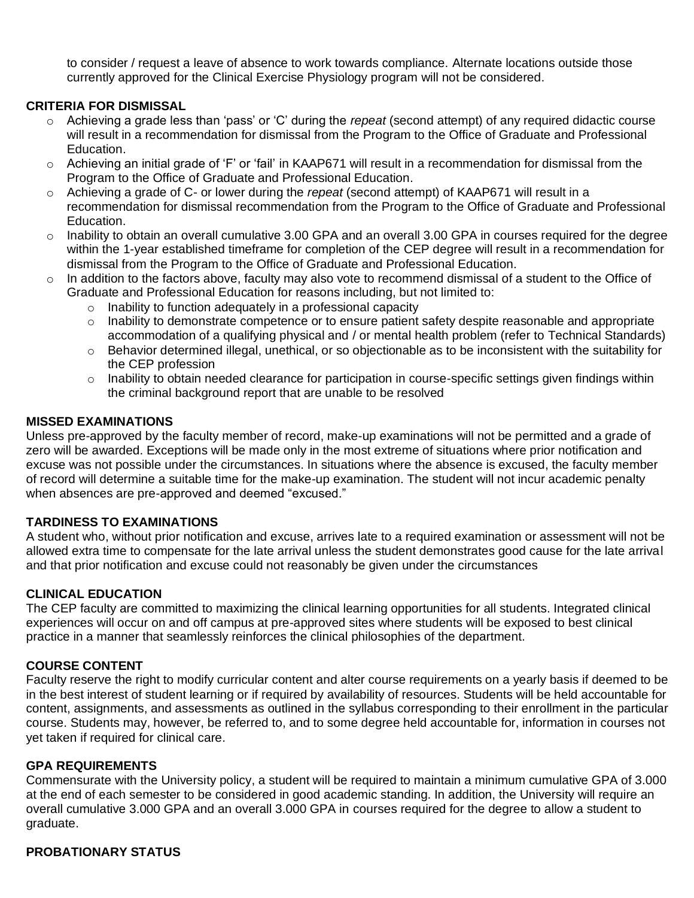to consider / request a leave of absence to work towards compliance. Alternate locations outside those currently approved for the Clinical Exercise Physiology program will not be considered.

**CRITERIA FOR DISMISSAL**

- Achieving a grade less than 'pass' or 'C' during the *repeat* (second attempt) of any required didactic course will result in a recommendation for dismissal from the Program to the Office of Graduate and Professional Education.
- Achieving an initial grade of 'F' or 'fail' in KAAP671 will result in a recommendation for dismissal from the Program to the Office of Graduate and Professional Education.
- Achieving a grade of C- or lower during the *repeat* (second attempt) of KAAP671 will result in a recommendation for dismissal recommendation from the Program to the Office of Graduate and Professional Education.
- Inability to obtain an overall cumulative 3.00 GPA and an overall 3.00 GPA in courses required for the degree within the 1-year established timeframe for completion of the CEP degree will result in a recommendation for dismissal from the Program to the Office of Graduate and Professional Education.
- In addition to the factors above, faculty may also vote to recommend dismissal of a student to the Office of Graduate and Professional Education for reasons including, but not limited to:
  - Inability to function adequately in a professional capacity
  - Inability to demonstrate competence or to ensure patient safety despite reasonable and appropriate accommodation of a qualifying physical and / or mental health problem (refer to Technical Standards)
  - Behavior determined illegal, unethical, or so objectionable as to be inconsistent with the suitability for the CEP profession
  - Inability to obtain needed clearance for participation in course-specific settings given findings within the criminal background report that are unable to be resolved

**MISSED EXAMINATIONS**

Unless pre-approved by the faculty member of record, make-up examinations will not be permitted and a grade of zero will be awarded. Exceptions will be made only in the most extreme of situations where prior notification and excuse was not possible under the circumstances. In situations where the absence is excused, the faculty member of record will determine a suitable time for the make-up examination. The student will not incur academic penalty when absences are pre-approved and deemed "excused."

**TARDINESS TO EXAMINATIONS**

A student who, without prior notification and excuse, arrives late to a required examination or assessment will not be allowed extra time to compensate for the late arrival unless the student demonstrates good cause for the late arrival and that prior notification and excuse could not reasonably be given under the circumstances

**CLINICAL EDUCATION**

The CEP faculty are committed to maximizing the clinical learning opportunities for all students. Integrated clinical experiences will occur on and off campus at pre-approved sites where students will be exposed to best clinical practice in a manner that seamlessly reinforces the clinical philosophies of the department.

**COURSE CONTENT**

Faculty reserve the right to modify curricular content and alter course requirements on a yearly basis if deemed to be in the best interest of student learning or if required by availability of resources. Students will be held accountable for content, assignments, and assessments as outlined in the syllabus corresponding to their enrollment in the particular course. Students may, however, be referred to, and to some degree held accountable for, information in courses not yet taken if required for clinical care.

**GPA REQUIREMENTS**

Commensurate with the University policy, a student will be required to maintain a minimum cumulative GPA of 3.000 at the end of each semester to be considered in good academic standing. In addition, the University will require an overall cumulative 3.000 GPA and an overall 3.000 GPA in courses required for the degree to allow a student to graduate.

**PROBATIONARY STATUS**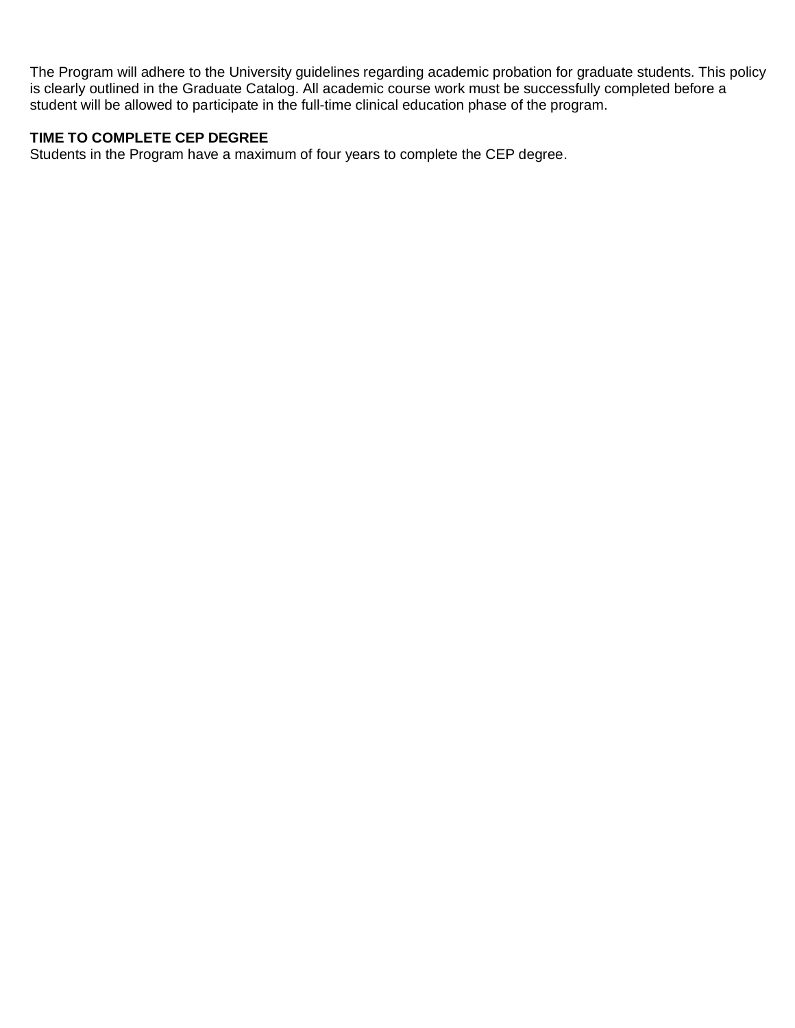The Program will adhere to the University guidelines regarding academic probation for graduate students. This policy is clearly outlined in the Graduate Catalog. All academic course work must be successfully completed before a student will be allowed to participate in the full-time clinical education phase of the program.

**TIME TO COMPLETE CEP DEGREE**

Students in the Program have a maximum of four years to complete the CEP degree.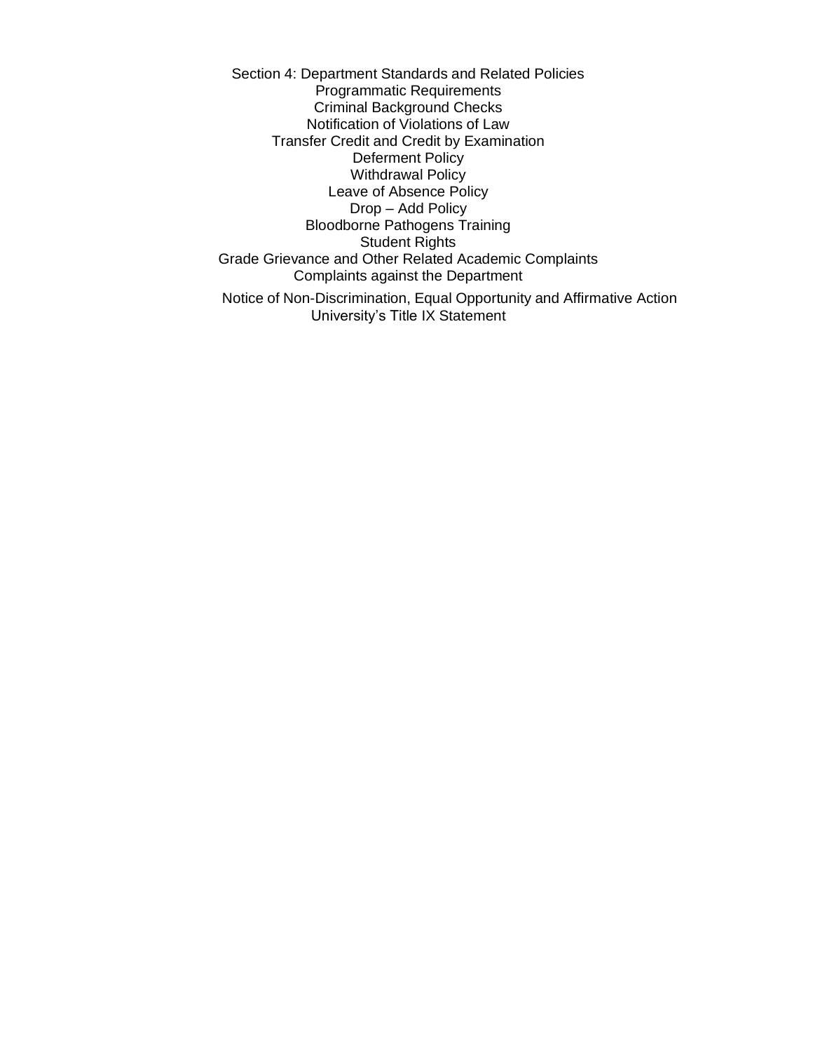Section 4: Department Standards and Related Policies

Programmatic Requirements

Criminal Background Checks

Notification of Violations of Law

Transfer Credit and Credit by Examination

Deferment Policy

Withdrawal Policy

Leave of Absence Policy

Drop – Add Policy

Bloodborne Pathogens Training

Student Rights

Grade Grievance and Other Related Academic Complaints

Complaints against the Department

Notice of Non-Discrimination, Equal Opportunity and Affirmative Action

University's Title IX Statement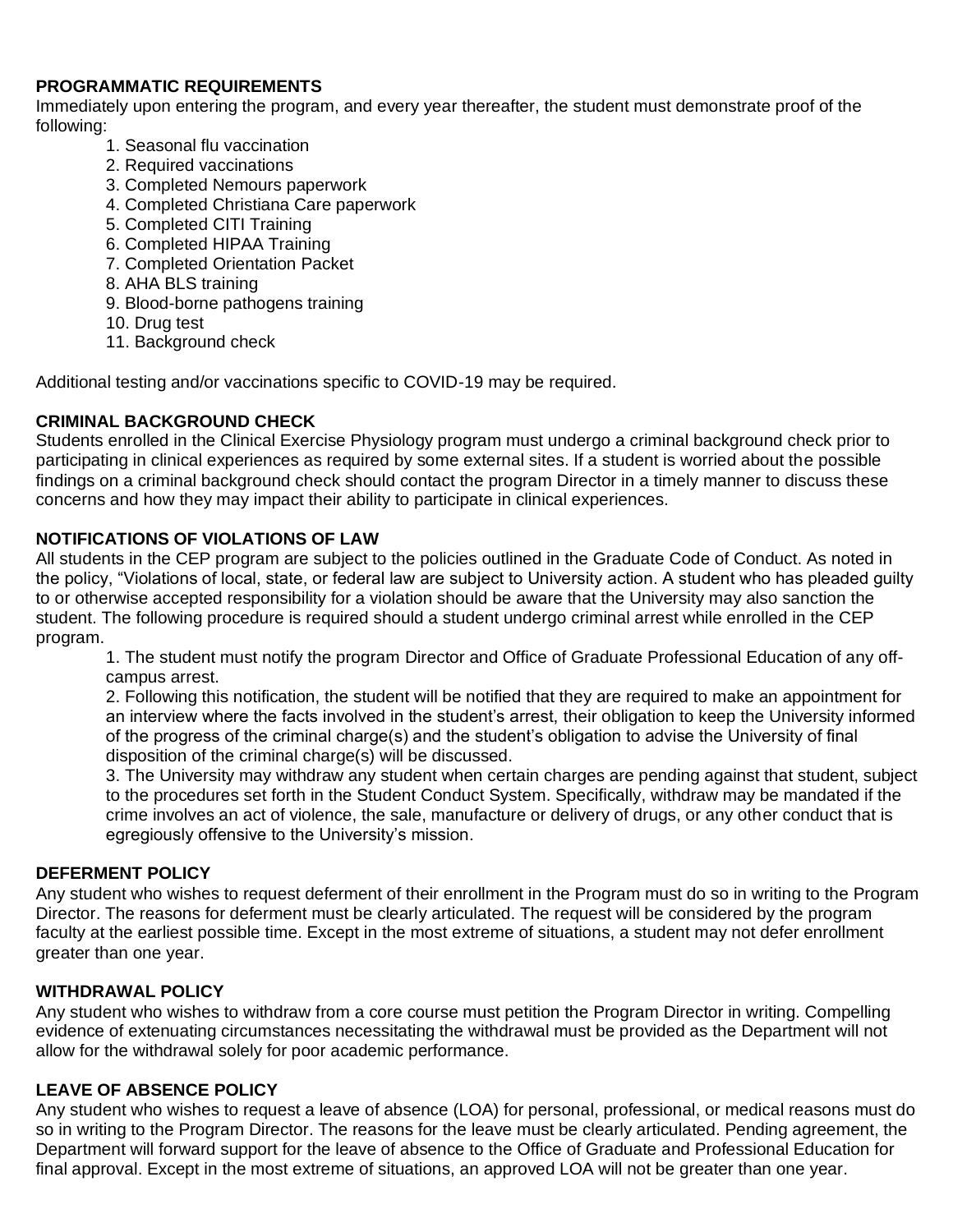**PROGRAMMATIC REQUIREMENTS**

Immediately upon entering the program, and every year thereafter, the student must demonstrate proof of the following:

1. Seasonal flu vaccination
2. Required vaccinations
3. Completed Nemours paperwork
4. Completed Christiana Care paperwork
5. Completed CITI Training
6. Completed HIPAA Training
7. Completed Orientation Packet
8. AHA BLS training
9. Blood-borne pathogens training
10. Drug test
11. Background check

Additional testing and/or vaccinations specific to COVID-19 may be required.

**CRIMINAL BACKGROUND CHECK**

Students enrolled in the Clinical Exercise Physiology program must undergo a criminal background check prior to participating in clinical experiences as required by some external sites. If a student is worried about the possible findings on a criminal background check should contact the program Director in a timely manner to discuss these concerns and how they may impact their ability to participate in clinical experiences.

**NOTIFICATIONS OF VIOLATIONS OF LAW**

All students in the CEP program are subject to the policies outlined in the Graduate Code of Conduct. As noted in the policy, "Violations of local, state, or federal law are subject to University action. A student who has pleaded guilty to or otherwise accepted responsibility for a violation should be aware that the University may also sanction the student. The following procedure is required should a student undergo criminal arrest while enrolled in the CEP program.

1. The student must notify the program Director and Office of Graduate Professional Education of any off-campus arrest.
2. Following this notification, the student will be notified that they are required to make an appointment for an interview where the facts involved in the student's arrest, their obligation to keep the University informed of the progress of the criminal charge(s) and the student's obligation to advise the University of final disposition of the criminal charge(s) will be discussed.
3. The University may withdraw any student when certain charges are pending against that student, subject to the procedures set forth in the Student Conduct System. Specifically, withdraw may be mandated if the crime involves an act of violence, the sale, manufacture or delivery of drugs, or any other conduct that is egregiously offensive to the University's mission.

**DEFERMENT POLICY**

Any student who wishes to request deferment of their enrollment in the Program must do so in writing to the Program Director. The reasons for deferment must be clearly articulated. The request will be considered by the program faculty at the earliest possible time. Except in the most extreme of situations, a student may not defer enrollment greater than one year.

**WITHDRAWAL POLICY**

Any student who wishes to withdraw from a core course must petition the Program Director in writing. Compelling evidence of extenuating circumstances necessitating the withdrawal must be provided as the Department will not allow for the withdrawal solely for poor academic performance.

**LEAVE OF ABSENCE POLICY**

Any student who wishes to request a leave of absence (LOA) for personal, professional, or medical reasons must do so in writing to the Program Director. The reasons for the leave must be clearly articulated. Pending agreement, the Department will forward support for the leave of absence to the Office of Graduate and Professional Education for final approval. Except in the most extreme of situations, an approved LOA will not be greater than one year.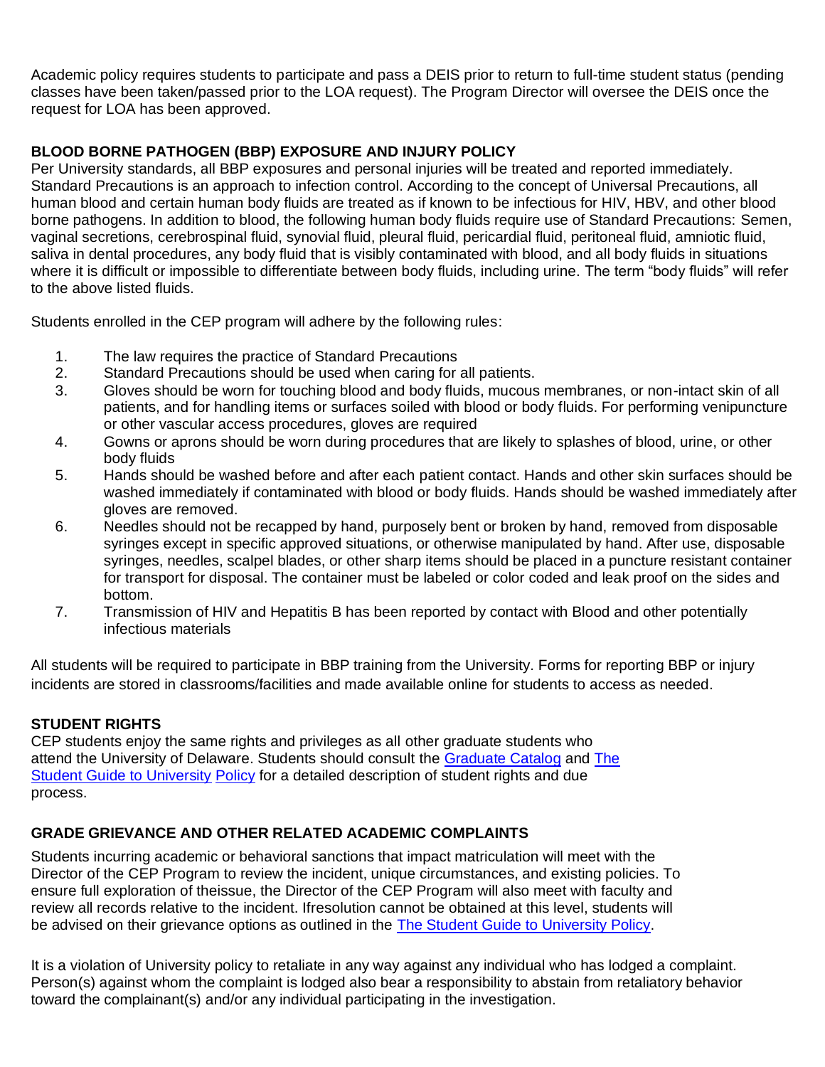Academic policy requires students to participate and pass a DEIS prior to return to full-time student status (pending classes have been taken/passed prior to the LOA request). The Program Director will oversee the DEIS once the request for LOA has been approved.

## BLOOD BORNE PATHOGEN (BBP) EXPOSURE AND INJURY POLICY

Per University standards, all BBP exposures and personal injuries will be treated and reported immediately. Standard Precautions is an approach to infection control. According to the concept of Universal Precautions, all human blood and certain human body fluids are treated as if known to be infectious for HIV, HBV, and other blood borne pathogens. In addition to blood, the following human body fluids require use of Standard Precautions: Semen, vaginal secretions, cerebrospinal fluid, synovial fluid, pleural fluid, pericardial fluid, peritoneal fluid, amniotic fluid, saliva in dental procedures, any body fluid that is visibly contaminated with blood, and all body fluids in situations where it is difficult or impossible to differentiate between body fluids, including urine. The term "body fluids" will refer to the above listed fluids.

Students enrolled in the CEP program will adhere by the following rules:

1. The law requires the practice of Standard Precautions
2. Standard Precautions should be used when caring for all patients.
3. Gloves should be worn for touching blood and body fluids, mucous membranes, or non-intact skin of all patients, and for handling items or surfaces soiled with blood or body fluids. For performing venipuncture or other vascular access procedures, gloves are required
4. Gowns or aprons should be worn during procedures that are likely to splashes of blood, urine, or other body fluids
5. Hands should be washed before and after each patient contact. Hands and other skin surfaces should be washed immediately if contaminated with blood or body fluids. Hands should be washed immediately after gloves are removed.
6. Needles should not be recapped by hand, purposely bent or broken by hand, removed from disposable syringes except in specific approved situations, or otherwise manipulated by hand. After use, disposable syringes, needles, scalpel blades, or other sharp items should be placed in a puncture resistant container for transport for disposal. The container must be labeled or color coded and leak proof on the sides and bottom.
7. Transmission of HIV and Hepatitis B has been reported by contact with Blood and other potentially infectious materials

All students will be required to participate in BBP training from the University. Forms for reporting BBP or injury incidents are stored in classrooms/facilities and made available online for students to access as needed.

## STUDENT RIGHTS

CEP students enjoy the same rights and privileges as all other graduate students who attend the University of Delaware. Students should consult the Graduate Catalog and The Student Guide to University Policy for a detailed description of student rights and due process.

## GRADE GRIEVANCE AND OTHER RELATED ACADEMIC COMPLAINTS

Students incurring academic or behavioral sanctions that impact matriculation will meet with the Director of the CEP Program to review the incident, unique circumstances, and existing policies. To ensure full exploration of theissue, the Director of the CEP Program will also meet with faculty and review all records relative to the incident. Ifresolution cannot be obtained at this level, students will be advised on their grievance options as outlined in the The Student Guide to University Policy.

It is a violation of University policy to retaliate in any way against any individual who has lodged a complaint. Person(s) against whom the complaint is lodged also bear a responsibility to abstain from retaliatory behavior toward the complainant(s) and/or any individual participating in the investigation.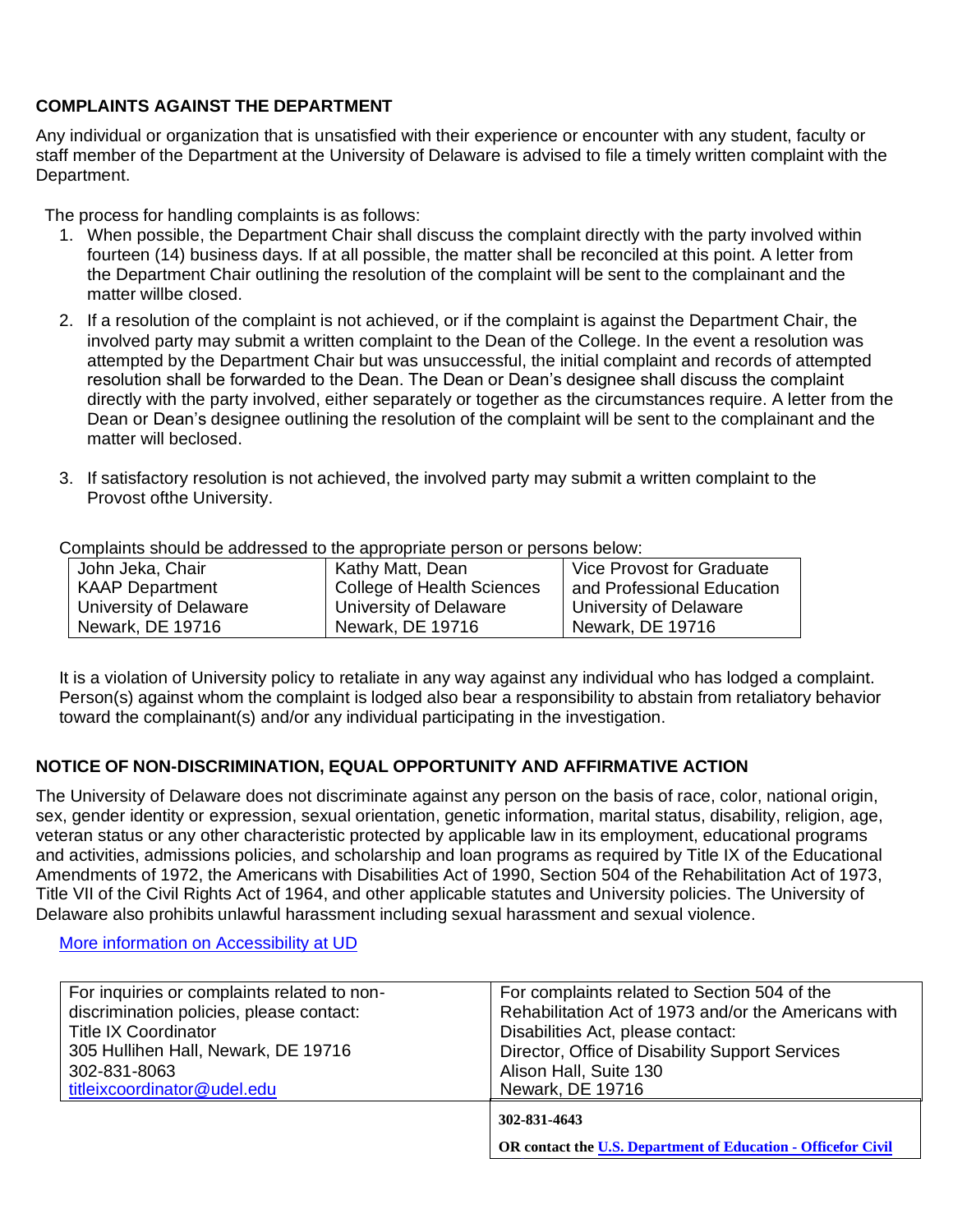**COMPLAINTS AGAINST THE DEPARTMENT**

Any individual or organization that is unsatisfied with their experience or encounter with any student, faculty or staff member of the Department at the University of Delaware is advised to file a timely written complaint with the Department.

The process for handling complaints is as follows:

1. When possible, the Department Chair shall discuss the complaint directly with the party involved within fourteen (14) business days. If at all possible, the matter shall be reconciled at this point. A letter from the Department Chair outlining the resolution of the complaint will be sent to the complainant and the matter willbe closed.
2. If a resolution of the complaint is not achieved, or if the complaint is against the Department Chair, the involved party may submit a written complaint to the Dean of the College. In the event a resolution was attempted by the Department Chair but was unsuccessful, the initial complaint and records of attempted resolution shall be forwarded to the Dean. The Dean or Dean's designee shall discuss the complaint directly with the party involved, either separately or together as the circumstances require. A letter from the Dean or Dean's designee outlining the resolution of the complaint will be sent to the complainant and the matter will beclosed.
3. If satisfactory resolution is not achieved, the involved party may submit a written complaint to the Provost ofthe University.

Complaints should be addressed to the appropriate person or persons below:

| | | |
|---|---|---|
| John Jeka, Chair<br>KAAP Department<br>University of Delaware<br>Newark, DE 19716 | Kathy Matt, Dean<br>College of Health Sciences<br>University of Delaware<br>Newark, DE 19716 | Vice Provost for Graduate and Professional Education<br>University of Delaware<br>Newark, DE 19716 |

It is a violation of University policy to retaliate in any way against any individual who has lodged a complaint. Person(s) against whom the complaint is lodged also bear a responsibility to abstain from retaliatory behavior toward the complainant(s) and/or any individual participating in the investigation.

**NOTICE OF NON-DISCRIMINATION, EQUAL OPPORTUNITY AND AFFIRMATIVE ACTION**

The University of Delaware does not discriminate against any person on the basis of race, color, national origin, sex, gender identity or expression, sexual orientation, genetic information, marital status, disability, religion, age, veteran status or any other characteristic protected by applicable law in its employment, educational programs and activities, admissions policies, and scholarship and loan programs as required by Title IX of the Educational Amendments of 1972, the Americans with Disabilities Act of 1990, Section 504 of the Rehabilitation Act of 1973, Title VII of the Civil Rights Act of 1964, and other applicable statutes and University policies. The University of Delaware also prohibits unlawful harassment including sexual harassment and sexual violence.

[More information on Accessibility at UD]

| | |
|---|---|
| For inquiries or complaints related to non-discrimination policies, please contact:<br>Title IX Coordinator<br>305 Hullihen Hall, Newark, DE 19716<br>302-831-8063<br>titleixcoordinator@udel.edu | For complaints related to Section 504 of the Rehabilitation Act of 1973 and/or the Americans with Disabilities Act, please contact:<br>Director, Office of Disability Support Services<br>Alison Hall, Suite 130<br>Newark, DE 19716<br>**302-831-4643**<br>**OR contact the [U.S. Department of Education - Officefor Civil]** |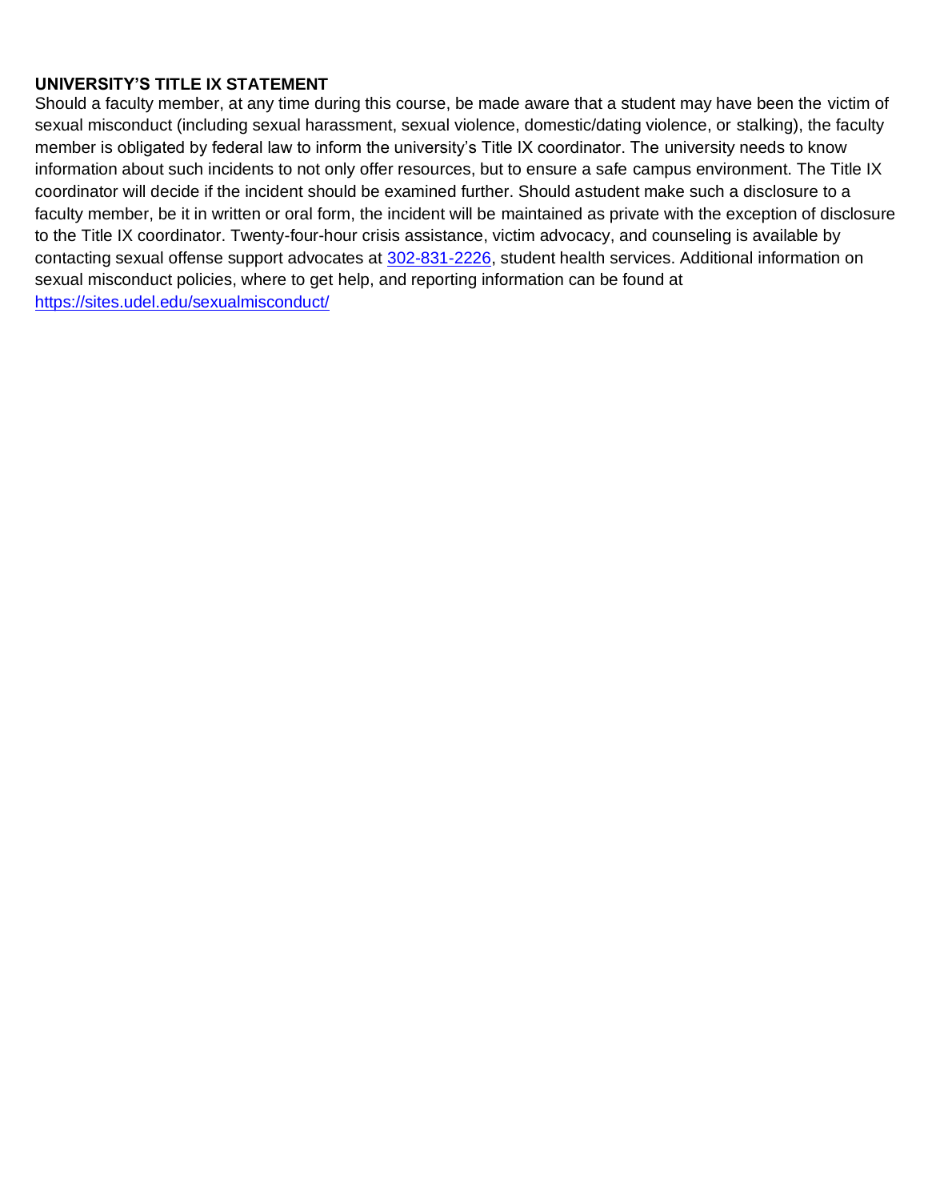**UNIVERSITY'S TITLE IX STATEMENT**

Should a faculty member, at any time during this course, be made aware that a student may have been the victim of sexual misconduct (including sexual harassment, sexual violence, domestic/dating violence, or stalking), the faculty member is obligated by federal law to inform the university's Title IX coordinator. The university needs to know information about such incidents to not only offer resources, but to ensure a safe campus environment. The Title IX coordinator will decide if the incident should be examined further. Should astudent make such a disclosure to a faculty member, be it in written or oral form, the incident will be maintained as private with the exception of disclosure to the Title IX coordinator. Twenty-four-hour crisis assistance, victim advocacy, and counseling is available by contacting sexual offense support advocates at [302-831-2226](tel:302-831-2226), student health services. Additional information on sexual misconduct policies, where to get help, and reporting information can be found at [https://sites.udel.edu/sexualmisconduct/](https://sites.udel.edu/sexualmisconduct/)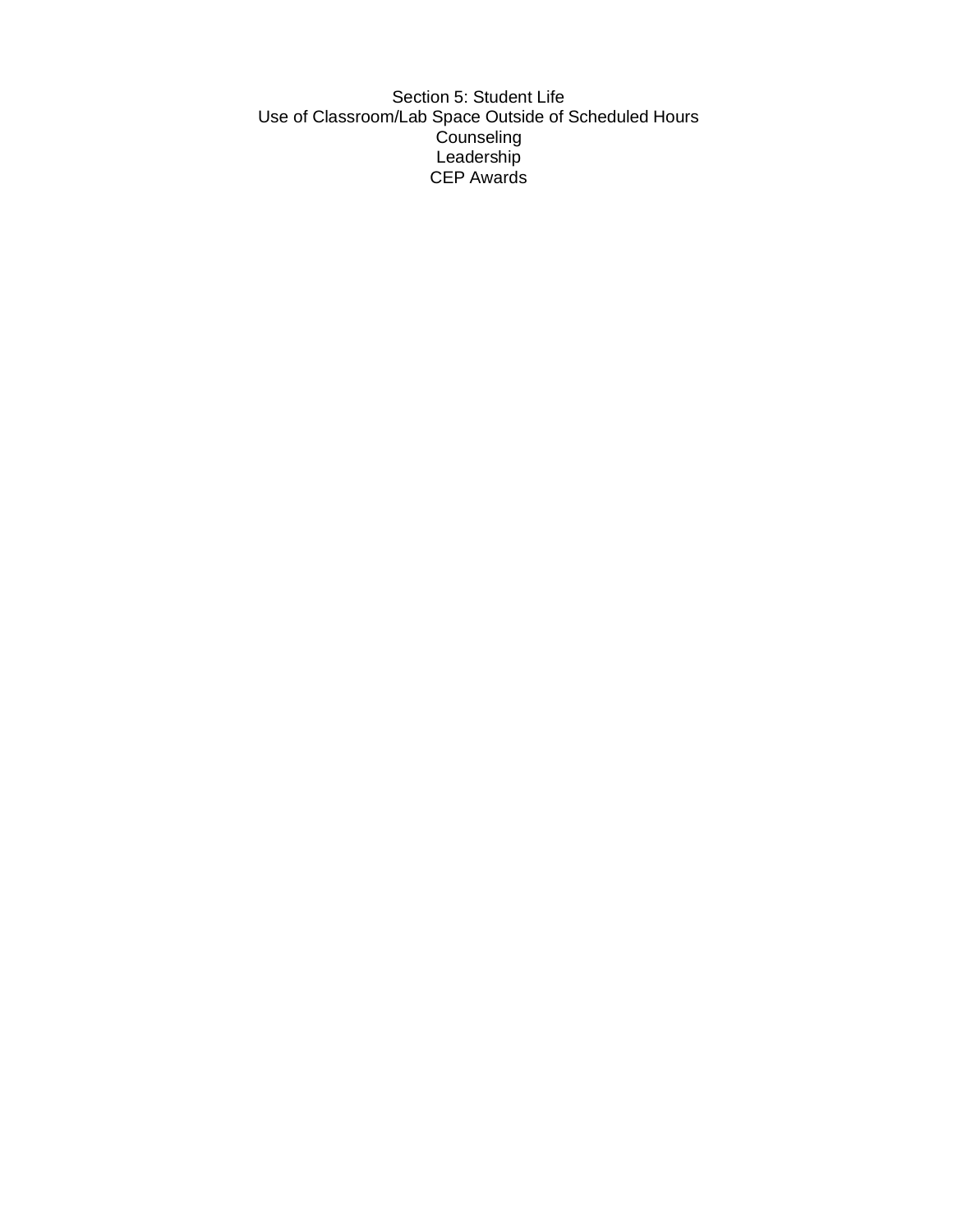# Section 5: Student Life

Use of Classroom/Lab Space Outside of Scheduled Hours

Counseling

Leadership

CEP Awards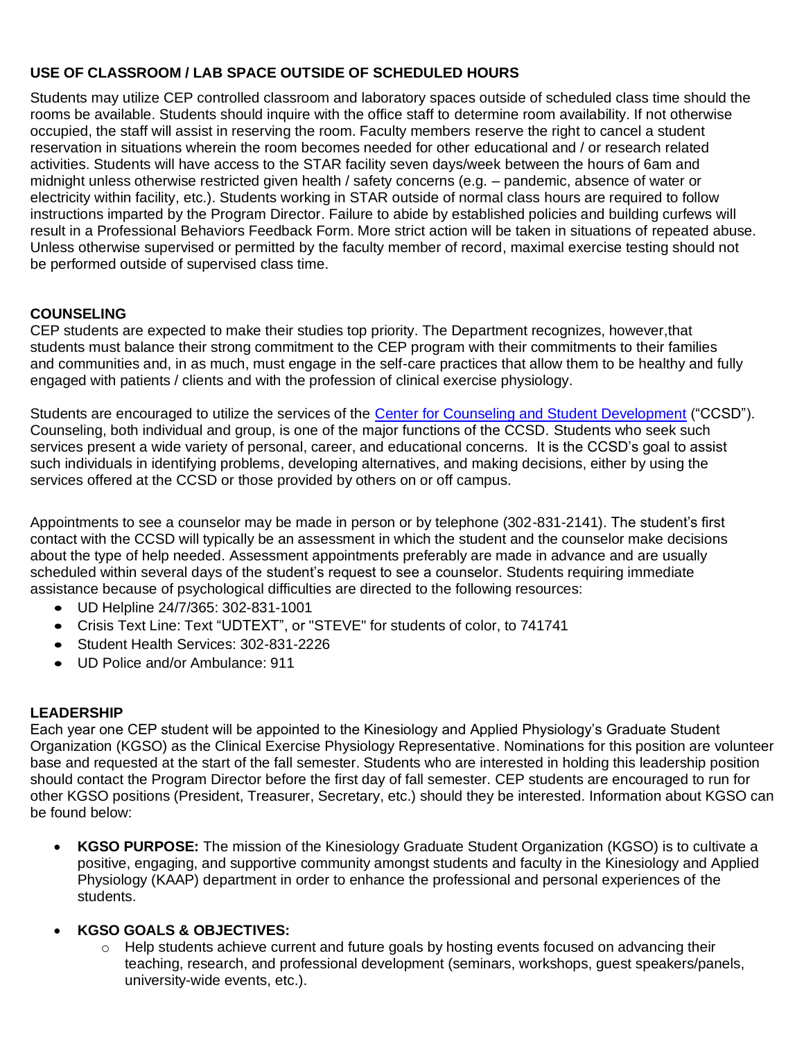## USE OF CLASSROOM / LAB SPACE OUTSIDE OF SCHEDULED HOURS

Students may utilize CEP controlled classroom and laboratory spaces outside of scheduled class time should the rooms be available. Students should inquire with the office staff to determine room availability. If not otherwise occupied, the staff will assist in reserving the room. Faculty members reserve the right to cancel a student reservation in situations wherein the room becomes needed for other educational and / or research related activities. Students will have access to the STAR facility seven days/week between the hours of 6am and midnight unless otherwise restricted given health / safety concerns (e.g. – pandemic, absence of water or electricity within facility, etc.). Students working in STAR outside of normal class hours are required to follow instructions imparted by the Program Director. Failure to abide by established policies and building curfews will result in a Professional Behaviors Feedback Form. More strict action will be taken in situations of repeated abuse. Unless otherwise supervised or permitted by the faculty member of record, maximal exercise testing should not be performed outside of supervised class time.

## COUNSELING

CEP students are expected to make their studies top priority. The Department recognizes, however,that students must balance their strong commitment to the CEP program with their commitments to their families and communities and, in as much, must engage in the self-care practices that allow them to be healthy and fully engaged with patients / clients and with the profession of clinical exercise physiology.

Students are encouraged to utilize the services of the Center for Counseling and Student Development ("CCSD"). Counseling, both individual and group, is one of the major functions of the CCSD. Students who seek such services present a wide variety of personal, career, and educational concerns. It is the CCSD's goal to assist such individuals in identifying problems, developing alternatives, and making decisions, either by using the services offered at the CCSD or those provided by others on or off campus.

Appointments to see a counselor may be made in person or by telephone (302-831-2141). The student's first contact with the CCSD will typically be an assessment in which the student and the counselor make decisions about the type of help needed. Assessment appointments preferably are made in advance and are usually scheduled within several days of the student's request to see a counselor. Students requiring immediate assistance because of psychological difficulties are directed to the following resources:

- UD Helpline 24/7/365: 302-831-1001
- Crisis Text Line: Text "UDTEXT", or "STEVE" for students of color, to 741741
- Student Health Services: 302-831-2226
- UD Police and/or Ambulance: 911

## LEADERSHIP

Each year one CEP student will be appointed to the Kinesiology and Applied Physiology's Graduate Student Organization (KGSO) as the Clinical Exercise Physiology Representative. Nominations for this position are volunteer base and requested at the start of the fall semester. Students who are interested in holding this leadership position should contact the Program Director before the first day of fall semester. CEP students are encouraged to run for other KGSO positions (President, Treasurer, Secretary, etc.) should they be interested. Information about KGSO can be found below:

- **KGSO PURPOSE:** The mission of the Kinesiology Graduate Student Organization (KGSO) is to cultivate a positive, engaging, and supportive community amongst students and faculty in the Kinesiology and Applied Physiology (KAAP) department in order to enhance the professional and personal experiences of the students.
- **KGSO GOALS & OBJECTIVES:**
  - Help students achieve current and future goals by hosting events focused on advancing their teaching, research, and professional development (seminars, workshops, guest speakers/panels, university-wide events, etc.).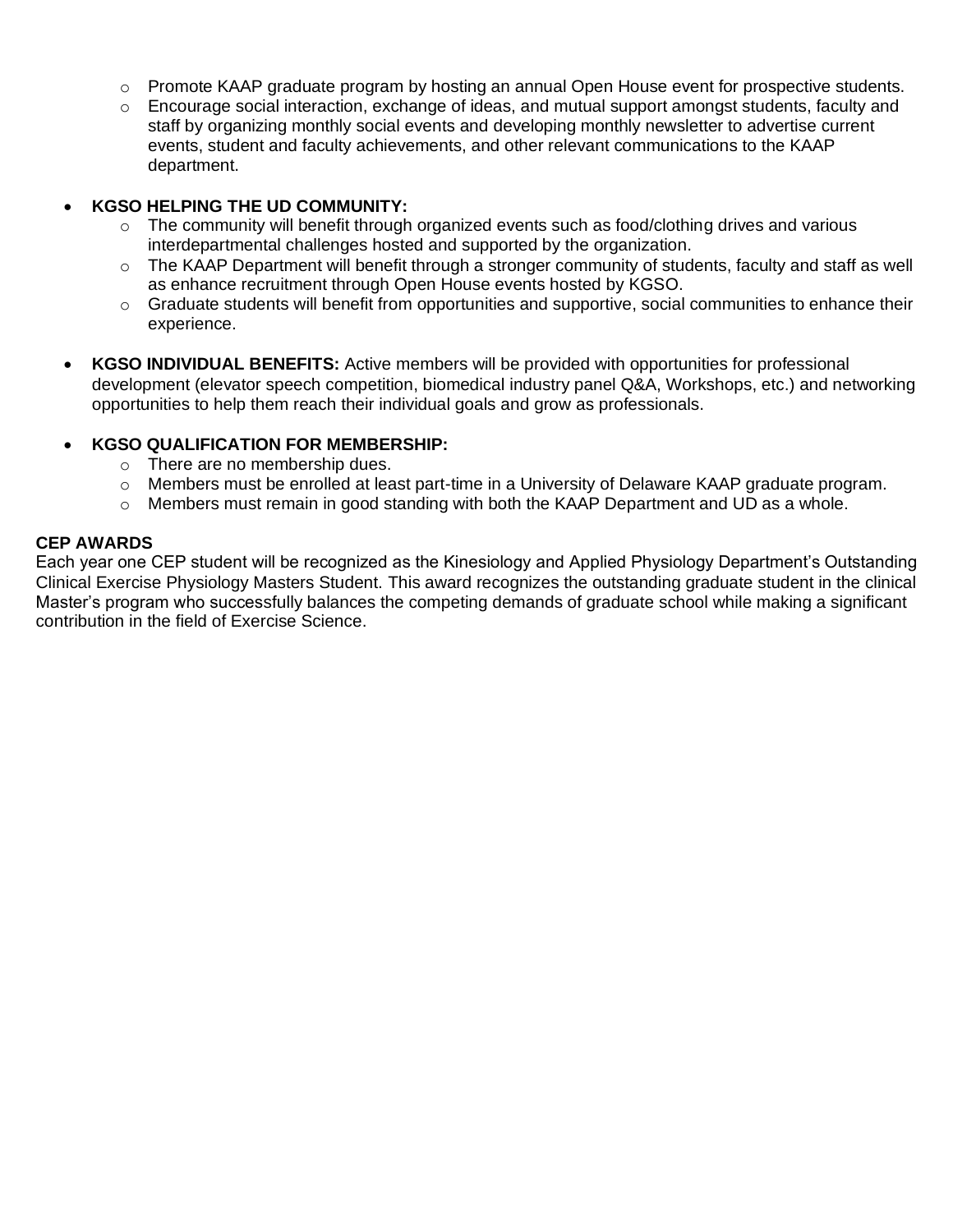- Promote KAAP graduate program by hosting an annual Open House event for prospective students.
  - Encourage social interaction, exchange of ideas, and mutual support amongst students, faculty and staff by organizing monthly social events and developing monthly newsletter to advertise current events, student and faculty achievements, and other relevant communications to the KAAP department.

- **KGSO HELPING THE UD COMMUNITY:**
  - The community will benefit through organized events such as food/clothing drives and various interdepartmental challenges hosted and supported by the organization.
  - The KAAP Department will benefit through a stronger community of students, faculty and staff as well as enhance recruitment through Open House events hosted by KGSO.
  - Graduate students will benefit from opportunities and supportive, social communities to enhance their experience.

- **KGSO INDIVIDUAL BENEFITS:** Active members will be provided with opportunities for professional development (elevator speech competition, biomedical industry panel Q&A, Workshops, etc.) and networking opportunities to help them reach their individual goals and grow as professionals.

- **KGSO QUALIFICATION FOR MEMBERSHIP:**
  - There are no membership dues.
  - Members must be enrolled at least part-time in a University of Delaware KAAP graduate program.
  - Members must remain in good standing with both the KAAP Department and UD as a whole.

**CEP AWARDS**

Each year one CEP student will be recognized as the Kinesiology and Applied Physiology Department's Outstanding Clinical Exercise Physiology Masters Student. This award recognizes the outstanding graduate student in the clinical Master's program who successfully balances the competing demands of graduate school while making a significant contribution in the field of Exercise Science.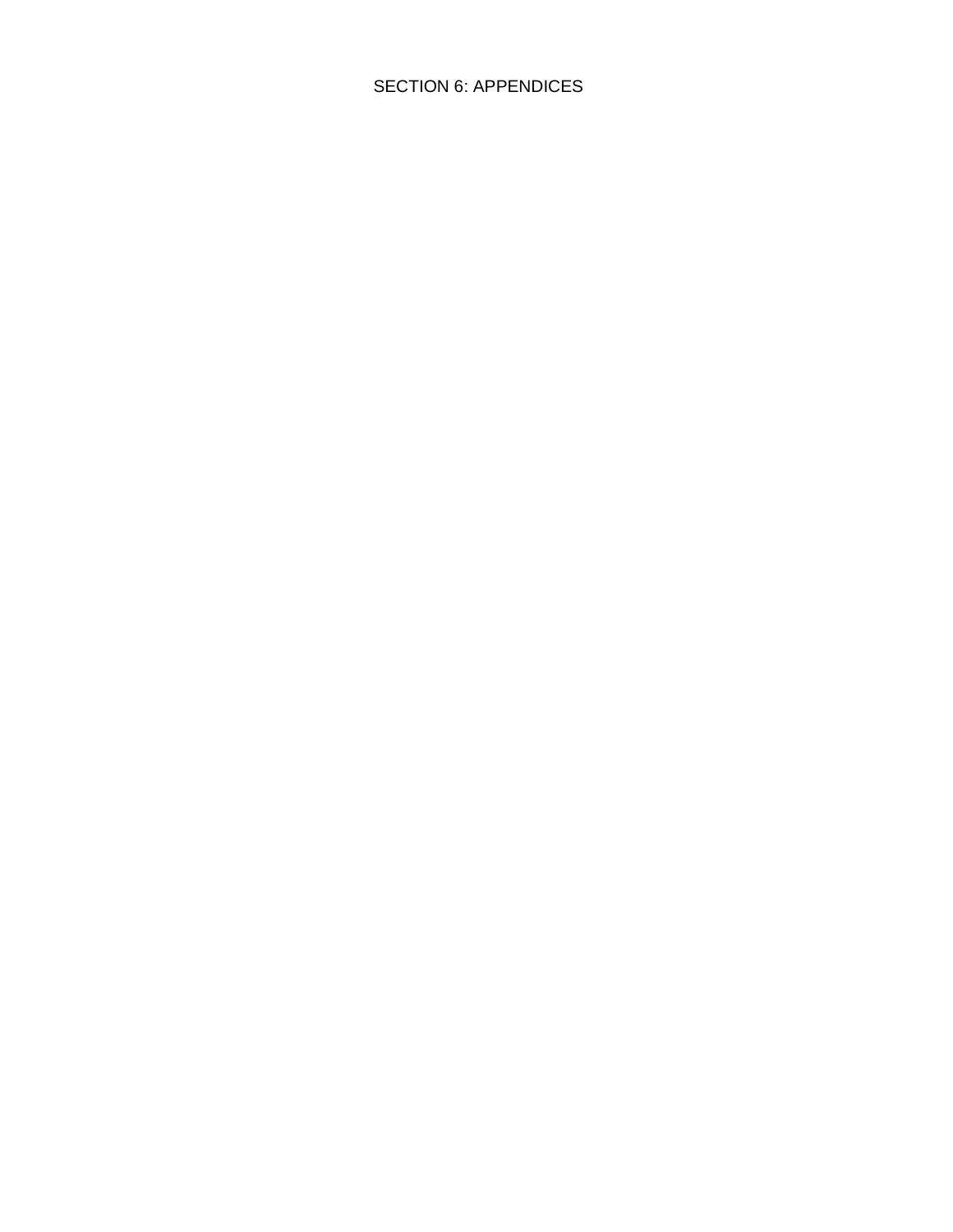# SECTION 6: APPENDICES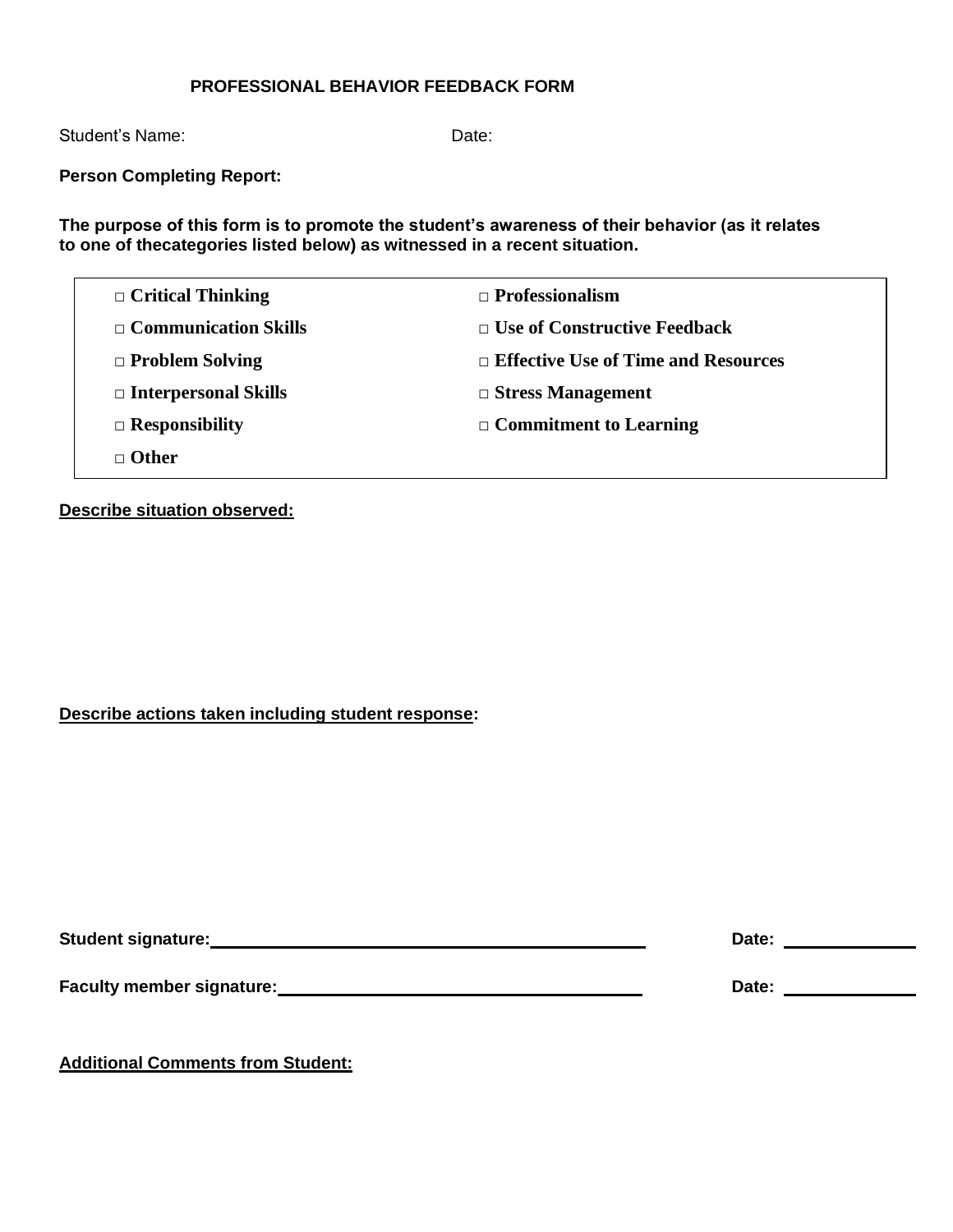# PROFESSIONAL BEHAVIOR FEEDBACK FORM

Student's Name: Date:

**Person Completing Report:**

**The purpose of this form is to promote the student's awareness of their behavior (as it relates to one of thecategories listed below) as witnessed in a recent situation.**

| | |
|---|---|
| □ **Critical Thinking** | □ **Professionalism** |
| □ **Communication Skills** | □ **Use of Constructive Feedback** |
| □ **Problem Solving** | □ **Effective Use of Time and Resources** |
| □ **Interpersonal Skills** | □ **Stress Management** |
| □ **Responsibility** | □ **Commitment to Learning** |
| □ **Other** | |

**Describe situation observed:**

**Describe actions taken including student response:**

**Student signature:** ______________________________ **Date:** __________

**Faculty member signature:** ______________________________ **Date:** __________

**Additional Comments from Student:**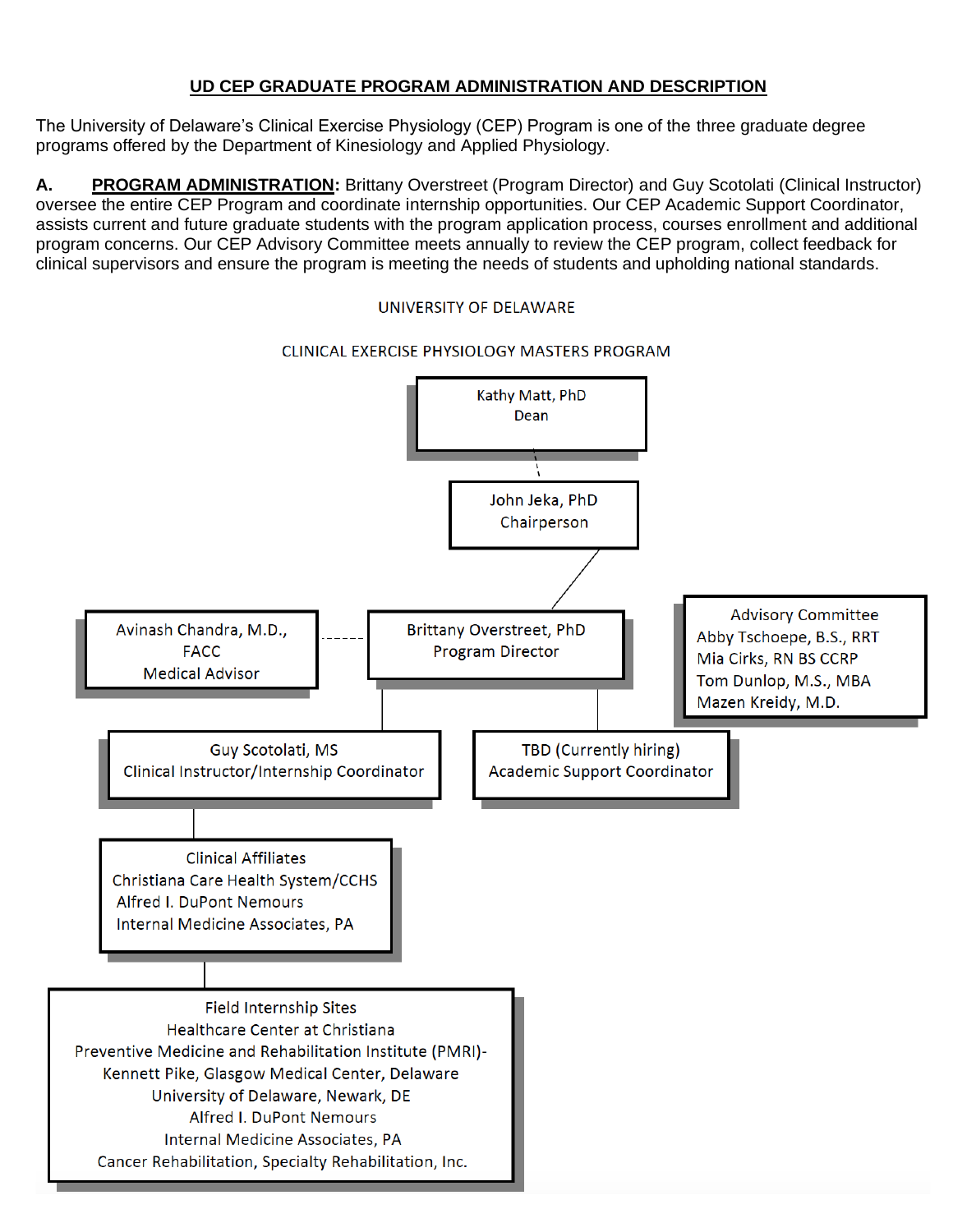## UD CEP GRADUATE PROGRAM ADMINISTRATION AND DESCRIPTION

The University of Delaware's Clinical Exercise Physiology (CEP) Program is one of the three graduate degree programs offered by the Department of Kinesiology and Applied Physiology.

**A. PROGRAM ADMINISTRATION:** Brittany Overstreet (Program Director) and Guy Scotolati (Clinical Instructor) oversee the entire CEP Program and coordinate internship opportunities. Our CEP Academic Support Coordinator, assists current and future graduate students with the program application process, courses enrollment and additional program concerns. Our CEP Advisory Committee meets annually to review the CEP program, collect feedback for clinical supervisors and ensure the program is meeting the needs of students and upholding national standards.

UNIVERSITY OF DELAWARE

CLINICAL EXERCISE PHYSIOLOGY MASTERS PROGRAM

Kathy Matt, PhD
Dean

John Jeka, PhD
Chairperson

Avinash Chandra, M.D., FACC
Medical Advisor

Brittany Overstreet, PhD
Program Director

Advisory Committee
Abby Tschoepe, B.S., RRT
Mia Cirks, RN BS CCRP
Tom Dunlop, M.S., MBA
Mazen Kreidy, M.D.

Guy Scotolati, MS
Clinical Instructor/Internship Coordinator

TBD (Currently hiring)
Academic Support Coordinator

Clinical Affiliates
Christiana Care Health System/CCHS
Alfred I. DuPont Nemours
Internal Medicine Associates, PA

Field Internship Sites
Healthcare Center at Christiana
Preventive Medicine and Rehabilitation Institute (PMRI)-
Kennett Pike, Glasgow Medical Center, Delaware
University of Delaware, Newark, DE
Alfred I. DuPont Nemours
Internal Medicine Associates, PA
Cancer Rehabilitation, Specialty Rehabilitation, Inc.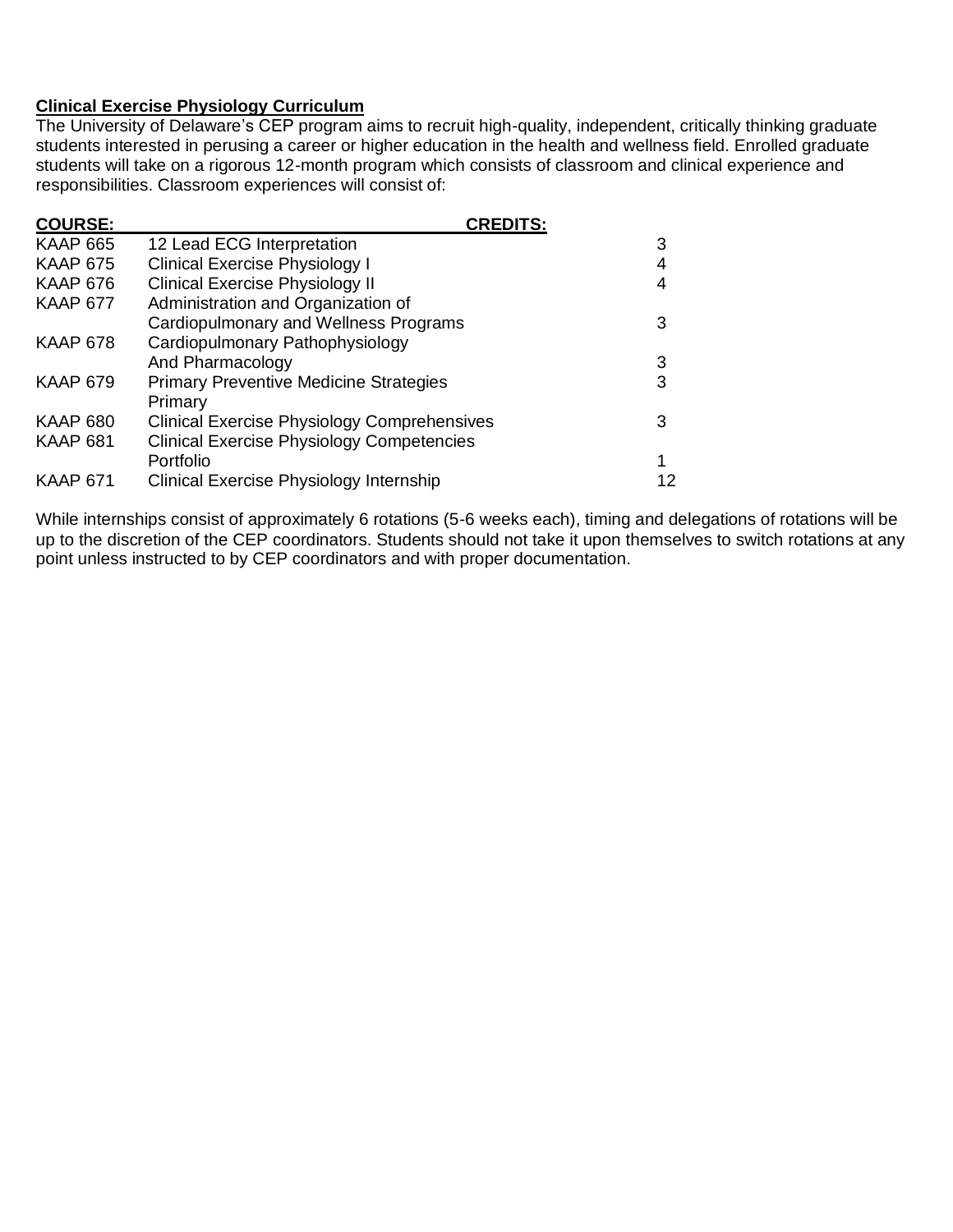**Clinical Exercise Physiology Curriculum**

The University of Delaware's CEP program aims to recruit high-quality, independent, critically thinking graduate students interested in perusing a career or higher education in the health and wellness field. Enrolled graduate students will take on a rigorous 12-month program which consists of classroom and clinical experience and responsibilities. Classroom experiences will consist of:

| COURSE: | | CREDITS: |
|---|---|---|
| KAAP 665 | 12 Lead ECG Interpretation | 3 |
| KAAP 675 | Clinical Exercise Physiology I | 4 |
| KAAP 676 | Clinical Exercise Physiology II | 4 |
| KAAP 677 | Administration and Organization of Cardiopulmonary and Wellness Programs | 3 |
| KAAP 678 | Cardiopulmonary Pathophysiology And Pharmacology | 3 |
| KAAP 679 | Primary Preventive Medicine Strategies Primary | 3 |
| KAAP 680 | Clinical Exercise Physiology Comprehensives | 3 |
| KAAP 681 | Clinical Exercise Physiology Competencies Portfolio | 1 |
| KAAP 671 | Clinical Exercise Physiology Internship | 12 |

While internships consist of approximately 6 rotations (5-6 weeks each), timing and delegations of rotations will be up to the discretion of the CEP coordinators. Students should not take it upon themselves to switch rotations at any point unless instructed to by CEP coordinators and with proper documentation.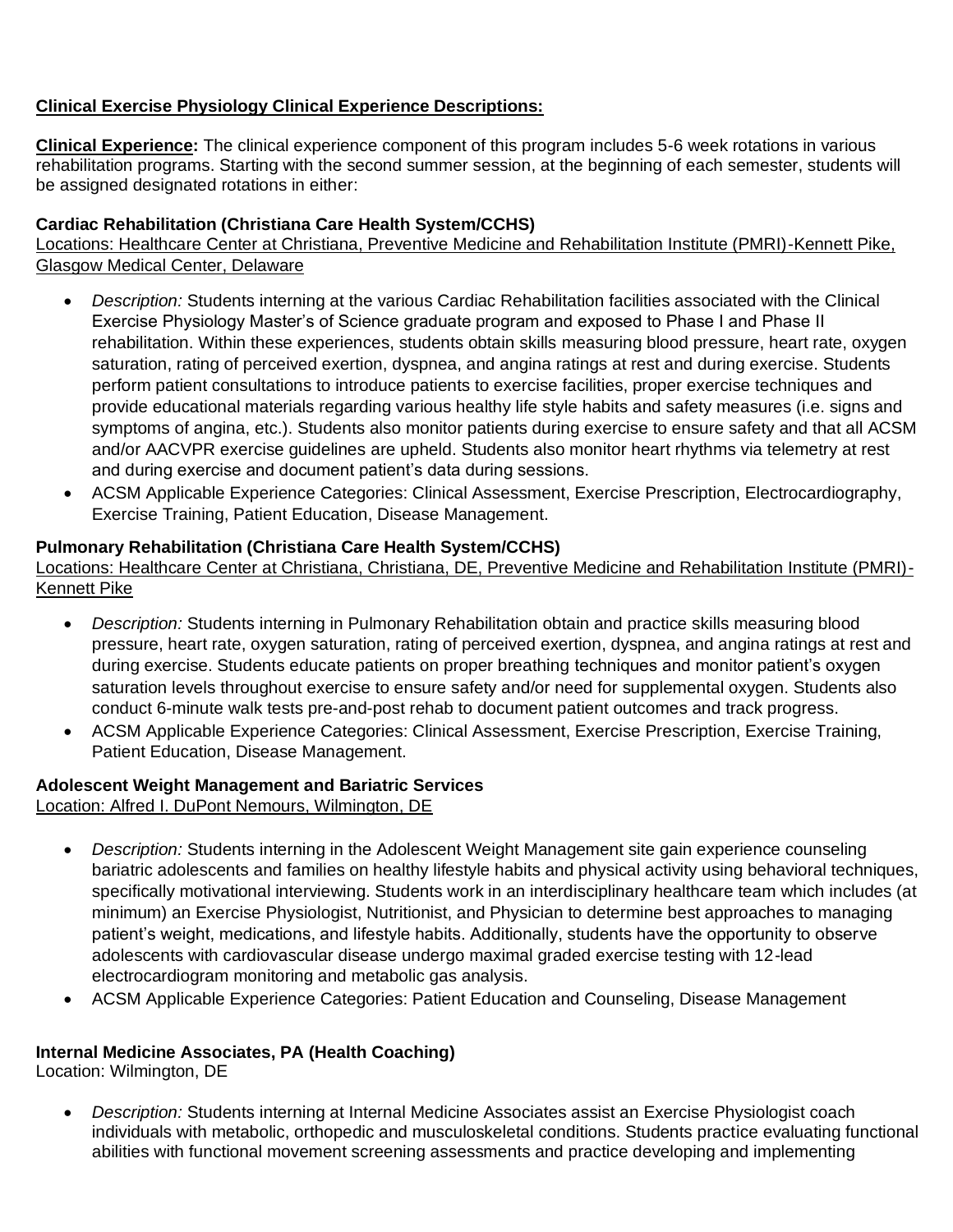**<u>Clinical Exercise Physiology Clinical Experience Descriptions:</u>**

**<u>Clinical Experience</u>:** The clinical experience component of this program includes 5-6 week rotations in various rehabilitation programs. Starting with the second summer session, at the beginning of each semester, students will be assigned designated rotations in either:

**Cardiac Rehabilitation (Christiana Care Health System/CCHS)**
<u>Locations: Healthcare Center at Christiana, Preventive Medicine and Rehabilitation Institute (PMRI)-Kennett Pike, Glasgow Medical Center, Delaware</u>

- *Description:* Students interning at the various Cardiac Rehabilitation facilities associated with the Clinical Exercise Physiology Master's of Science graduate program and exposed to Phase I and Phase II rehabilitation. Within these experiences, students obtain skills measuring blood pressure, heart rate, oxygen saturation, rating of perceived exertion, dyspnea, and angina ratings at rest and during exercise. Students perform patient consultations to introduce patients to exercise facilities, proper exercise techniques and provide educational materials regarding various healthy life style habits and safety measures (i.e. signs and symptoms of angina, etc.). Students also monitor patients during exercise to ensure safety and that all ACSM and/or AACVPR exercise guidelines are upheld. Students also monitor heart rhythms via telemetry at rest and during exercise and document patient's data during sessions.
- ACSM Applicable Experience Categories: Clinical Assessment, Exercise Prescription, Electrocardiography, Exercise Training, Patient Education, Disease Management.

**Pulmonary Rehabilitation (Christiana Care Health System/CCHS)**
<u>Locations: Healthcare Center at Christiana, Christiana, DE, Preventive Medicine and Rehabilitation Institute (PMRI)-Kennett Pike</u>

- *Description:* Students interning in Pulmonary Rehabilitation obtain and practice skills measuring blood pressure, heart rate, oxygen saturation, rating of perceived exertion, dyspnea, and angina ratings at rest and during exercise. Students educate patients on proper breathing techniques and monitor patient's oxygen saturation levels throughout exercise to ensure safety and/or need for supplemental oxygen. Students also conduct 6-minute walk tests pre-and-post rehab to document patient outcomes and track progress.
- ACSM Applicable Experience Categories: Clinical Assessment, Exercise Prescription, Exercise Training, Patient Education, Disease Management.

**Adolescent Weight Management and Bariatric Services**
<u>Location: Alfred I. DuPont Nemours, Wilmington, DE</u>

- *Description:* Students interning in the Adolescent Weight Management site gain experience counseling bariatric adolescents and families on healthy lifestyle habits and physical activity using behavioral techniques, specifically motivational interviewing. Students work in an interdisciplinary healthcare team which includes (at minimum) an Exercise Physiologist, Nutritionist, and Physician to determine best approaches to managing patient's weight, medications, and lifestyle habits. Additionally, students have the opportunity to observe adolescents with cardiovascular disease undergo maximal graded exercise testing with 12-lead electrocardiogram monitoring and metabolic gas analysis.
- ACSM Applicable Experience Categories: Patient Education and Counseling, Disease Management

**Internal Medicine Associates, PA (Health Coaching)**
Location: Wilmington, DE

- *Description:* Students interning at Internal Medicine Associates assist an Exercise Physiologist coach individuals with metabolic, orthopedic and musculoskeletal conditions. Students practice evaluating functional abilities with functional movement screening assessments and practice developing and implementing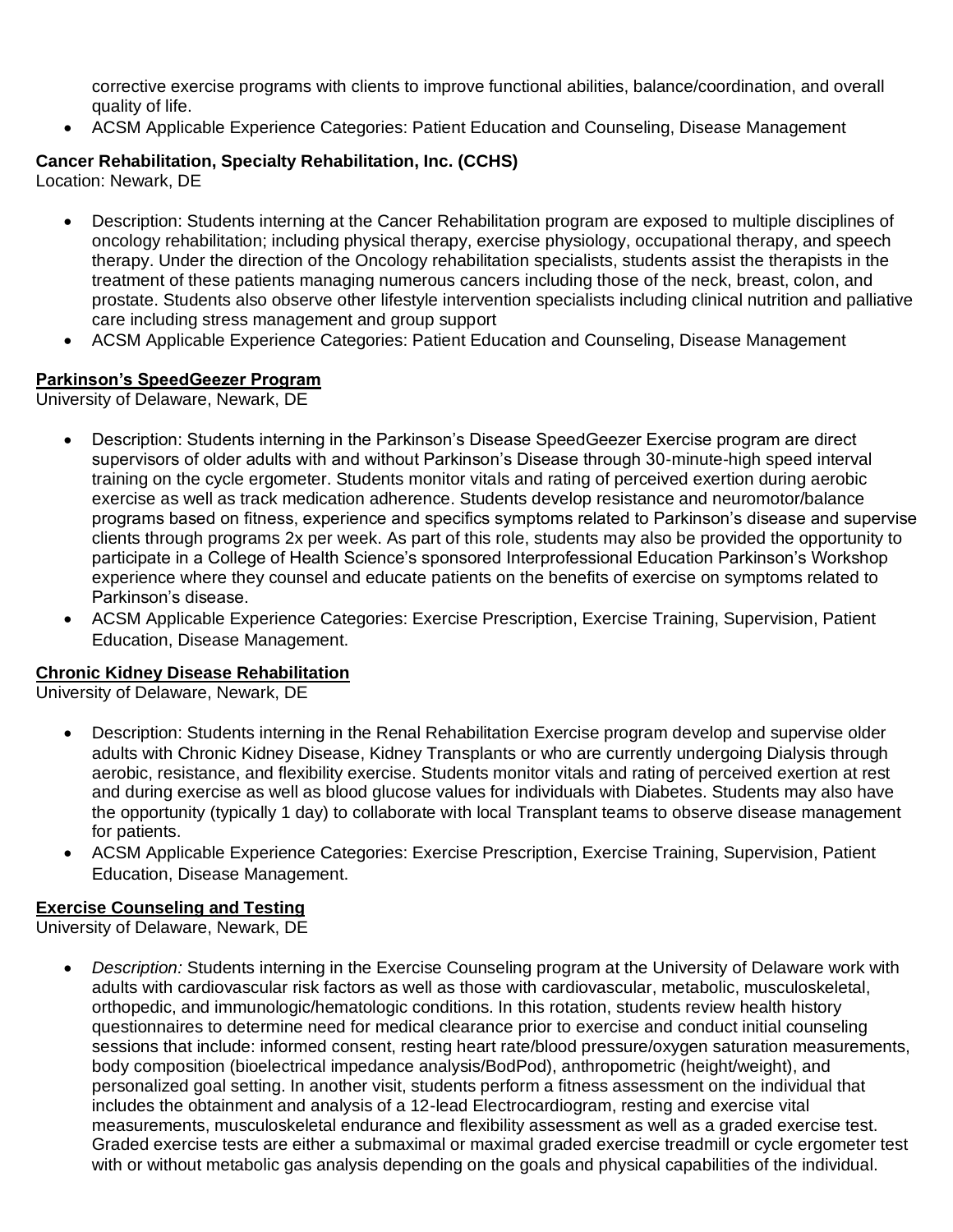corrective exercise programs with clients to improve functional abilities, balance/coordination, and overall quality of life.

- ACSM Applicable Experience Categories: Patient Education and Counseling, Disease Management

**Cancer Rehabilitation, Specialty Rehabilitation, Inc. (CCHS)**
Location: Newark, DE

- Description: Students interning at the Cancer Rehabilitation program are exposed to multiple disciplines of oncology rehabilitation; including physical therapy, exercise physiology, occupational therapy, and speech therapy. Under the direction of the Oncology rehabilitation specialists, students assist the therapists in the treatment of these patients managing numerous cancers including those of the neck, breast, colon, and prostate. Students also observe other lifestyle intervention specialists including clinical nutrition and palliative care including stress management and group support
- ACSM Applicable Experience Categories: Patient Education and Counseling, Disease Management

**Parkinson's SpeedGeezer Program**
University of Delaware, Newark, DE

- Description: Students interning in the Parkinson's Disease SpeedGeezer Exercise program are direct supervisors of older adults with and without Parkinson's Disease through 30-minute-high speed interval training on the cycle ergometer. Students monitor vitals and rating of perceived exertion during aerobic exercise as well as track medication adherence. Students develop resistance and neuromotor/balance programs based on fitness, experience and specifics symptoms related to Parkinson's disease and supervise clients through programs 2x per week. As part of this role, students may also be provided the opportunity to participate in a College of Health Science's sponsored Interprofessional Education Parkinson's Workshop experience where they counsel and educate patients on the benefits of exercise on symptoms related to Parkinson's disease.
- ACSM Applicable Experience Categories: Exercise Prescription, Exercise Training, Supervision, Patient Education, Disease Management.

**Chronic Kidney Disease Rehabilitation**
University of Delaware, Newark, DE

- Description: Students interning in the Renal Rehabilitation Exercise program develop and supervise older adults with Chronic Kidney Disease, Kidney Transplants or who are currently undergoing Dialysis through aerobic, resistance, and flexibility exercise. Students monitor vitals and rating of perceived exertion at rest and during exercise as well as blood glucose values for individuals with Diabetes. Students may also have the opportunity (typically 1 day) to collaborate with local Transplant teams to observe disease management for patients.
- ACSM Applicable Experience Categories: Exercise Prescription, Exercise Training, Supervision, Patient Education, Disease Management.

**Exercise Counseling and Testing**
University of Delaware, Newark, DE

- *Description:* Students interning in the Exercise Counseling program at the University of Delaware work with adults with cardiovascular risk factors as well as those with cardiovascular, metabolic, musculoskeletal, orthopedic, and immunologic/hematologic conditions. In this rotation, students review health history questionnaires to determine need for medical clearance prior to exercise and conduct initial counseling sessions that include: informed consent, resting heart rate/blood pressure/oxygen saturation measurements, body composition (bioelectrical impedance analysis/BodPod), anthropometric (height/weight), and personalized goal setting. In another visit, students perform a fitness assessment on the individual that includes the obtainment and analysis of a 12-lead Electrocardiogram, resting and exercise vital measurements, musculoskeletal endurance and flexibility assessment as well as a graded exercise test. Graded exercise tests are either a submaximal or maximal graded exercise treadmill or cycle ergometer test with or without metabolic gas analysis depending on the goals and physical capabilities of the individual.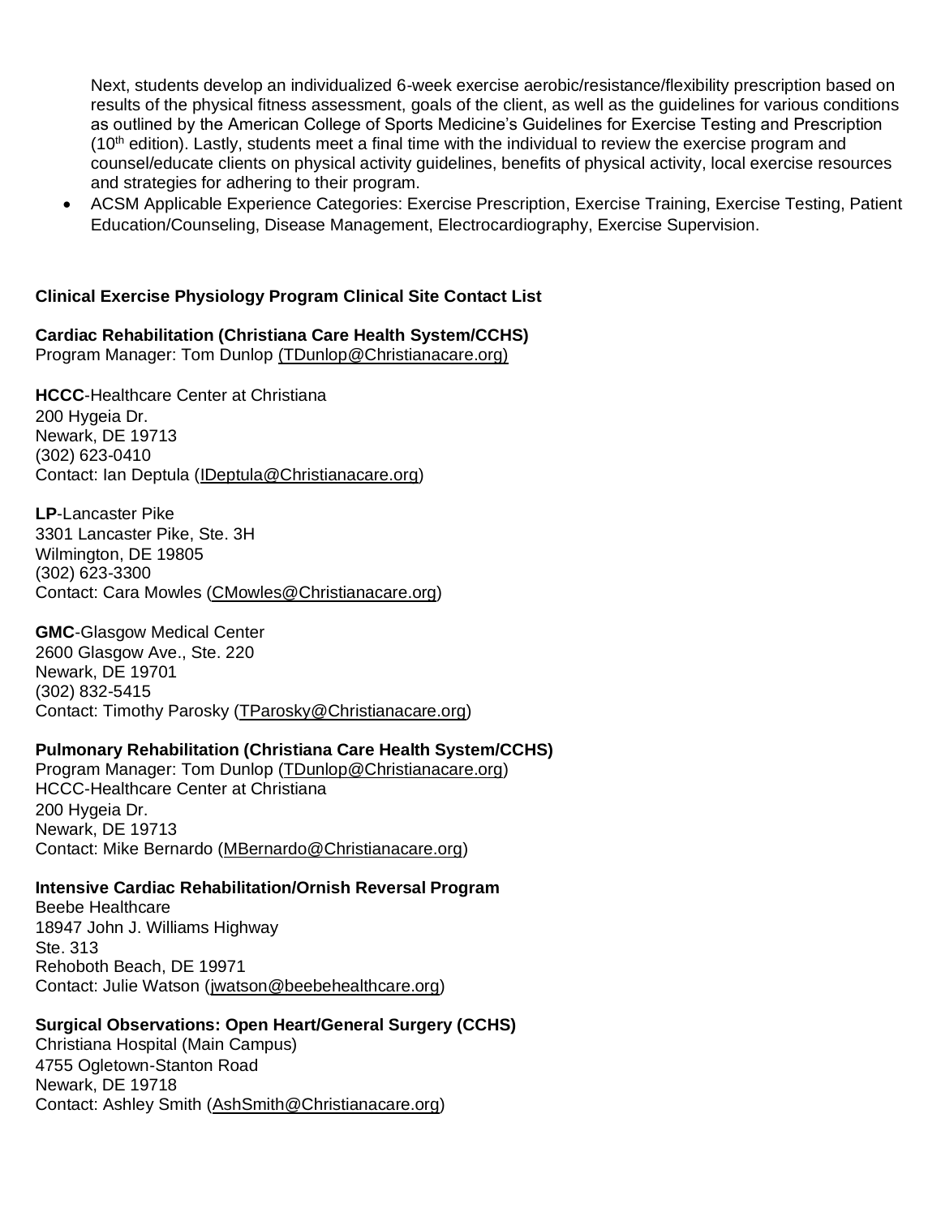Next, students develop an individualized 6-week exercise aerobic/resistance/flexibility prescription based on results of the physical fitness assessment, goals of the client, as well as the guidelines for various conditions as outlined by the American College of Sports Medicine's Guidelines for Exercise Testing and Prescription (10$^{th}$ edition). Lastly, students meet a final time with the individual to review the exercise program and counsel/educate clients on physical activity guidelines, benefits of physical activity, local exercise resources and strategies for adhering to their program.

- ACSM Applicable Experience Categories: Exercise Prescription, Exercise Training, Exercise Testing, Patient Education/Counseling, Disease Management, Electrocardiography, Exercise Supervision.

**Clinical Exercise Physiology Program Clinical Site Contact List**

**Cardiac Rehabilitation (Christiana Care Health System/CCHS)**
Program Manager: Tom Dunlop (TDunlop@Christianacare.org)

**HCCC**-Healthcare Center at Christiana
200 Hygeia Dr.
Newark, DE 19713
(302) 623-0410
Contact: Ian Deptula (IDeptula@Christianacare.org)

**LP**-Lancaster Pike
3301 Lancaster Pike, Ste. 3H
Wilmington, DE 19805
(302) 623-3300
Contact: Cara Mowles (CMowles@Christianacare.org)

**GMC**-Glasgow Medical Center
2600 Glasgow Ave., Ste. 220
Newark, DE 19701
(302) 832-5415
Contact: Timothy Parosky (TParosky@Christianacare.org)

**Pulmonary Rehabilitation (Christiana Care Health System/CCHS)**
Program Manager: Tom Dunlop (TDunlop@Christianacare.org)
HCCC-Healthcare Center at Christiana
200 Hygeia Dr.
Newark, DE 19713
Contact: Mike Bernardo (MBernardo@Christianacare.org)

**Intensive Cardiac Rehabilitation/Ornish Reversal Program**
Beebe Healthcare
18947 John J. Williams Highway
Ste. 313
Rehoboth Beach, DE 19971
Contact: Julie Watson (jwatson@beebehealthcare.org)

**Surgical Observations: Open Heart/General Surgery (CCHS)**
Christiana Hospital (Main Campus)
4755 Ogletown-Stanton Road
Newark, DE 19718
Contact: Ashley Smith (AshSmith@Christianacare.org)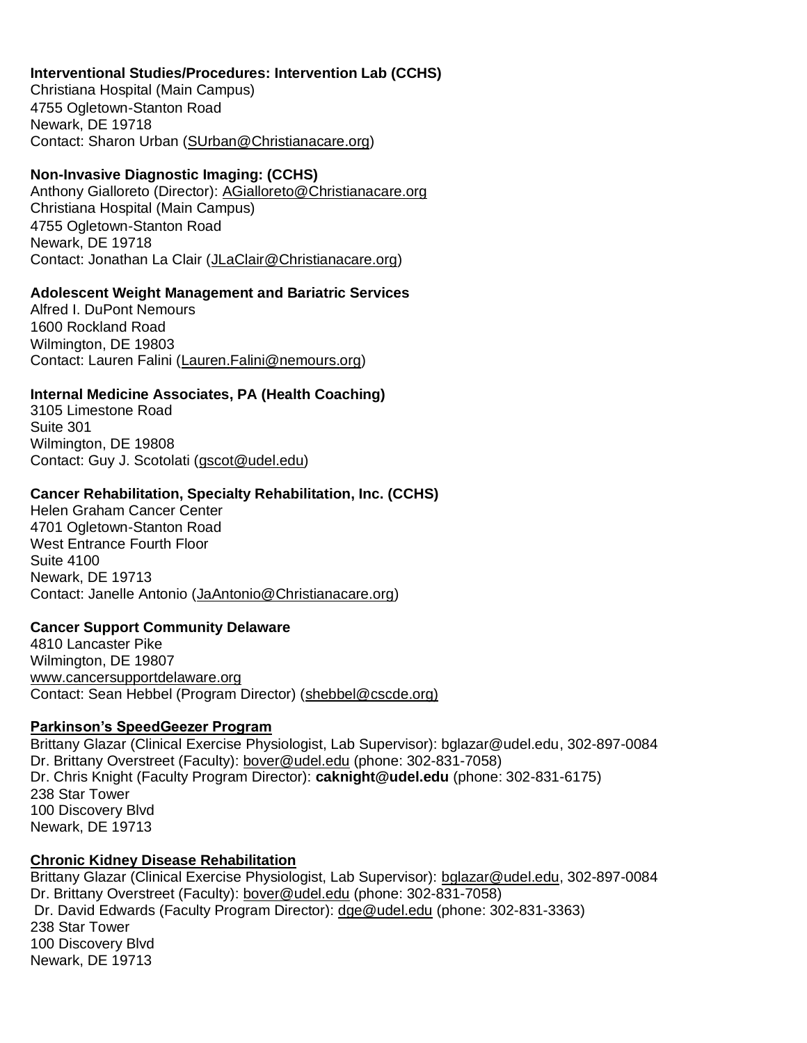**Interventional Studies/Procedures: Intervention Lab (CCHS)**
Christiana Hospital (Main Campus)
4755 Ogletown-Stanton Road
Newark, DE 19718
Contact: Sharon Urban (SUrban@Christianacare.org)

**Non-Invasive Diagnostic Imaging: (CCHS)**
Anthony Gialloreto (Director): AGialloreto@Christianacare.org
Christiana Hospital (Main Campus)
4755 Ogletown-Stanton Road
Newark, DE 19718
Contact: Jonathan La Clair (JLaClair@Christianacare.org)

**Adolescent Weight Management and Bariatric Services**
Alfred I. DuPont Nemours
1600 Rockland Road
Wilmington, DE 19803
Contact: Lauren Falini (Lauren.Falini@nemours.org)

**Internal Medicine Associates, PA (Health Coaching)**
3105 Limestone Road
Suite 301
Wilmington, DE 19808
Contact: Guy J. Scotolati (gscot@udel.edu)

**Cancer Rehabilitation, Specialty Rehabilitation, Inc. (CCHS)**
Helen Graham Cancer Center
4701 Ogletown-Stanton Road
West Entrance Fourth Floor
Suite 4100
Newark, DE 19713
Contact: Janelle Antonio (JaAntonio@Christianacare.org)

**Cancer Support Community Delaware**
4810 Lancaster Pike
Wilmington, DE 19807
www.cancersupportdelaware.org
Contact: Sean Hebbel (Program Director) (shebbel@cscde.org)

**Parkinson's SpeedGeezer Program**
Brittany Glazar (Clinical Exercise Physiologist, Lab Supervisor): bglazar@udel.edu, 302-897-0084
Dr. Brittany Overstreet (Faculty): bover@udel.edu (phone: 302-831-7058)
Dr. Chris Knight (Faculty Program Director): **caknight@udel.edu** (phone: 302-831-6175)
238 Star Tower
100 Discovery Blvd
Newark, DE 19713

**Chronic Kidney Disease Rehabilitation**
Brittany Glazar (Clinical Exercise Physiologist, Lab Supervisor): bglazar@udel.edu, 302-897-0084
Dr. Brittany Overstreet (Faculty): bover@udel.edu (phone: 302-831-7058)
Dr. David Edwards (Faculty Program Director): dge@udel.edu (phone: 302-831-3363)
238 Star Tower
100 Discovery Blvd
Newark, DE 19713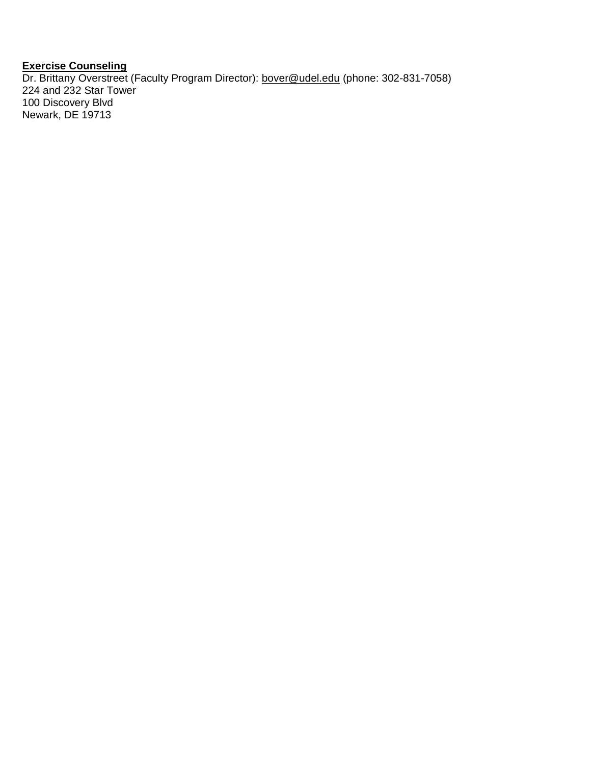**Exercise Counseling**

Dr. Brittany Overstreet (Faculty Program Director): bover@udel.edu (phone: 302-831-7058)
224 and 232 Star Tower
100 Discovery Blvd
Newark, DE 19713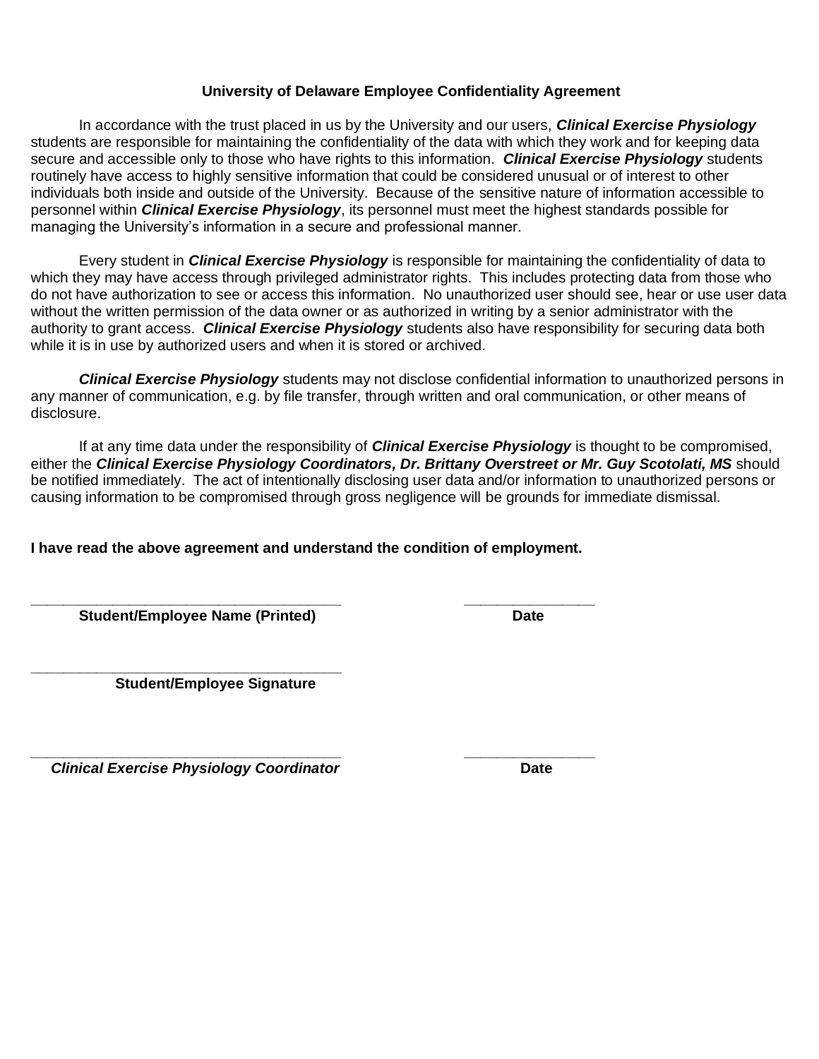**University of Delaware Employee Confidentiality Agreement**

In accordance with the trust placed in us by the University and our users, ***Clinical Exercise Physiology*** students are responsible for maintaining the confidentiality of the data with which they work and for keeping data secure and accessible only to those who have rights to this information. ***Clinical Exercise Physiology*** students routinely have access to highly sensitive information that could be considered unusual or of interest to other individuals both inside and outside of the University. Because of the sensitive nature of information accessible to personnel within ***Clinical Exercise Physiology***, its personnel must meet the highest standards possible for managing the University's information in a secure and professional manner.

Every student in ***Clinical Exercise Physiology*** is responsible for maintaining the confidentiality of data to which they may have access through privileged administrator rights. This includes protecting data from those who do not have authorization to see or access this information. No unauthorized user should see, hear or use user data without the written permission of the data owner or as authorized in writing by a senior administrator with the authority to grant access. ***Clinical Exercise Physiology*** students also have responsibility for securing data both while it is in use by authorized users and when it is stored or archived.

***Clinical Exercise Physiology*** students may not disclose confidential information to unauthorized persons in any manner of communication, e.g. by file transfer, through written and oral communication, or other means of disclosure.

If at any time data under the responsibility of ***Clinical Exercise Physiology*** is thought to be compromised, either the ***Clinical Exercise Physiology Coordinators, Dr. Brittany Overstreet or Mr. Guy Scotolati, MS*** should be notified immediately. The act of intentionally disclosing user data and/or information to unauthorized persons or causing information to be compromised through gross negligence will be grounds for immediate dismissal.

**I have read the above agreement and understand the condition of employment.**

\_\_\_\_\_\_\_\_\_\_\_\_\_\_\_\_\_\_\_\_\_\_\_\_\_\_\_\_\_\_\_\_\_\_\_\_\_\_ \_\_\_\_\_\_\_\_\_\_\_\_\_\_\_\_

**Student/Employee Name (Printed)** **Date**

\_\_\_\_\_\_\_\_\_\_\_\_\_\_\_\_\_\_\_\_\_\_\_\_\_\_\_\_\_\_\_\_\_\_\_\_\_\_

**Student/Employee Signature**

\_\_\_\_\_\_\_\_\_\_\_\_\_\_\_\_\_\_\_\_\_\_\_\_\_\_\_\_\_\_\_\_\_\_\_\_\_\_ \_\_\_\_\_\_\_\_\_\_\_\_\_\_\_\_

***Clinical Exercise Physiology Coordinator*** **Date**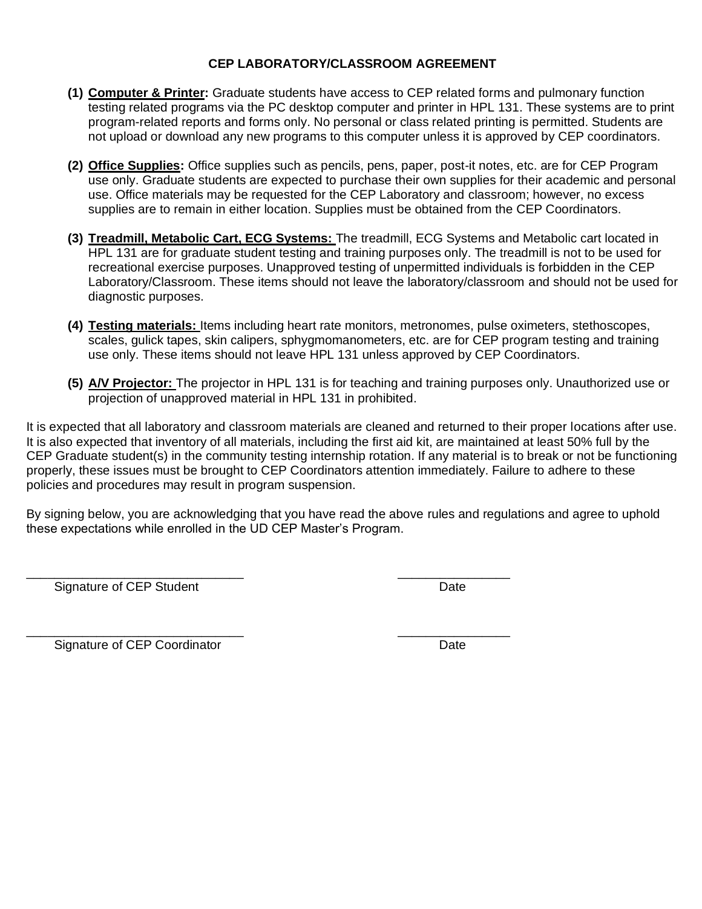## CEP LABORATORY/CLASSROOM AGREEMENT

**(1) Computer & Printer:** Graduate students have access to CEP related forms and pulmonary function testing related programs via the PC desktop computer and printer in HPL 131. These systems are to print program-related reports and forms only. No personal or class related printing is permitted. Students are not upload or download any new programs to this computer unless it is approved by CEP coordinators.

**(2) Office Supplies:** Office supplies such as pencils, pens, paper, post-it notes, etc. are for CEP Program use only. Graduate students are expected to purchase their own supplies for their academic and personal use. Office materials may be requested for the CEP Laboratory and classroom; however, no excess supplies are to remain in either location. Supplies must be obtained from the CEP Coordinators.

**(3) Treadmill, Metabolic Cart, ECG Systems:** The treadmill, ECG Systems and Metabolic cart located in HPL 131 are for graduate student testing and training purposes only. The treadmill is not to be used for recreational exercise purposes. Unapproved testing of unpermitted individuals is forbidden in the CEP Laboratory/Classroom. These items should not leave the laboratory/classroom and should not be used for diagnostic purposes.

**(4) Testing materials:** Items including heart rate monitors, metronomes, pulse oximeters, stethoscopes, scales, gulick tapes, skin calipers, sphygmomanometers, etc. are for CEP program testing and training use only. These items should not leave HPL 131 unless approved by CEP Coordinators.

**(5) A/V Projector:** The projector in HPL 131 is for teaching and training purposes only. Unauthorized use or projection of unapproved material in HPL 131 in prohibited.

It is expected that all laboratory and classroom materials are cleaned and returned to their proper locations after use. It is also expected that inventory of all materials, including the first aid kit, are maintained at least 50% full by the CEP Graduate student(s) in the community testing internship rotation. If any material is to break or not be functioning properly, these issues must be brought to CEP Coordinators attention immediately. Failure to adhere to these policies and procedures may result in program suspension.

By signing below, you are acknowledging that you have read the above rules and regulations and agree to uphold these expectations while enrolled in the UD CEP Master's Program.

_______________________________ Signature of CEP Student          ________________ Date

_______________________________ Signature of CEP Coordinator          ________________ Date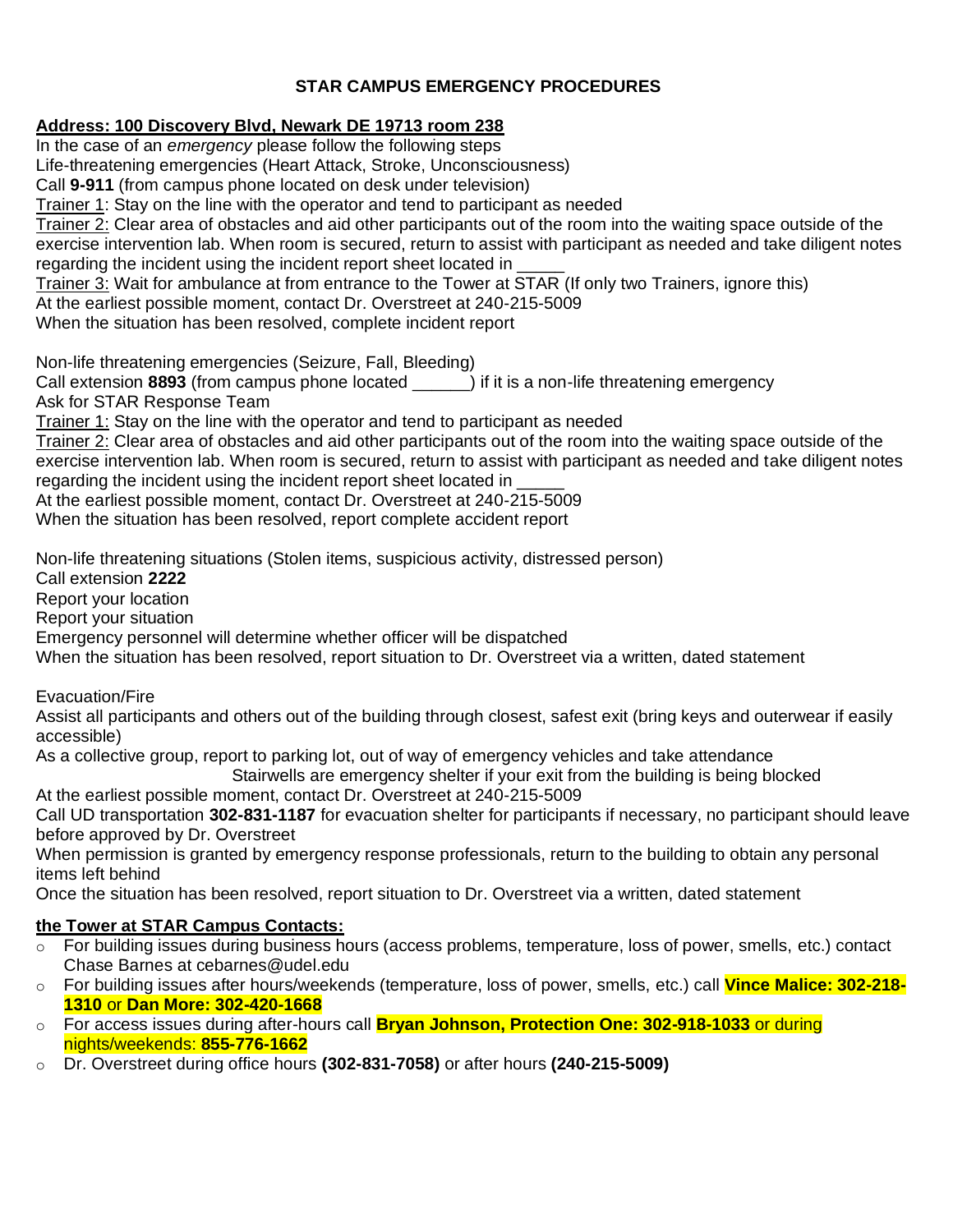# STAR CAMPUS EMERGENCY PROCEDURES

**Address: 100 Discovery Blvd, Newark DE 19713 room 238**

In the case of an *emergency* please follow the following steps

Life-threatening emergencies (Heart Attack, Stroke, Unconsciousness)

Call **9-911** (from campus phone located on desk under television)

Trainer 1: Stay on the line with the operator and tend to participant as needed

Trainer 2: Clear area of obstacles and aid other participants out of the room into the waiting space outside of the exercise intervention lab. When room is secured, return to assist with participant as needed and take diligent notes regarding the incident using the incident report sheet located in _____

Trainer 3: Wait for ambulance at from entrance to the Tower at STAR (If only two Trainers, ignore this)

At the earliest possible moment, contact Dr. Overstreet at 240-215-5009

When the situation has been resolved, complete incident report

Non-life threatening emergencies (Seizure, Fall, Bleeding)

Call extension **8893** (from campus phone located ______) if it is a non-life threatening emergency

Ask for STAR Response Team

Trainer 1: Stay on the line with the operator and tend to participant as needed

Trainer 2: Clear area of obstacles and aid other participants out of the room into the waiting space outside of the exercise intervention lab. When room is secured, return to assist with participant as needed and take diligent notes regarding the incident using the incident report sheet located in _____

At the earliest possible moment, contact Dr. Overstreet at 240-215-5009

When the situation has been resolved, report complete accident report

Non-life threatening situations (Stolen items, suspicious activity, distressed person)

Call extension **2222**

Report your location

Report your situation

Emergency personnel will determine whether officer will be dispatched

When the situation has been resolved, report situation to Dr. Overstreet via a written, dated statement

Evacuation/Fire

Assist all participants and others out of the building through closest, safest exit (bring keys and outerwear if easily accessible)

As a collective group, report to parking lot, out of way of emergency vehicles and take attendance

Stairwells are emergency shelter if your exit from the building is being blocked

At the earliest possible moment, contact Dr. Overstreet at 240-215-5009

Call UD transportation **302-831-1187** for evacuation shelter for participants if necessary, no participant should leave before approved by Dr. Overstreet

When permission is granted by emergency response professionals, return to the building to obtain any personal items left behind

Once the situation has been resolved, report situation to Dr. Overstreet via a written, dated statement

**the Tower at STAR Campus Contacts:**

- For building issues during business hours (access problems, temperature, loss of power, smells, etc.) contact Chase Barnes at cebarnes@udel.edu
- For building issues after hours/weekends (temperature, loss of power, smells, etc.) call **Vince Malice: 302-218-1310** or **Dan More: 302-420-1668**
- For access issues during after-hours call **Bryan Johnson, Protection One: 302-918-1033** or during nights/weekends: **855-776-1662**
- Dr. Overstreet during office hours **(302-831-7058)** or after hours **(240-215-5009)**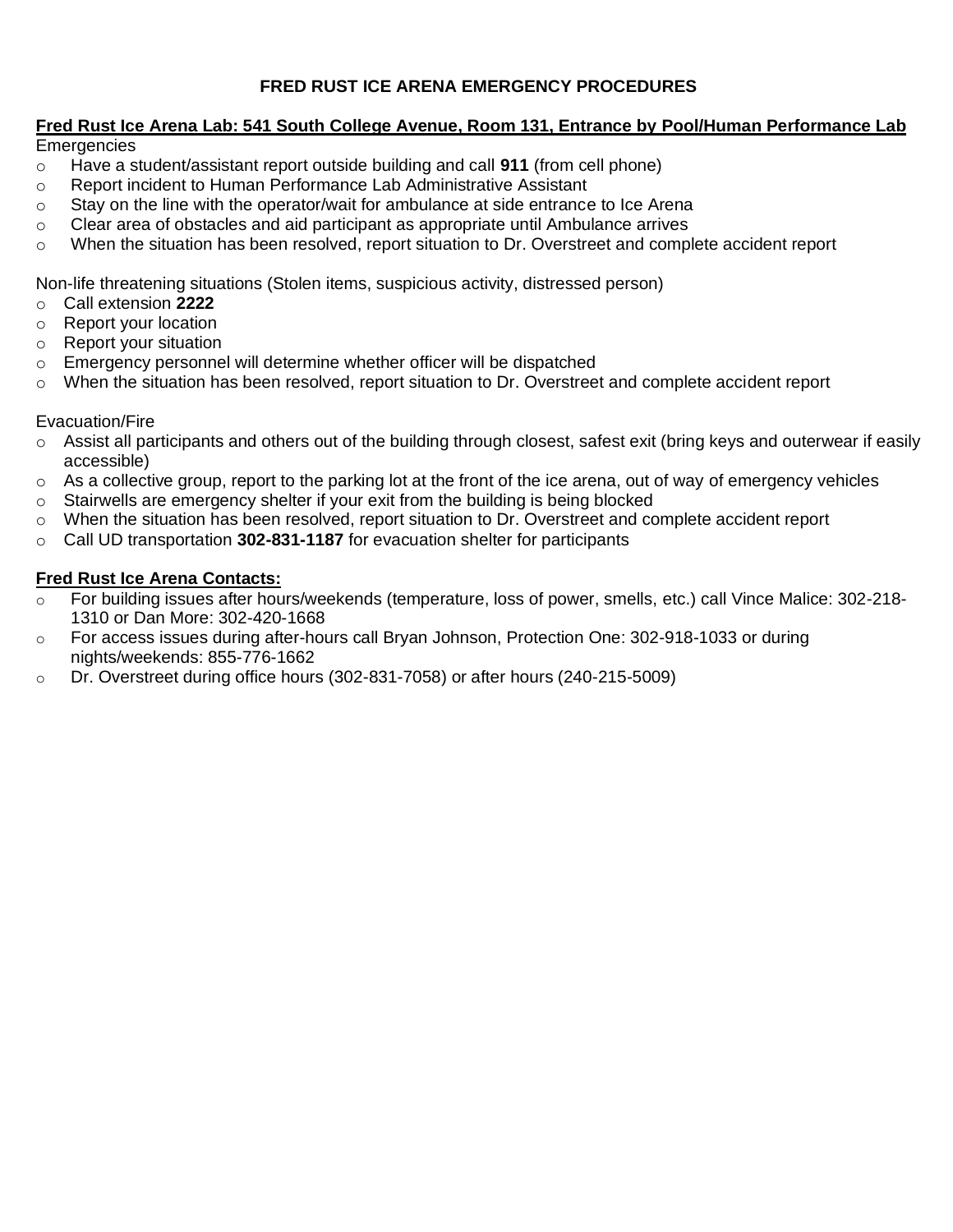# FRED RUST ICE ARENA EMERGENCY PROCEDURES

**Fred Rust Ice Arena Lab: 541 South College Avenue, Room 131, Entrance by Pool/Human Performance Lab**

Emergencies

- Have a student/assistant report outside building and call **911** (from cell phone)
- Report incident to Human Performance Lab Administrative Assistant
- Stay on the line with the operator/wait for ambulance at side entrance to Ice Arena
- Clear area of obstacles and aid participant as appropriate until Ambulance arrives
- When the situation has been resolved, report situation to Dr. Overstreet and complete accident report

Non-life threatening situations (Stolen items, suspicious activity, distressed person)

- Call extension **2222**
- Report your location
- Report your situation
- Emergency personnel will determine whether officer will be dispatched
- When the situation has been resolved, report situation to Dr. Overstreet and complete accident report

Evacuation/Fire

- Assist all participants and others out of the building through closest, safest exit (bring keys and outerwear if easily accessible)
- As a collective group, report to the parking lot at the front of the ice arena, out of way of emergency vehicles
- Stairwells are emergency shelter if your exit from the building is being blocked
- When the situation has been resolved, report situation to Dr. Overstreet and complete accident report
- Call UD transportation **302-831-1187** for evacuation shelter for participants

**Fred Rust Ice Arena Contacts:**

- For building issues after hours/weekends (temperature, loss of power, smells, etc.) call Vince Malice: 302-218-1310 or Dan More: 302-420-1668
- For access issues during after-hours call Bryan Johnson, Protection One: 302-918-1033 or during nights/weekends: 855-776-1662
- Dr. Overstreet during office hours (302-831-7058) or after hours (240-215-5009)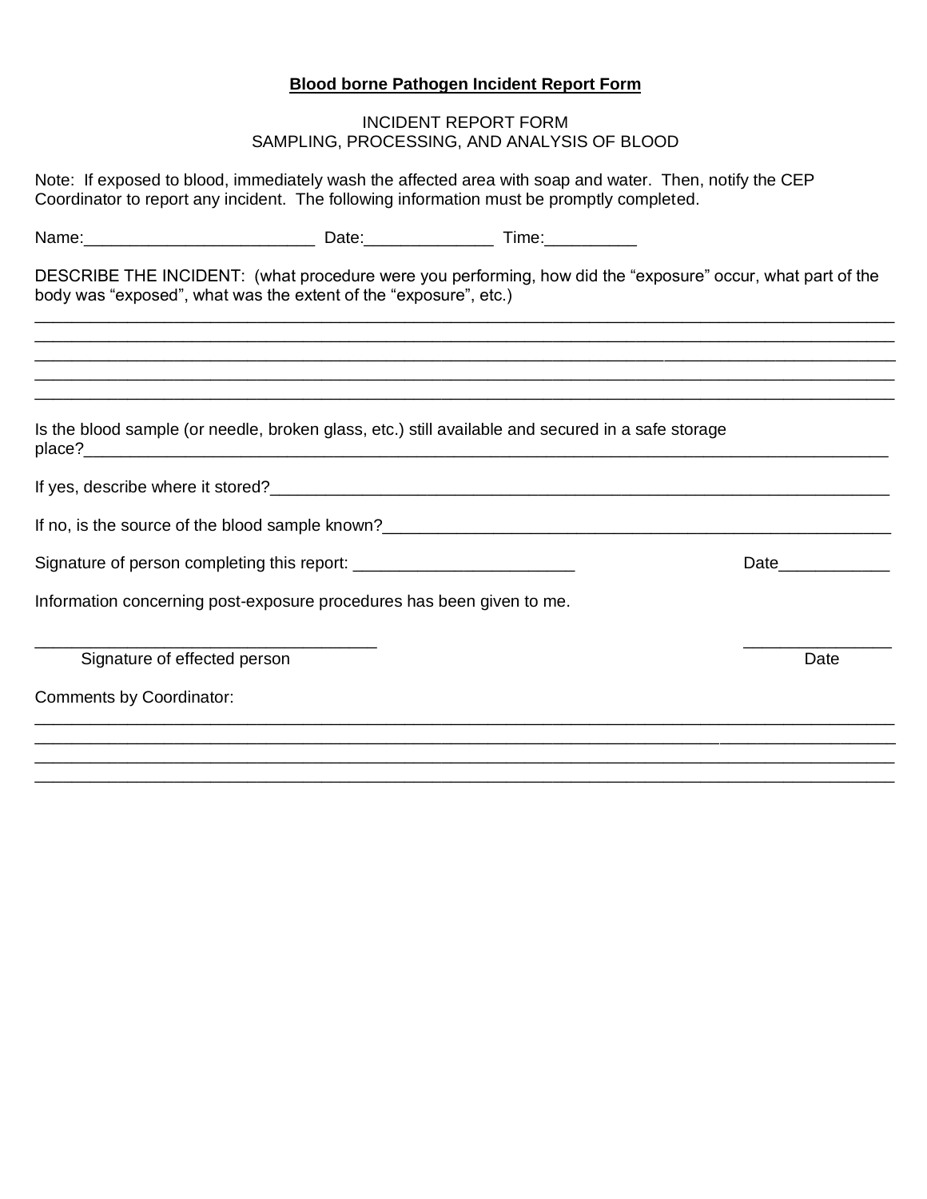**Blood borne Pathogen Incident Report Form**

INCIDENT REPORT FORM
SAMPLING, PROCESSING, AND ANALYSIS OF BLOOD

Note: If exposed to blood, immediately wash the affected area with soap and water. Then, notify the CEP Coordinator to report any incident. The following information must be promptly completed.

Name:_________________________ Date:______________ Time:__________

DESCRIBE THE INCIDENT: (what procedure were you performing, how did the "exposure" occur, what part of the body was "exposed", what was the extent of the "exposure", etc.)

______________________________________________________________________________________________
______________________________________________________________________________________________
______________________________________________________________________________________________
______________________________________________________________________________________________
______________________________________________________________________________________________

Is the blood sample (or needle, broken glass, etc.) still available and secured in a safe storage place?_____________________________________________________________________________________

If yes, describe where it stored?_______________________________________________________________

If no, is the source of the blood sample known?_________________________________________________

Signature of person completing this report: ________________________ Date____________

Information concerning post-exposure procedures has been given to me.

___________________________________ ________________
Signature of effected person Date

Comments by Coordinator:

______________________________________________________________________________________________
______________________________________________________________________________________________
______________________________________________________________________________________________
______________________________________________________________________________________________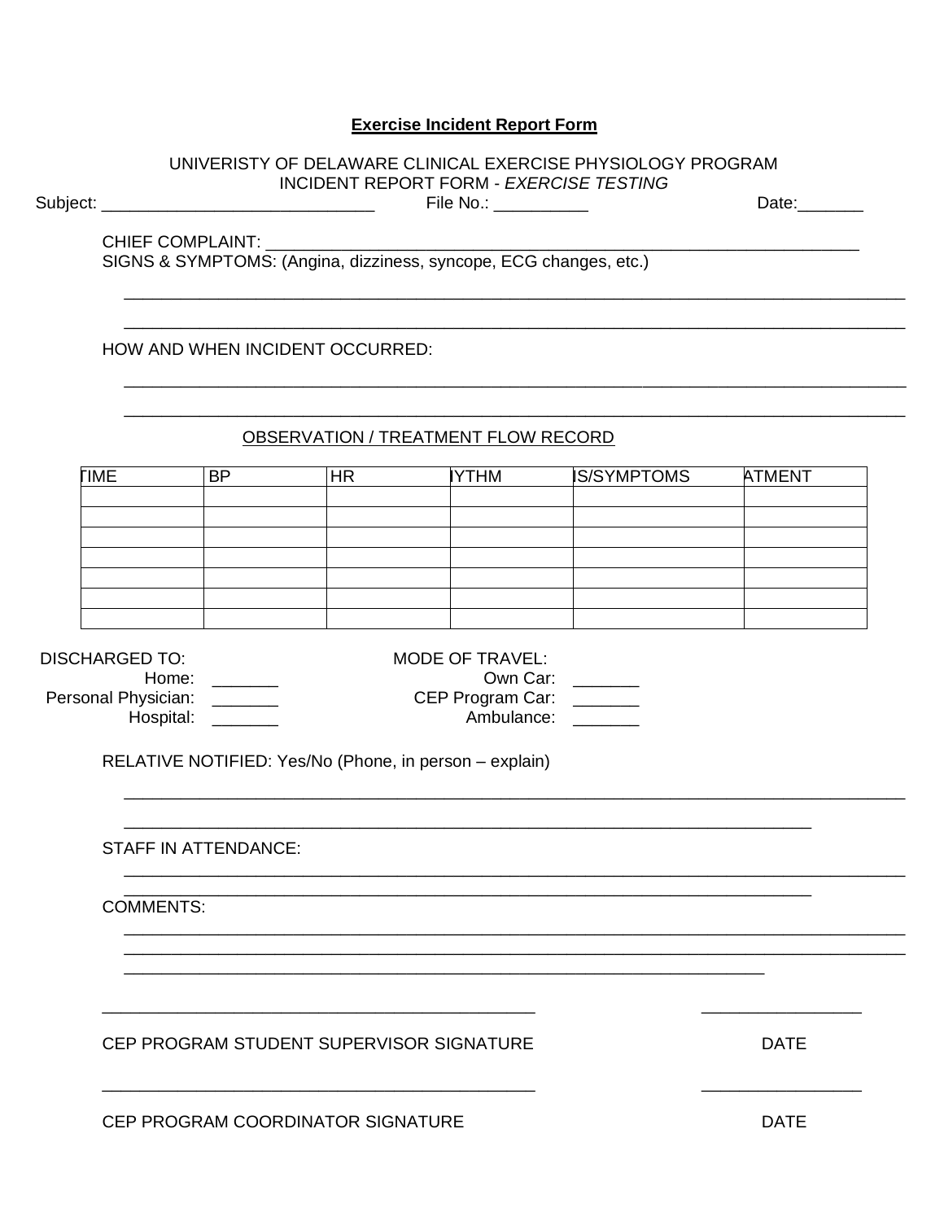**Exercise Incident Report Form**

UNIVERISTY OF DELAWARE CLINICAL EXERCISE PHYSIOLOGY PROGRAM
INCIDENT REPORT FORM - *EXERCISE TESTING*

Subject: ____________________________ File No.: __________ Date:_______

CHIEF COMPLAINT: ____________________________________________________________

SIGNS & SYMPTOMS: (Angina, dizziness, syncope, ECG changes, etc.)

_______________________________________________________________________________

_______________________________________________________________________________

HOW AND WHEN INCIDENT OCCURRED:

_______________________________________________________________________________

_______________________________________________________________________________

OBSERVATION / TREATMENT FLOW RECORD

| TIME | BP | HR | IYTHM | IS/SYMPTOMS | ATMENT |
|---|---|---|---|---|---|
| | | | | | |
| | | | | | |
| | | | | | |
| | | | | | |
| | | | | | |
| | | | | | |
| | | | | | |

DISCHARGED TO:
Home: _______
Personal Physician: _______
Hospital: _______

MODE OF TRAVEL:
Own Car: _______
CEP Program Car: _______
Ambulance: _______

RELATIVE NOTIFIED: Yes/No (Phone, in person – explain)

_______________________________________________________________________________

______________________________________________________________________

STAFF IN ATTENDANCE:

_______________________________________________________________________________

______________________________________________________________________

COMMENTS:

_______________________________________________________________________________

_______________________________________________________________________________

_________________________________________________________________

_____________________________________________ _________________

CEP PROGRAM STUDENT SUPERVISOR SIGNATURE DATE

_____________________________________________ _________________

CEP PROGRAM COORDINATOR SIGNATURE DATE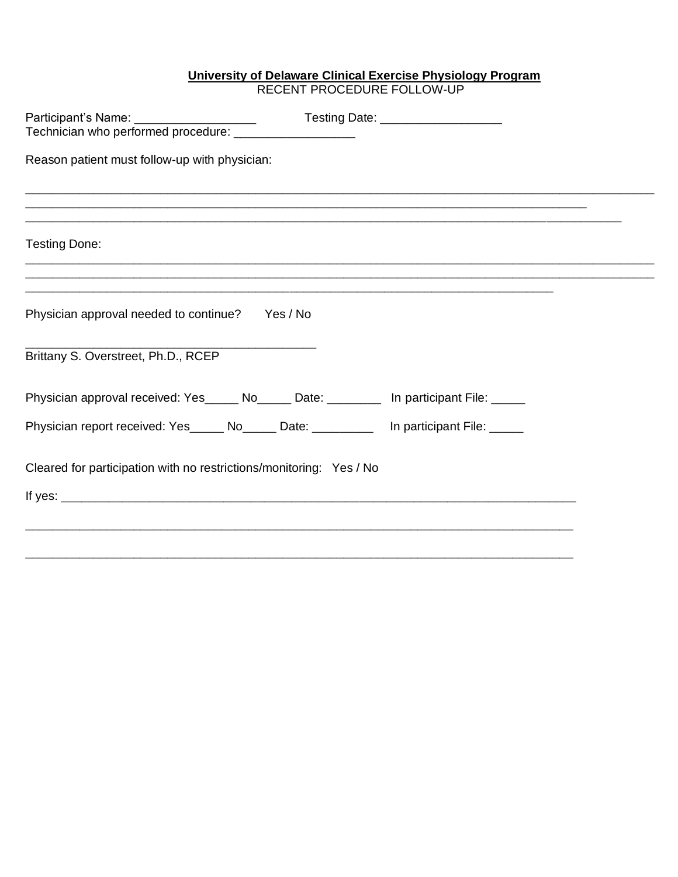**University of Delaware Clinical Exercise Physiology Program**
RECENT PROCEDURE FOLLOW-UP

Participant's Name: __________________ Testing Date: __________________
Technician who performed procedure: __________________

Reason patient must follow-up with physician:

_____________________________________________________________________________________________
_____________________________________________________________________________________
__________________________________________________________________________________________

Testing Done:

_____________________________________________________________________________________________
_____________________________________________________________________________________________
_______________________________________________________________________________

Physician approval needed to continue? Yes / No

____________________________________________
Brittany S. Overstreet, Ph.D., RCEP

Physician approval received: Yes_____ No_____ Date: ________ In participant File: _____

Physician report received: Yes_____ No_____ Date: _________ In participant File: _____

Cleared for participation with no restrictions/monitoring: Yes / No

If yes: ___________________________________________________________________________

__________________________________________________________________________________

__________________________________________________________________________________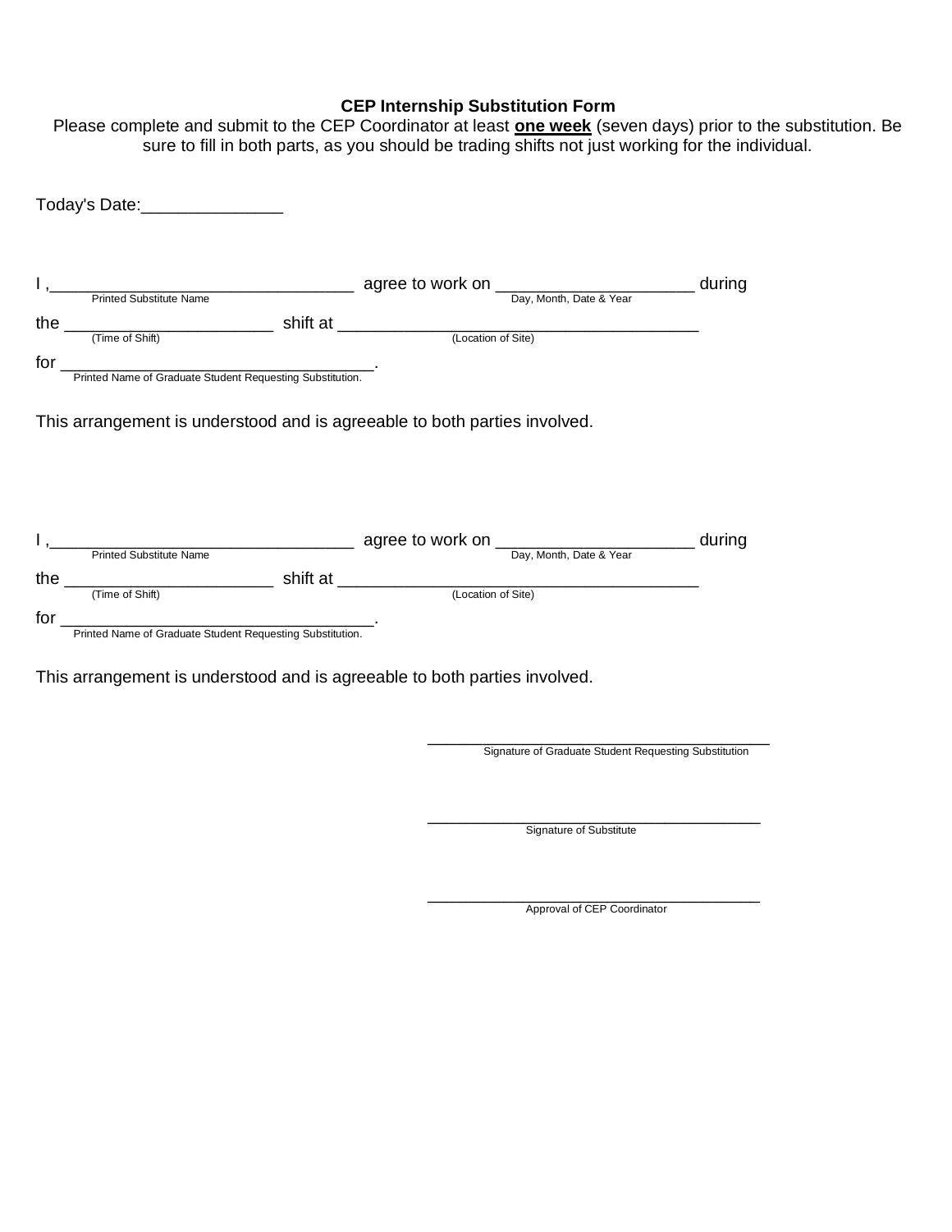**CEP Internship Substitution Form**

Please complete and submit to the CEP Coordinator at least **<u>one week</u>** (seven days) prior to the substitution. Be sure to fill in both parts, as you should be trading shifts not just working for the individual.

Today's Date:_______________

I ,_________________________________ agree to work on _____________________ during
Printed Substitute Name — Day, Month, Date & Year

the ______________________ shift at ________________________________________
(Time of Shift) — (Location of Site)

for __________________________________.
Printed Name of Graduate Student Requesting Substitution.

This arrangement is understood and is agreeable to both parties involved.

I ,_________________________________ agree to work on _____________________ during
Printed Substitute Name — Day, Month, Date & Year

the ______________________ shift at ________________________________________
(Time of Shift) — (Location of Site)

for __________________________________.
Printed Name of Graduate Student Requesting Substitution.

This arrangement is understood and is agreeable to both parties involved.

______________________________________
Signature of Graduate Student Requesting Substitution

______________________________________
Signature of Substitute

______________________________________
Approval of CEP Coordinator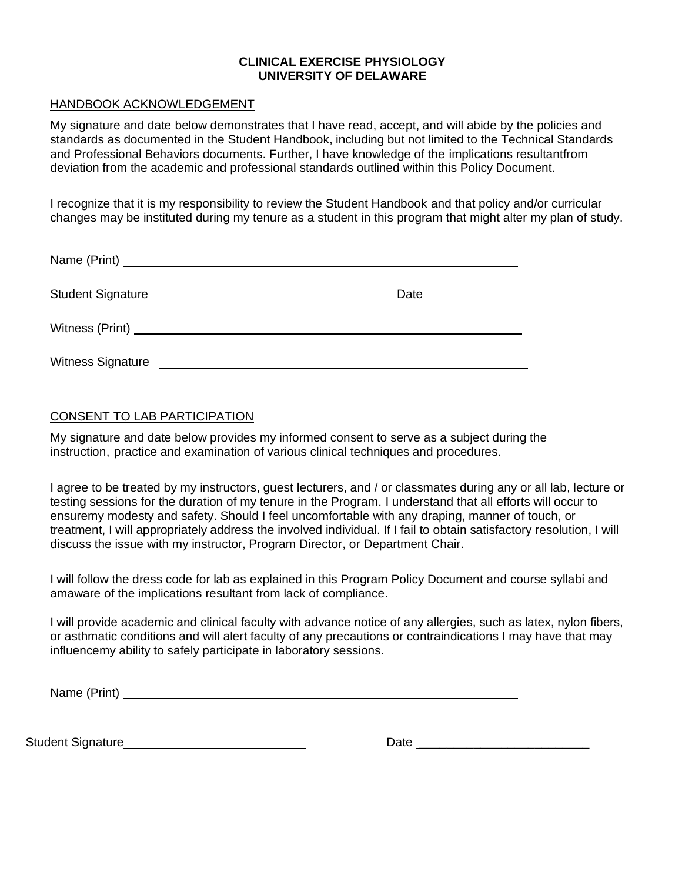**CLINICAL EXERCISE PHYSIOLOGY**
**UNIVERSITY OF DELAWARE**

HANDBOOK ACKNOWLEDGEMENT

My signature and date below demonstrates that I have read, accept, and will abide by the policies and standards as documented in the Student Handbook, including but not limited to the Technical Standards and Professional Behaviors documents. Further, I have knowledge of the implications resultantfrom deviation from the academic and professional standards outlined within this Policy Document.

I recognize that it is my responsibility to review the Student Handbook and that policy and/or curricular changes may be instituted during my tenure as a student in this program that might alter my plan of study.

Name (Print) ____________________________________________

Student Signature ______________________________ Date __________

Witness (Print) ____________________________________________

Witness Signature ____________________________________________

CONSENT TO LAB PARTICIPATION

My signature and date below provides my informed consent to serve as a subject during the instruction, practice and examination of various clinical techniques and procedures.

I agree to be treated by my instructors, guest lecturers, and / or classmates during any or all lab, lecture or testing sessions for the duration of my tenure in the Program. I understand that all efforts will occur to ensuremy modesty and safety. Should I feel uncomfortable with any draping, manner of touch, or treatment, I will appropriately address the involved individual. If I fail to obtain satisfactory resolution, I will discuss the issue with my instructor, Program Director, or Department Chair.

I will follow the dress code for lab as explained in this Program Policy Document and course syllabi and amaware of the implications resultant from lack of compliance.

I will provide academic and clinical faculty with advance notice of any allergies, such as latex, nylon fibers, or asthmatic conditions and will alert faculty of any precautions or contraindications I may have that may influencemy ability to safely participate in laboratory sessions.

Name (Print) ____________________________________________

Student Signature ______________________________ Date ________________________